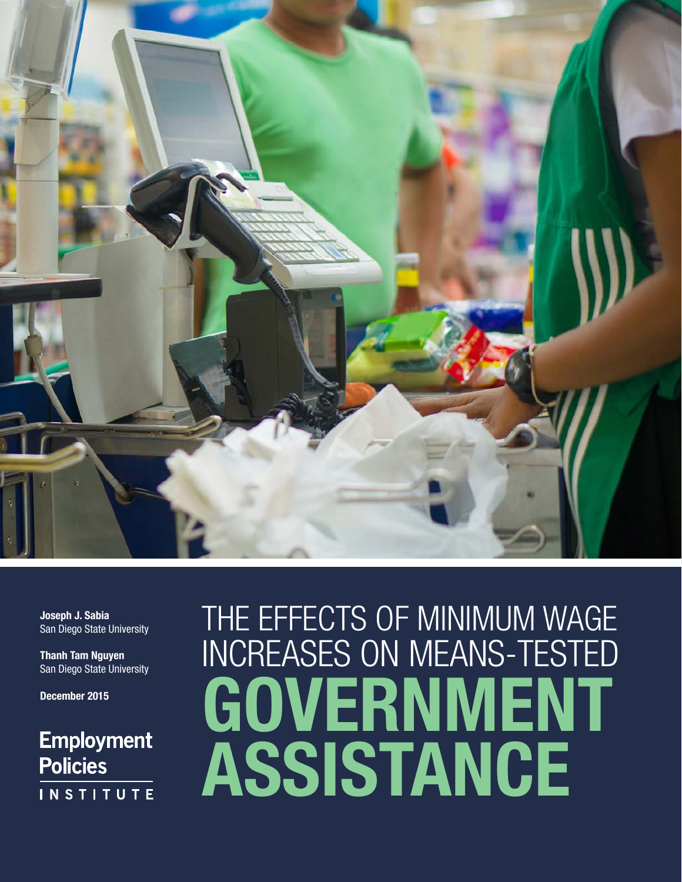# THE EFFECTS OF MINIMUM WAGE INCREASES ON MEANS-TESTED GOVERNMENT ASSISTANCE

**Joseph J. Sabia**
San Diego State University

**Thanh Tam Nguyen**
San Diego State University

**December 2015**

**Employment Policies INSTITUTE**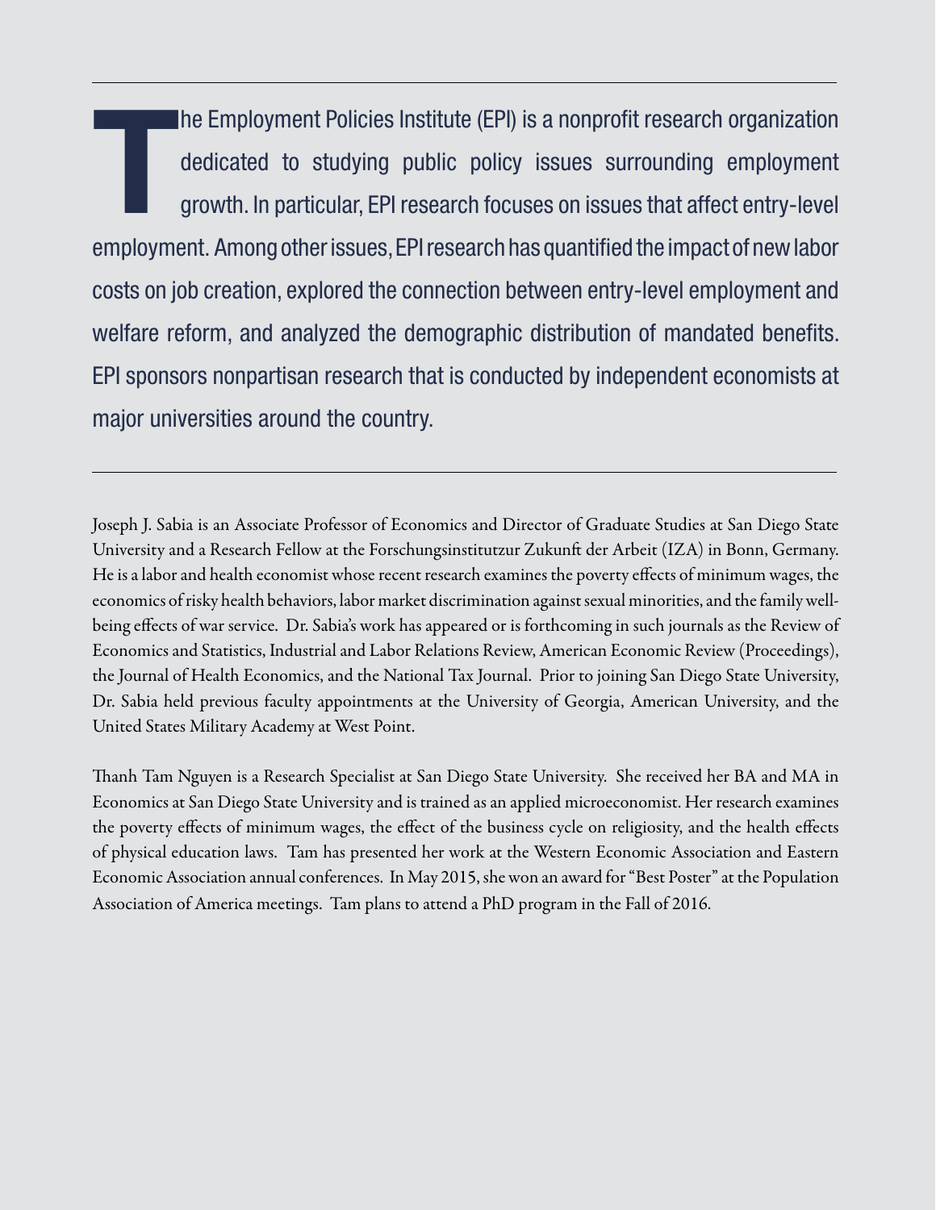The Employment Policies Institute (EPI) is a nonprofit research organization dedicated to studying public policy issues surrounding employment growth. In particular, EPI research focuses on issues that affect entry-level employment. Among other issues, EPI research has quantified the impact of new labor costs on job creation, explored the connection between entry-level employment and welfare reform, and analyzed the demographic distribution of mandated benefits. EPI sponsors nonpartisan research that is conducted by independent economists at major universities around the country.

---

Joseph J. Sabia is an Associate Professor of Economics and Director of Graduate Studies at San Diego State University and a Research Fellow at the Forschungsinstitutzur Zukunft der Arbeit (IZA) in Bonn, Germany. He is a labor and health economist whose recent research examines the poverty effects of minimum wages, the economics of risky health behaviors, labor market discrimination against sexual minorities, and the family well-being effects of war service. Dr. Sabia's work has appeared or is forthcoming in such journals as the Review of Economics and Statistics, Industrial and Labor Relations Review, American Economic Review (Proceedings), the Journal of Health Economics, and the National Tax Journal. Prior to joining San Diego State University, Dr. Sabia held previous faculty appointments at the University of Georgia, American University, and the United States Military Academy at West Point.

Thanh Tam Nguyen is a Research Specialist at San Diego State University. She received her BA and MA in Economics at San Diego State University and is trained as an applied microeconomist. Her research examines the poverty effects of minimum wages, the effect of the business cycle on religiosity, and the health effects of physical education laws. Tam has presented her work at the Western Economic Association and Eastern Economic Association annual conferences. In May 2015, she won an award for "Best Poster" at the Population Association of America meetings. Tam plans to attend a PhD program in the Fall of 2016.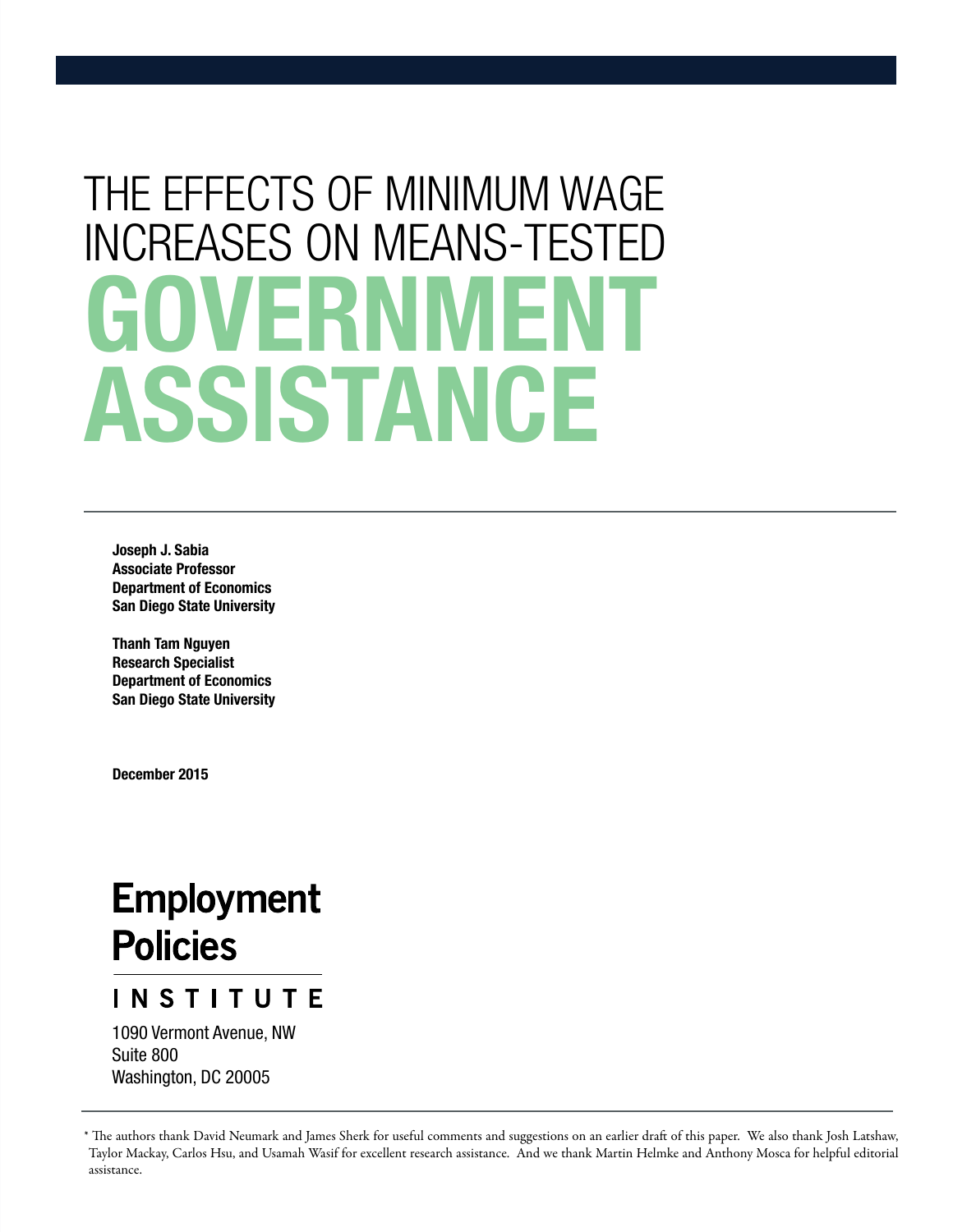# THE EFFECTS OF MINIMUM WAGE INCREASES ON MEANS-TESTED GOVERNMENT ASSISTANCE

**Joseph J. Sabia**
**Associate Professor**
**Department of Economics**
**San Diego State University**

**Thanh Tam Nguyen**
**Research Specialist**
**Department of Economics**
**San Diego State University**

**December 2015**

**Employment Policies**
**INSTITUTE**

1090 Vermont Avenue, NW
Suite 800
Washington, DC 20005

* The authors thank David Neumark and James Sherk for useful comments and suggestions on an earlier draft of this paper. We also thank Josh Latshaw, Taylor Mackay, Carlos Hsu, and Usamah Wasif for excellent research assistance. And we thank Martin Helmke and Anthony Mosca for helpful editorial assistance.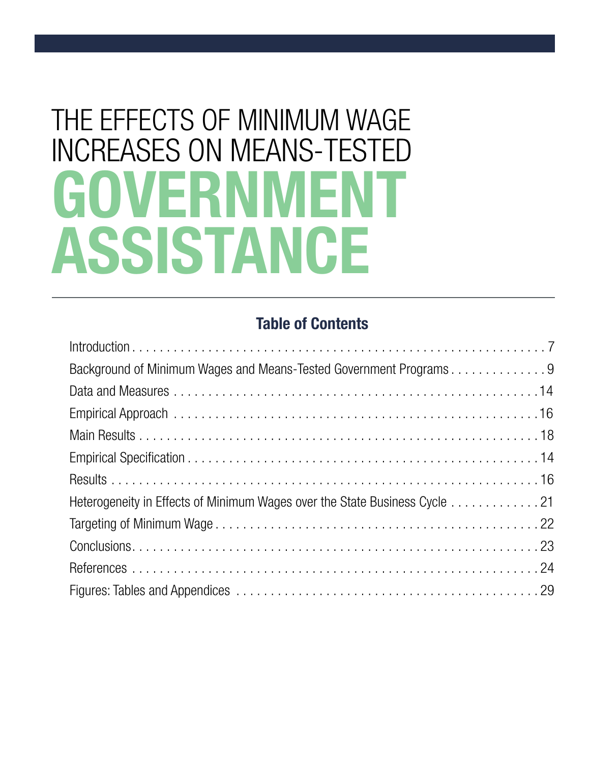# THE EFFECTS OF MINIMUM WAGE INCREASES ON MEANS-TESTED GOVERNMENT ASSISTANCE

## Table of Contents

Introduction . . . . . . . . . . 7
Background of Minimum Wages and Means-Tested Government Programs . . . . . . . . . . 9
Data and Measures . . . . . . . . . . 14
Empirical Approach . . . . . . . . . . 16
Main Results . . . . . . . . . . 18
Empirical Specification . . . . . . . . . . 14
Results . . . . . . . . . . 16
Heterogeneity in Effects of Minimum Wages over the State Business Cycle . . . . . . . . . . 21
Targeting of Minimum Wage . . . . . . . . . . 22
Conclusions . . . . . . . . . . 23
References . . . . . . . . . . 24
Figures: Tables and Appendices . . . . . . . . . . 29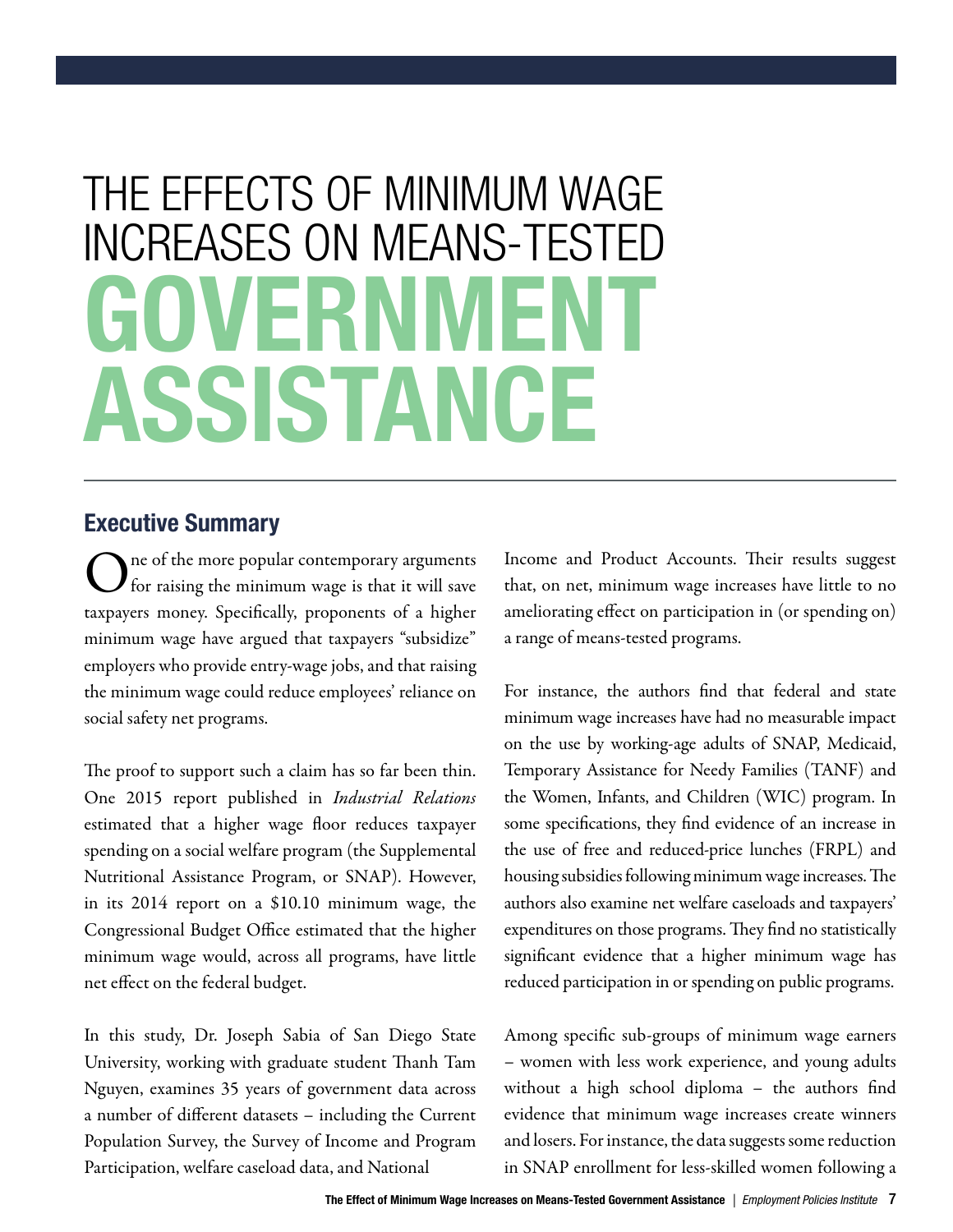# THE EFFECTS OF MINIMUM WAGE INCREASES ON MEANS-TESTED GOVERNMENT ASSISTANCE

## Executive Summary

One of the more popular contemporary arguments for raising the minimum wage is that it will save taxpayers money. Specifically, proponents of a higher minimum wage have argued that taxpayers "subsidize" employers who provide entry-wage jobs, and that raising the minimum wage could reduce employees' reliance on social safety net programs.

The proof to support such a claim has so far been thin. One 2015 report published in *Industrial Relations* estimated that a higher wage floor reduces taxpayer spending on a social welfare program (the Supplemental Nutritional Assistance Program, or SNAP). However, in its 2014 report on a $10.10 minimum wage, the Congressional Budget Office estimated that the higher minimum wage would, across all programs, have little net effect on the federal budget.

In this study, Dr. Joseph Sabia of San Diego State University, working with graduate student Thanh Tam Nguyen, examines 35 years of government data across a number of different datasets – including the Current Population Survey, the Survey of Income and Program Participation, welfare caseload data, and National Income and Product Accounts. Their results suggest that, on net, minimum wage increases have little to no ameliorating effect on participation in (or spending on) a range of means-tested programs.

For instance, the authors find that federal and state minimum wage increases have had no measurable impact on the use by working-age adults of SNAP, Medicaid, Temporary Assistance for Needy Families (TANF) and the Women, Infants, and Children (WIC) program. In some specifications, they find evidence of an increase in the use of free and reduced-price lunches (FRPL) and housing subsidies following minimum wage increases. The authors also examine net welfare caseloads and taxpayers' expenditures on those programs. They find no statistically significant evidence that a higher minimum wage has reduced participation in or spending on public programs.

Among specific sub-groups of minimum wage earners – women with less work experience, and young adults without a high school diploma – the authors find evidence that minimum wage increases create winners and losers. For instance, the data suggests some reduction in SNAP enrollment for less-skilled women following a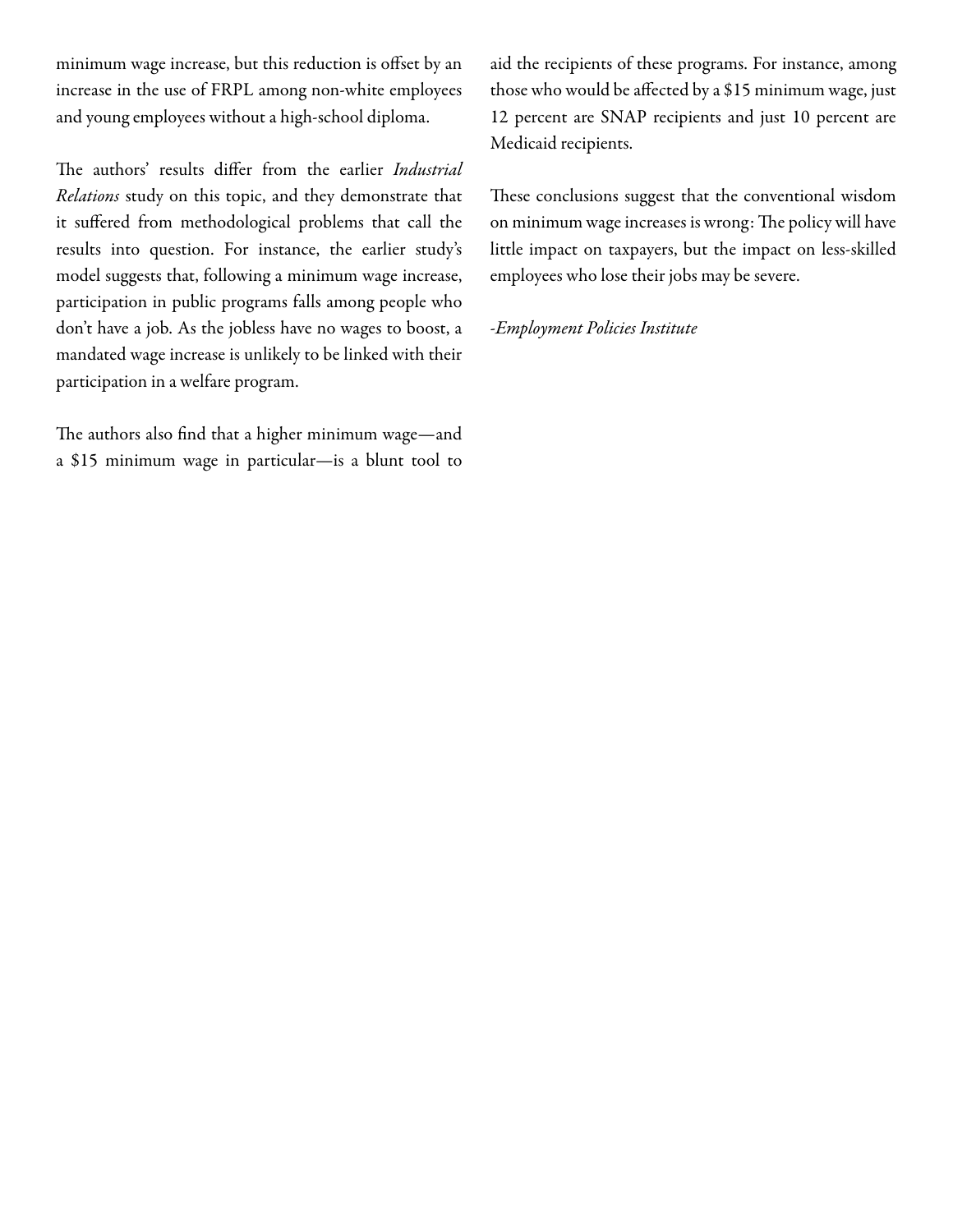minimum wage increase, but this reduction is offset by an increase in the use of FRPL among non-white employees and young employees without a high-school diploma.

The authors' results differ from the earlier *Industrial Relations* study on this topic, and they demonstrate that it suffered from methodological problems that call the results into question. For instance, the earlier study's model suggests that, following a minimum wage increase, participation in public programs falls among people who don't have a job. As the jobless have no wages to boost, a mandated wage increase is unlikely to be linked with their participation in a welfare program.

The authors also find that a higher minimum wage—and a $15 minimum wage in particular—is a blunt tool to aid the recipients of these programs. For instance, among those who would be affected by a $15 minimum wage, just 12 percent are SNAP recipients and just 10 percent are Medicaid recipients.

These conclusions suggest that the conventional wisdom on minimum wage increases is wrong: The policy will have little impact on taxpayers, but the impact on less-skilled employees who lose their jobs may be severe.

*-Employment Policies Institute*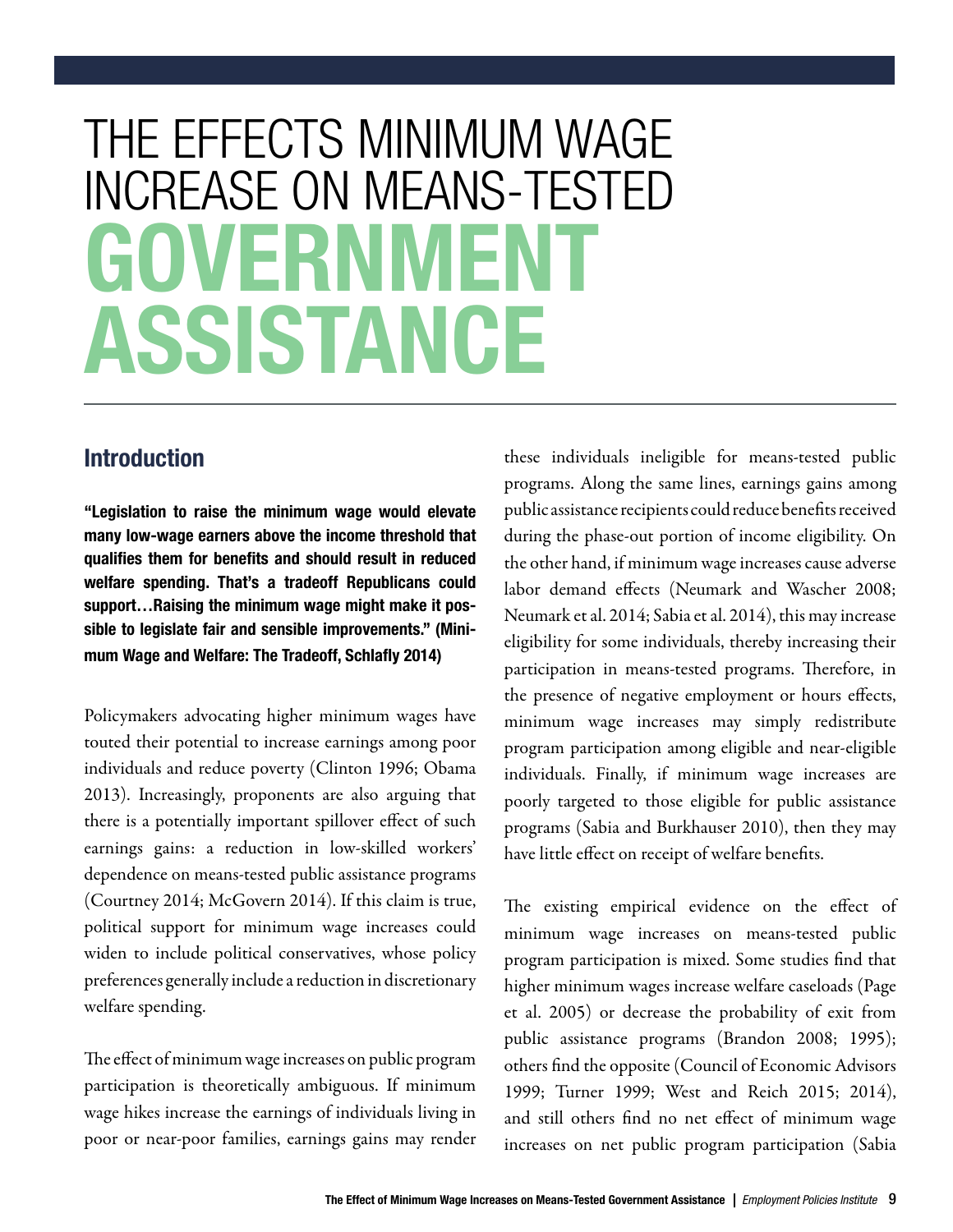# THE EFFECTS MINIMUM WAGE INCREASE ON MEANS-TESTED GOVERNMENT ASSISTANCE

## Introduction

**"Legislation to raise the minimum wage would elevate many low-wage earners above the income threshold that qualifies them for benefits and should result in reduced welfare spending. That's a tradeoff Republicans could support…Raising the minimum wage might make it possible to legislate fair and sensible improvements." (Minimum Wage and Welfare: The Tradeoff, Schlafly 2014)**

Policymakers advocating higher minimum wages have touted their potential to increase earnings among poor individuals and reduce poverty (Clinton 1996; Obama 2013). Increasingly, proponents are also arguing that there is a potentially important spillover effect of such earnings gains: a reduction in low-skilled workers' dependence on means-tested public assistance programs (Courtney 2014; McGovern 2014). If this claim is true, political support for minimum wage increases could widen to include political conservatives, whose policy preferences generally include a reduction in discretionary welfare spending.

The effect of minimum wage increases on public program participation is theoretically ambiguous. If minimum wage hikes increase the earnings of individuals living in poor or near-poor families, earnings gains may render these individuals ineligible for means-tested public programs. Along the same lines, earnings gains among public assistance recipients could reduce benefits received during the phase-out portion of income eligibility. On the other hand, if minimum wage increases cause adverse labor demand effects (Neumark and Wascher 2008; Neumark et al. 2014; Sabia et al. 2014), this may increase eligibility for some individuals, thereby increasing their participation in means-tested programs. Therefore, in the presence of negative employment or hours effects, minimum wage increases may simply redistribute program participation among eligible and near-eligible individuals. Finally, if minimum wage increases are poorly targeted to those eligible for public assistance programs (Sabia and Burkhauser 2010), then they may have little effect on receipt of welfare benefits.

The existing empirical evidence on the effect of minimum wage increases on means-tested public program participation is mixed. Some studies find that higher minimum wages increase welfare caseloads (Page et al. 2005) or decrease the probability of exit from public assistance programs (Brandon 2008; 1995); others find the opposite (Council of Economic Advisors 1999; Turner 1999; West and Reich 2015; 2014), and still others find no net effect of minimum wage increases on net public program participation (Sabia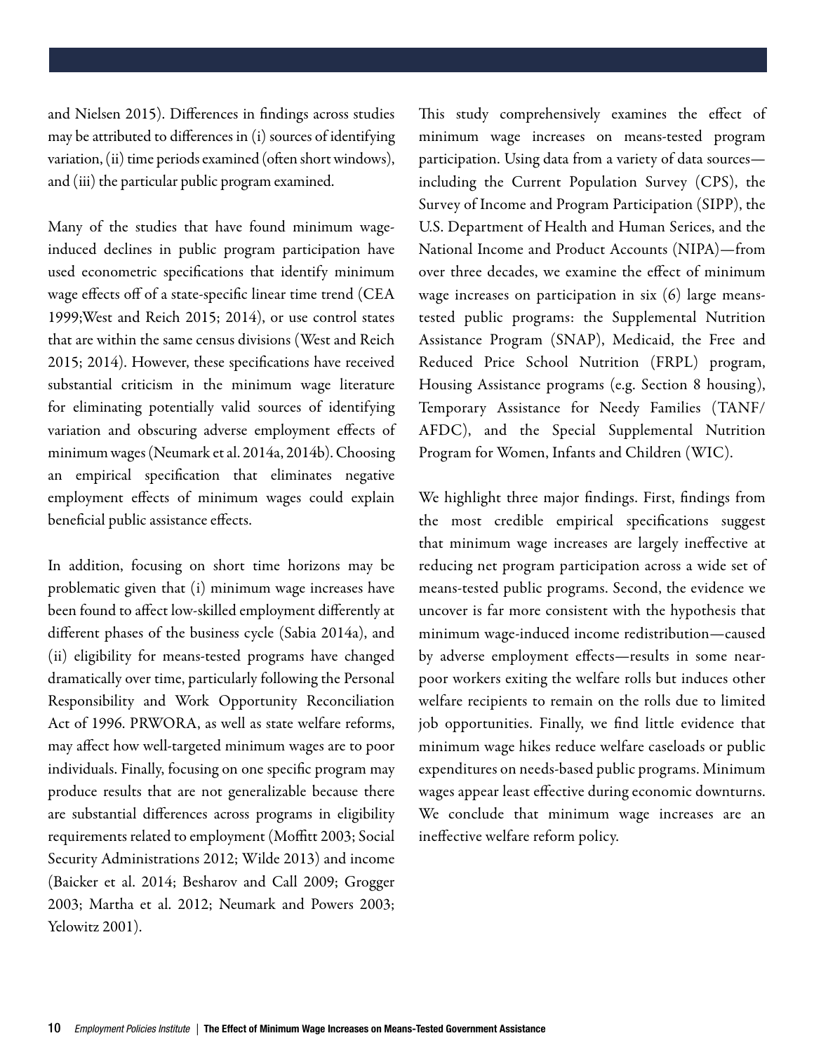and Nielsen 2015). Differences in findings across studies may be attributed to differences in (i) sources of identifying variation, (ii) time periods examined (often short windows), and (iii) the particular public program examined.

Many of the studies that have found minimum wage-induced declines in public program participation have used econometric specifications that identify minimum wage effects off of a state-specific linear time trend (CEA 1999;West and Reich 2015; 2014), or use control states that are within the same census divisions (West and Reich 2015; 2014). However, these specifications have received substantial criticism in the minimum wage literature for eliminating potentially valid sources of identifying variation and obscuring adverse employment effects of minimum wages (Neumark et al. 2014a, 2014b). Choosing an empirical specification that eliminates negative employment effects of minimum wages could explain beneficial public assistance effects.

In addition, focusing on short time horizons may be problematic given that (i) minimum wage increases have been found to affect low-skilled employment differently at different phases of the business cycle (Sabia 2014a), and (ii) eligibility for means-tested programs have changed dramatically over time, particularly following the Personal Responsibility and Work Opportunity Reconciliation Act of 1996. PRWORA, as well as state welfare reforms, may affect how well-targeted minimum wages are to poor individuals. Finally, focusing on one specific program may produce results that are not generalizable because there are substantial differences across programs in eligibility requirements related to employment (Moffitt 2003; Social Security Administrations 2012; Wilde 2013) and income (Baicker et al. 2014; Besharov and Call 2009; Grogger 2003; Martha et al. 2012; Neumark and Powers 2003; Yelowitz 2001).

This study comprehensively examines the effect of minimum wage increases on means-tested program participation. Using data from a variety of data sources—including the Current Population Survey (CPS), the Survey of Income and Program Participation (SIPP), the U.S. Department of Health and Human Serices, and the National Income and Product Accounts (NIPA)—from over three decades, we examine the effect of minimum wage increases on participation in six (6) large means-tested public programs: the Supplemental Nutrition Assistance Program (SNAP), Medicaid, the Free and Reduced Price School Nutrition (FRPL) program, Housing Assistance programs (e.g. Section 8 housing), Temporary Assistance for Needy Families (TANF/AFDC), and the Special Supplemental Nutrition Program for Women, Infants and Children (WIC).

We highlight three major findings. First, findings from the most credible empirical specifications suggest that minimum wage increases are largely ineffective at reducing net program participation across a wide set of means-tested public programs. Second, the evidence we uncover is far more consistent with the hypothesis that minimum wage-induced income redistribution—caused by adverse employment effects—results in some near-poor workers exiting the welfare rolls but induces other welfare recipients to remain on the rolls due to limited job opportunities. Finally, we find little evidence that minimum wage hikes reduce welfare caseloads or public expenditures on needs-based public programs. Minimum wages appear least effective during economic downturns. We conclude that minimum wage increases are an ineffective welfare reform policy.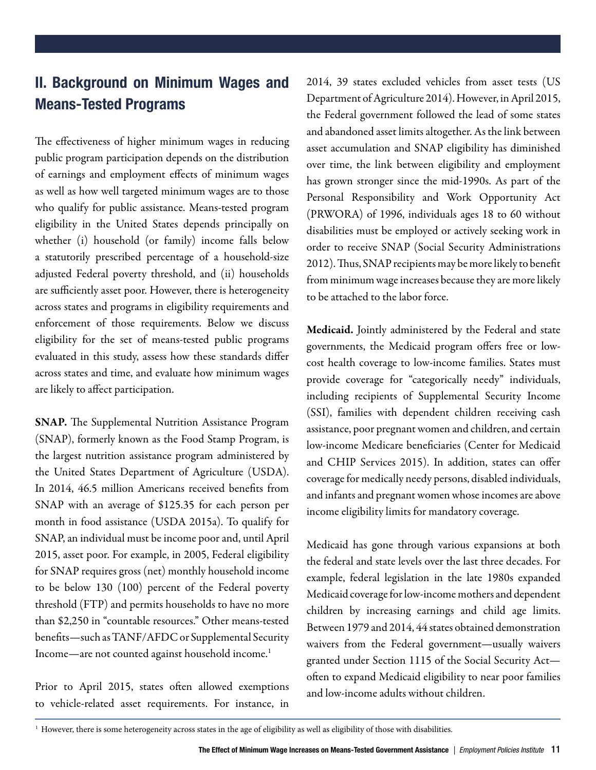## II. Background on Minimum Wages and Means-Tested Programs

The effectiveness of higher minimum wages in reducing public program participation depends on the distribution of earnings and employment effects of minimum wages as well as how well targeted minimum wages are to those who qualify for public assistance. Means-tested program eligibility in the United States depends principally on whether (i) household (or family) income falls below a statutorily prescribed percentage of a household-size adjusted Federal poverty threshold, and (ii) households are sufficiently asset poor. However, there is heterogeneity across states and programs in eligibility requirements and enforcement of those requirements. Below we discuss eligibility for the set of means-tested public programs evaluated in this study, assess how these standards differ across states and time, and evaluate how minimum wages are likely to affect participation.

**SNAP.** The Supplemental Nutrition Assistance Program (SNAP), formerly known as the Food Stamp Program, is the largest nutrition assistance program administered by the United States Department of Agriculture (USDA). In 2014, 46.5 million Americans received benefits from SNAP with an average of $125.35 for each person per month in food assistance (USDA 2015a). To qualify for SNAP, an individual must be income poor and, until April 2015, asset poor. For example, in 2005, Federal eligibility for SNAP requires gross (net) monthly household income to be below 130 (100) percent of the Federal poverty threshold (FTP) and permits households to have no more than $2,250 in "countable resources." Other means-tested benefits—such as TANF/AFDC or Supplemental Security Income—are not counted against household income.[1]

Prior to April 2015, states often allowed exemptions to vehicle-related asset requirements. For instance, in 2014, 39 states excluded vehicles from asset tests (US Department of Agriculture 2014). However, in April 2015, the Federal government followed the lead of some states and abandoned asset limits altogether. As the link between asset accumulation and SNAP eligibility has diminished over time, the link between eligibility and employment has grown stronger since the mid-1990s. As part of the Personal Responsibility and Work Opportunity Act (PRWORA) of 1996, individuals ages 18 to 60 without disabilities must be employed or actively seeking work in order to receive SNAP (Social Security Administrations 2012). Thus, SNAP recipients may be more likely to benefit from minimum wage increases because they are more likely to be attached to the labor force.

**Medicaid.** Jointly administered by the Federal and state governments, the Medicaid program offers free or low-cost health coverage to low-income families. States must provide coverage for "categorically needy" individuals, including recipients of Supplemental Security Income (SSI), families with dependent children receiving cash assistance, poor pregnant women and children, and certain low-income Medicare beneficiaries (Center for Medicaid and CHIP Services 2015). In addition, states can offer coverage for medically needy persons, disabled individuals, and infants and pregnant women whose incomes are above income eligibility limits for mandatory coverage.

Medicaid has gone through various expansions at both the federal and state levels over the last three decades. For example, federal legislation in the late 1980s expanded Medicaid coverage for low-income mothers and dependent children by increasing earnings and child age limits. Between 1979 and 2014, 44 states obtained demonstration waivers from the Federal government—usually waivers granted under Section 1115 of the Social Security Act—often to expand Medicaid eligibility to near poor families and low-income adults without children.

[1] However, there is some heterogeneity across states in the age of eligibility as well as eligibility of those with disabilities.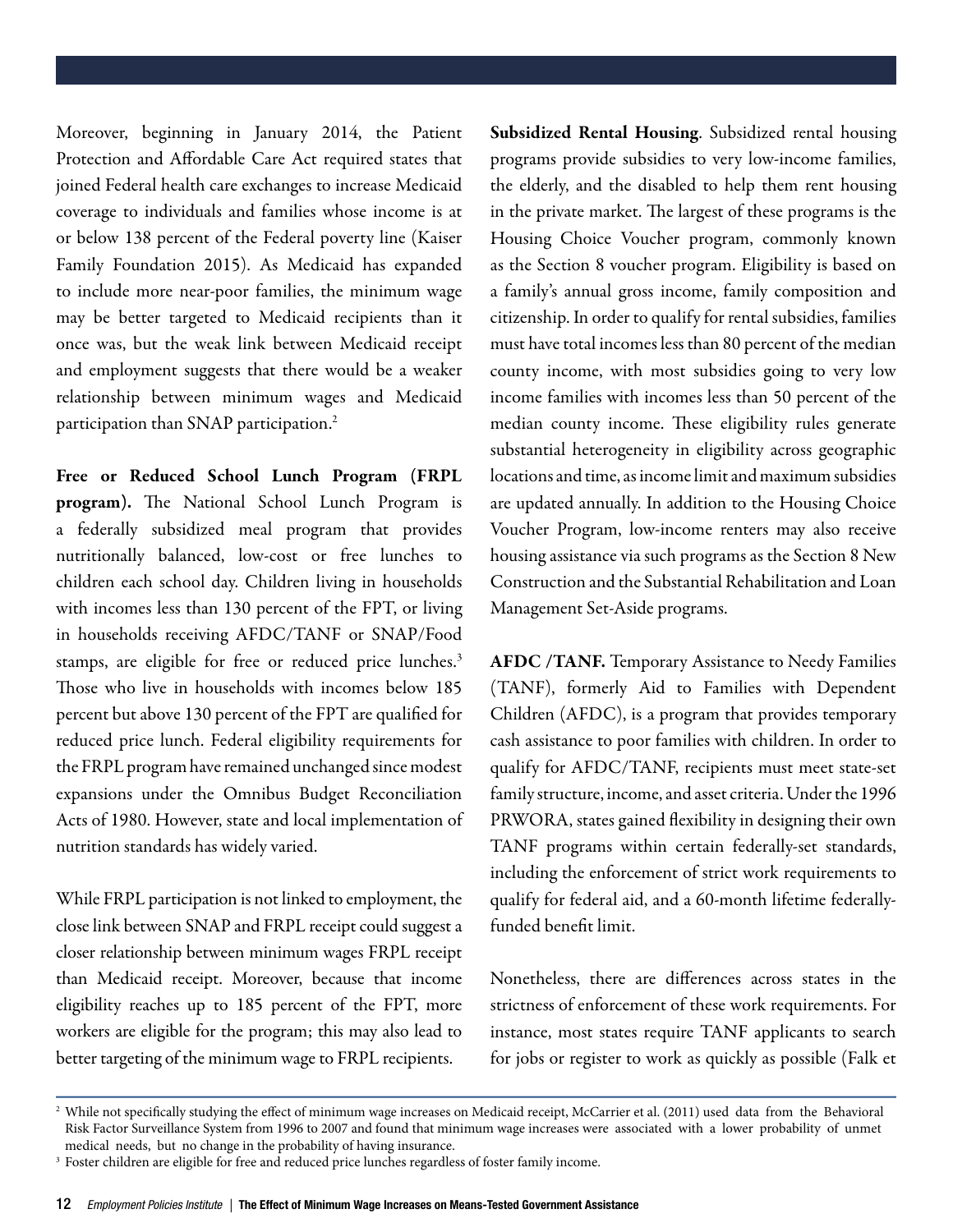Moreover, beginning in January 2014, the Patient Protection and Affordable Care Act required states that joined Federal health care exchanges to increase Medicaid coverage to individuals and families whose income is at or below 138 percent of the Federal poverty line (Kaiser Family Foundation 2015). As Medicaid has expanded to include more near-poor families, the minimum wage may be better targeted to Medicaid recipients than it once was, but the weak link between Medicaid receipt and employment suggests that there would be a weaker relationship between minimum wages and Medicaid participation than SNAP participation.[2]

**Free or Reduced School Lunch Program (FRPL program).** The National School Lunch Program is a federally subsidized meal program that provides nutritionally balanced, low-cost or free lunches to children each school day. Children living in households with incomes less than 130 percent of the FPT, or living in households receiving AFDC/TANF or SNAP/Food stamps, are eligible for free or reduced price lunches.[3] Those who live in households with incomes below 185 percent but above 130 percent of the FPT are qualified for reduced price lunch. Federal eligibility requirements for the FRPL program have remained unchanged since modest expansions under the Omnibus Budget Reconciliation Acts of 1980. However, state and local implementation of nutrition standards has widely varied.

While FRPL participation is not linked to employment, the close link between SNAP and FRPL receipt could suggest a closer relationship between minimum wages FRPL receipt than Medicaid receipt. Moreover, because that income eligibility reaches up to 185 percent of the FPT, more workers are eligible for the program; this may also lead to better targeting of the minimum wage to FRPL recipients.

**Subsidized Rental Housing**. Subsidized rental housing programs provide subsidies to very low-income families, the elderly, and the disabled to help them rent housing in the private market. The largest of these programs is the Housing Choice Voucher program, commonly known as the Section 8 voucher program. Eligibility is based on a family's annual gross income, family composition and citizenship. In order to qualify for rental subsidies, families must have total incomes less than 80 percent of the median county income, with most subsidies going to very low income families with incomes less than 50 percent of the median county income. These eligibility rules generate substantial heterogeneity in eligibility across geographic locations and time, as income limit and maximum subsidies are updated annually. In addition to the Housing Choice Voucher Program, low-income renters may also receive housing assistance via such programs as the Section 8 New Construction and the Substantial Rehabilitation and Loan Management Set-Aside programs.

**AFDC /TANF.** Temporary Assistance to Needy Families (TANF), formerly Aid to Families with Dependent Children (AFDC), is a program that provides temporary cash assistance to poor families with children. In order to qualify for AFDC/TANF, recipients must meet state-set family structure, income, and asset criteria. Under the 1996 PRWORA, states gained flexibility in designing their own TANF programs within certain federally-set standards, including the enforcement of strict work requirements to qualify for federal aid, and a 60-month lifetime federally-funded benefit limit.

Nonetheless, there are differences across states in the strictness of enforcement of these work requirements. For instance, most states require TANF applicants to search for jobs or register to work as quickly as possible (Falk et

---

[2] While not specifically studying the effect of minimum wage increases on Medicaid receipt, McCarrier et al. (2011) used data from the Behavioral Risk Factor Surveillance System from 1996 to 2007 and found that minimum wage increases were associated with a lower probability of unmet medical needs, but no change in the probability of having insurance.

[3] Foster children are eligible for free and reduced price lunches regardless of foster family income.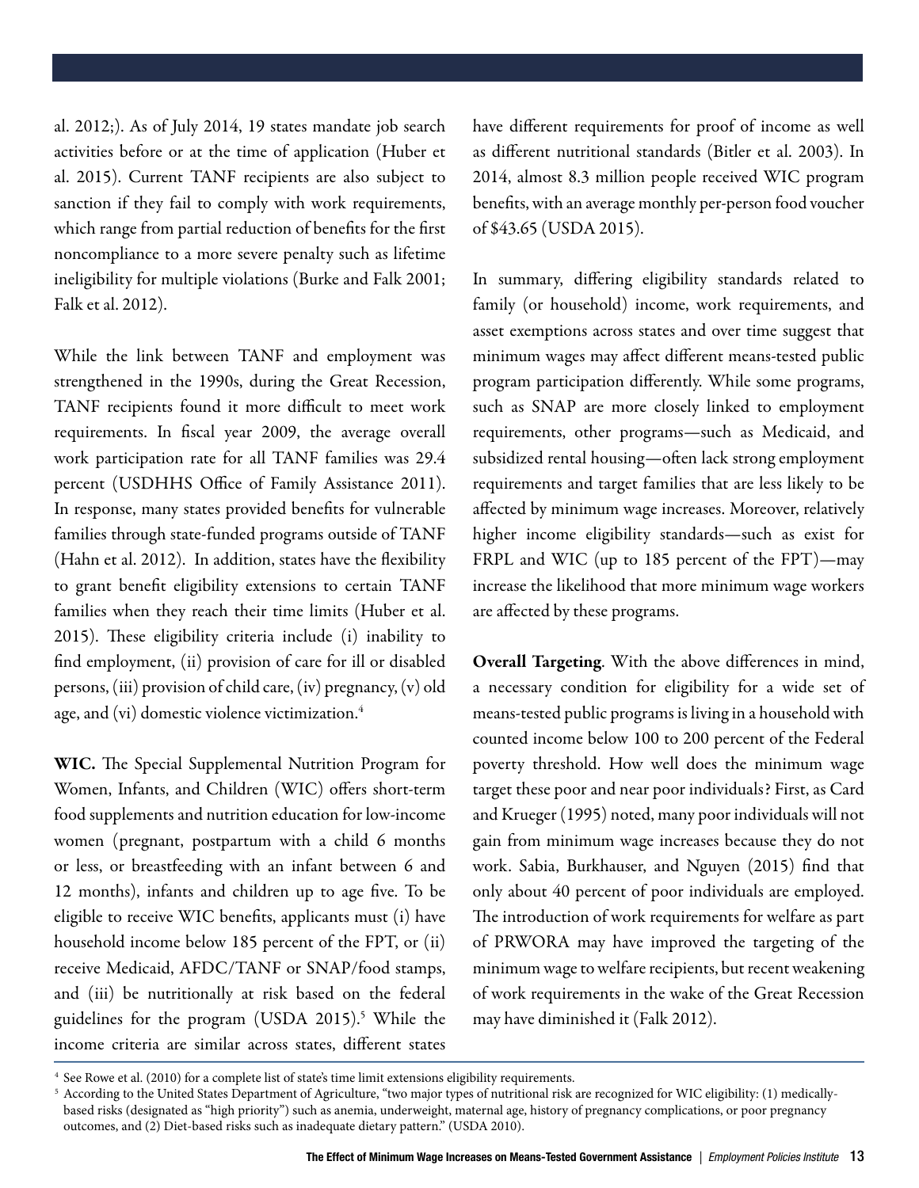al. 2012;). As of July 2014, 19 states mandate job search activities before or at the time of application (Huber et al. 2015). Current TANF recipients are also subject to sanction if they fail to comply with work requirements, which range from partial reduction of benefits for the first noncompliance to a more severe penalty such as lifetime ineligibility for multiple violations (Burke and Falk 2001; Falk et al. 2012).

While the link between TANF and employment was strengthened in the 1990s, during the Great Recession, TANF recipients found it more difficult to meet work requirements. In fiscal year 2009, the average overall work participation rate for all TANF families was 29.4 percent (USDHHS Office of Family Assistance 2011). In response, many states provided benefits for vulnerable families through state-funded programs outside of TANF (Hahn et al. 2012). In addition, states have the flexibility to grant benefit eligibility extensions to certain TANF families when they reach their time limits (Huber et al. 2015). These eligibility criteria include (i) inability to find employment, (ii) provision of care for ill or disabled persons, (iii) provision of child care, (iv) pregnancy, (v) old age, and (vi) domestic violence victimization.[4]

**WIC.** The Special Supplemental Nutrition Program for Women, Infants, and Children (WIC) offers short-term food supplements and nutrition education for low-income women (pregnant, postpartum with a child 6 months or less, or breastfeeding with an infant between 6 and 12 months), infants and children up to age five. To be eligible to receive WIC benefits, applicants must (i) have household income below 185 percent of the FPT, or (ii) receive Medicaid, AFDC/TANF or SNAP/food stamps, and (iii) be nutritionally at risk based on the federal guidelines for the program (USDA 2015).[5] While the income criteria are similar across states, different states have different requirements for proof of income as well as different nutritional standards (Bitler et al. 2003). In 2014, almost 8.3 million people received WIC program benefits, with an average monthly per-person food voucher of $43.65 (USDA 2015).

In summary, differing eligibility standards related to family (or household) income, work requirements, and asset exemptions across states and over time suggest that minimum wages may affect different means-tested public program participation differently. While some programs, such as SNAP are more closely linked to employment requirements, other programs—such as Medicaid, and subsidized rental housing—often lack strong employment requirements and target families that are less likely to be affected by minimum wage increases. Moreover, relatively higher income eligibility standards—such as exist for FRPL and WIC (up to 185 percent of the FPT)—may increase the likelihood that more minimum wage workers are affected by these programs.

**Overall Targeting**. With the above differences in mind, a necessary condition for eligibility for a wide set of means-tested public programs is living in a household with counted income below 100 to 200 percent of the Federal poverty threshold. How well does the minimum wage target these poor and near poor individuals? First, as Card and Krueger (1995) noted, many poor individuals will not gain from minimum wage increases because they do not work. Sabia, Burkhauser, and Nguyen (2015) find that only about 40 percent of poor individuals are employed. The introduction of work requirements for welfare as part of PRWORA may have improved the targeting of the minimum wage to welfare recipients, but recent weakening of work requirements in the wake of the Great Recession may have diminished it (Falk 2012).

[4] See Rowe et al. (2010) for a complete list of state's time limit extensions eligibility requirements.

[5] According to the United States Department of Agriculture, "two major types of nutritional risk are recognized for WIC eligibility: (1) medically-based risks (designated as "high priority") such as anemia, underweight, maternal age, history of pregnancy complications, or poor pregnancy outcomes, and (2) Diet-based risks such as inadequate dietary pattern." (USDA 2010).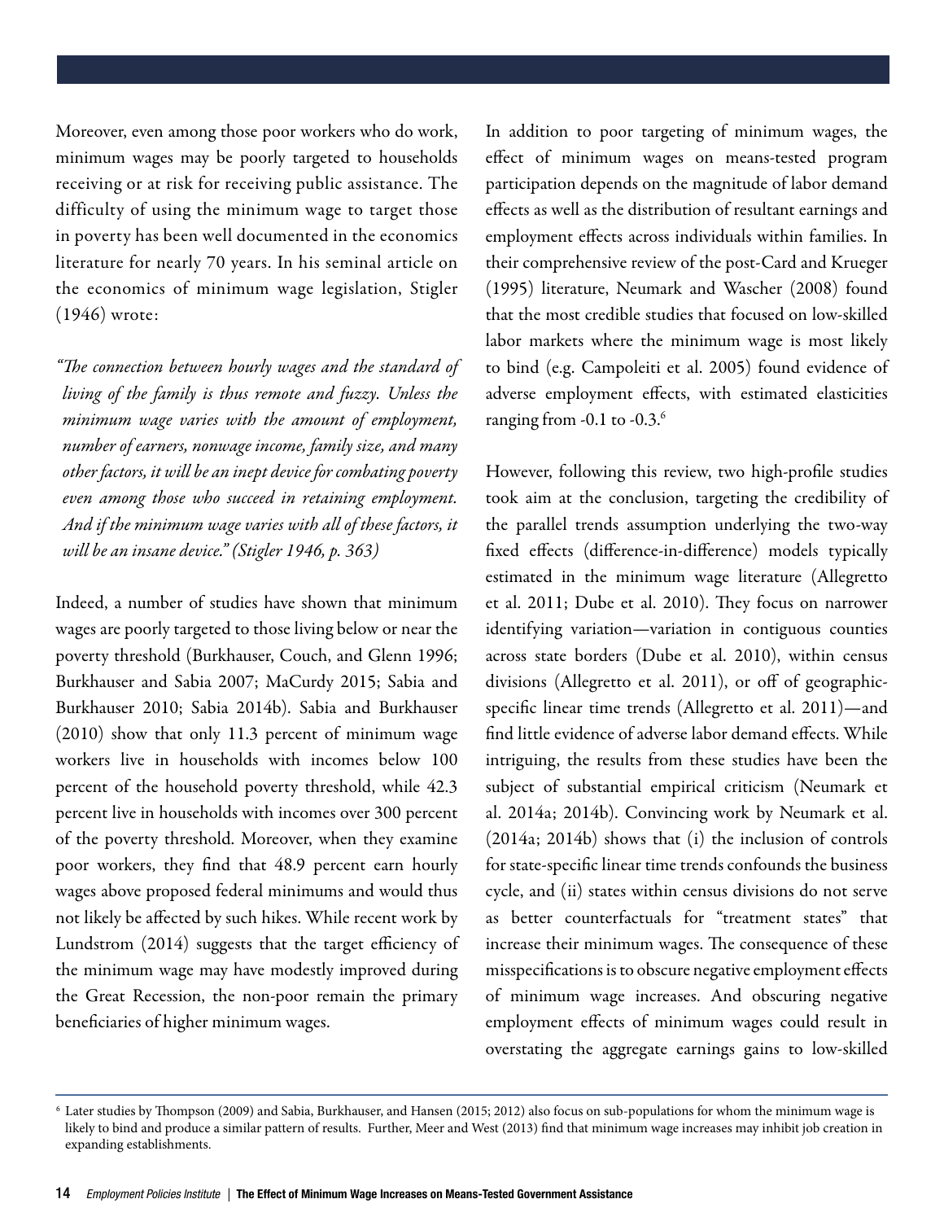Moreover, even among those poor workers who do work, minimum wages may be poorly targeted to households receiving or at risk for receiving public assistance. The difficulty of using the minimum wage to target those in poverty has been well documented in the economics literature for nearly 70 years. In his seminal article on the economics of minimum wage legislation, Stigler (1946) wrote:

*"The connection between hourly wages and the standard of living of the family is thus remote and fuzzy. Unless the minimum wage varies with the amount of employment, number of earners, nonwage income, family size, and many other factors, it will be an inept device for combating poverty even among those who succeed in retaining employment. And if the minimum wage varies with all of these factors, it will be an insane device." (Stigler 1946, p. 363)*

Indeed, a number of studies have shown that minimum wages are poorly targeted to those living below or near the poverty threshold (Burkhauser, Couch, and Glenn 1996; Burkhauser and Sabia 2007; MaCurdy 2015; Sabia and Burkhauser 2010; Sabia 2014b). Sabia and Burkhauser (2010) show that only 11.3 percent of minimum wage workers live in households with incomes below 100 percent of the household poverty threshold, while 42.3 percent live in households with incomes over 300 percent of the poverty threshold. Moreover, when they examine poor workers, they find that 48.9 percent earn hourly wages above proposed federal minimums and would thus not likely be affected by such hikes. While recent work by Lundstrom (2014) suggests that the target efficiency of the minimum wage may have modestly improved during the Great Recession, the non-poor remain the primary beneficiaries of higher minimum wages.

In addition to poor targeting of minimum wages, the effect of minimum wages on means-tested program participation depends on the magnitude of labor demand effects as well as the distribution of resultant earnings and employment effects across individuals within families. In their comprehensive review of the post-Card and Krueger (1995) literature, Neumark and Wascher (2008) found that the most credible studies that focused on low-skilled labor markets where the minimum wage is most likely to bind (e.g. Campoleiti et al. 2005) found evidence of adverse employment effects, with estimated elasticities ranging from -0.1 to -0.3.[6]

However, following this review, two high-profile studies took aim at the conclusion, targeting the credibility of the parallel trends assumption underlying the two-way fixed effects (difference-in-difference) models typically estimated in the minimum wage literature (Allegretto et al. 2011; Dube et al. 2010). They focus on narrower identifying variation—variation in contiguous counties across state borders (Dube et al. 2010), within census divisions (Allegretto et al. 2011), or off of geographic-specific linear time trends (Allegretto et al. 2011)—and find little evidence of adverse labor demand effects. While intriguing, the results from these studies have been the subject of substantial empirical criticism (Neumark et al. 2014a; 2014b). Convincing work by Neumark et al. (2014a; 2014b) shows that (i) the inclusion of controls for state-specific linear time trends confounds the business cycle, and (ii) states within census divisions do not serve as better counterfactuals for "treatment states" that increase their minimum wages. The consequence of these misspecifications is to obscure negative employment effects of minimum wage increases. And obscuring negative employment effects of minimum wages could result in overstating the aggregate earnings gains to low-skilled

[6] Later studies by Thompson (2009) and Sabia, Burkhauser, and Hansen (2015; 2012) also focus on sub-populations for whom the minimum wage is likely to bind and produce a similar pattern of results. Further, Meer and West (2013) find that minimum wage increases may inhibit job creation in expanding establishments.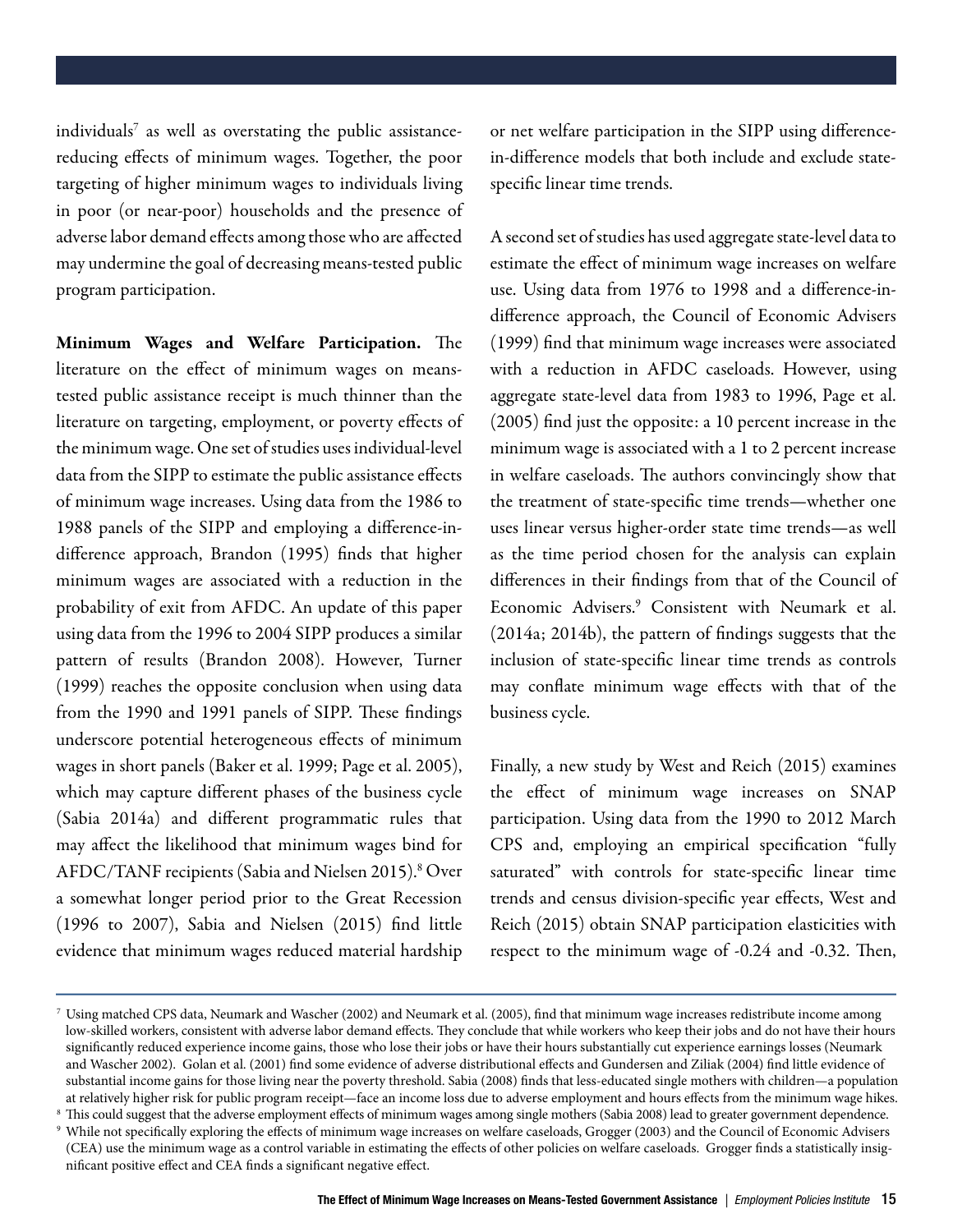individuals[7] as well as overstating the public assistance-reducing effects of minimum wages. Together, the poor targeting of higher minimum wages to individuals living in poor (or near-poor) households and the presence of adverse labor demand effects among those who are affected may undermine the goal of decreasing means-tested public program participation.

**Minimum Wages and Welfare Participation.** The literature on the effect of minimum wages on means-tested public assistance receipt is much thinner than the literature on targeting, employment, or poverty effects of the minimum wage. One set of studies uses individual-level data from the SIPP to estimate the public assistance effects of minimum wage increases. Using data from the 1986 to 1988 panels of the SIPP and employing a difference-in-difference approach, Brandon (1995) finds that higher minimum wages are associated with a reduction in the probability of exit from AFDC. An update of this paper using data from the 1996 to 2004 SIPP produces a similar pattern of results (Brandon 2008). However, Turner (1999) reaches the opposite conclusion when using data from the 1990 and 1991 panels of SIPP. These findings underscore potential heterogeneous effects of minimum wages in short panels (Baker et al. 1999; Page et al. 2005), which may capture different phases of the business cycle (Sabia 2014a) and different programmatic rules that may affect the likelihood that minimum wages bind for AFDC/TANF recipients (Sabia and Nielsen 2015).[8] Over a somewhat longer period prior to the Great Recession (1996 to 2007), Sabia and Nielsen (2015) find little evidence that minimum wages reduced material hardship or net welfare participation in the SIPP using difference-in-difference models that both include and exclude state-specific linear time trends.

A second set of studies has used aggregate state-level data to estimate the effect of minimum wage increases on welfare use. Using data from 1976 to 1998 and a difference-in-difference approach, the Council of Economic Advisers (1999) find that minimum wage increases were associated with a reduction in AFDC caseloads. However, using aggregate state-level data from 1983 to 1996, Page et al. (2005) find just the opposite: a 10 percent increase in the minimum wage is associated with a 1 to 2 percent increase in welfare caseloads. The authors convincingly show that the treatment of state-specific time trends—whether one uses linear versus higher-order state time trends—as well as the time period chosen for the analysis can explain differences in their findings from that of the Council of Economic Advisers.[9] Consistent with Neumark et al. (2014a; 2014b), the pattern of findings suggests that the inclusion of state-specific linear time trends as controls may conflate minimum wage effects with that of the business cycle.

Finally, a new study by West and Reich (2015) examines the effect of minimum wage increases on SNAP participation. Using data from the 1990 to 2012 March CPS and, employing an empirical specification "fully saturated" with controls for state-specific linear time trends and census division-specific year effects, West and Reich (2015) obtain SNAP participation elasticities with respect to the minimum wage of -0.24 and -0.32. Then,

---

[7] Using matched CPS data, Neumark and Wascher (2002) and Neumark et al. (2005), find that minimum wage increases redistribute income among low-skilled workers, consistent with adverse labor demand effects. They conclude that while workers who keep their jobs and do not have their hours significantly reduced experience income gains, those who lose their jobs or have their hours substantially cut experience earnings losses (Neumark and Wascher 2002). Golan et al. (2001) find some evidence of adverse distributional effects and Gundersen and Ziliak (2004) find little evidence of substantial income gains for those living near the poverty threshold. Sabia (2008) finds that less-educated single mothers with children—a population at relatively higher risk for public program receipt—face an income loss due to adverse employment and hours effects from the minimum wage hikes.

[8] This could suggest that the adverse employment effects of minimum wages among single mothers (Sabia 2008) lead to greater government dependence.

[9] While not specifically exploring the effects of minimum wage increases on welfare caseloads, Grogger (2003) and the Council of Economic Advisers (CEA) use the minimum wage as a control variable in estimating the effects of other policies on welfare caseloads. Grogger finds a statistically insignificant positive effect and CEA finds a significant negative effect.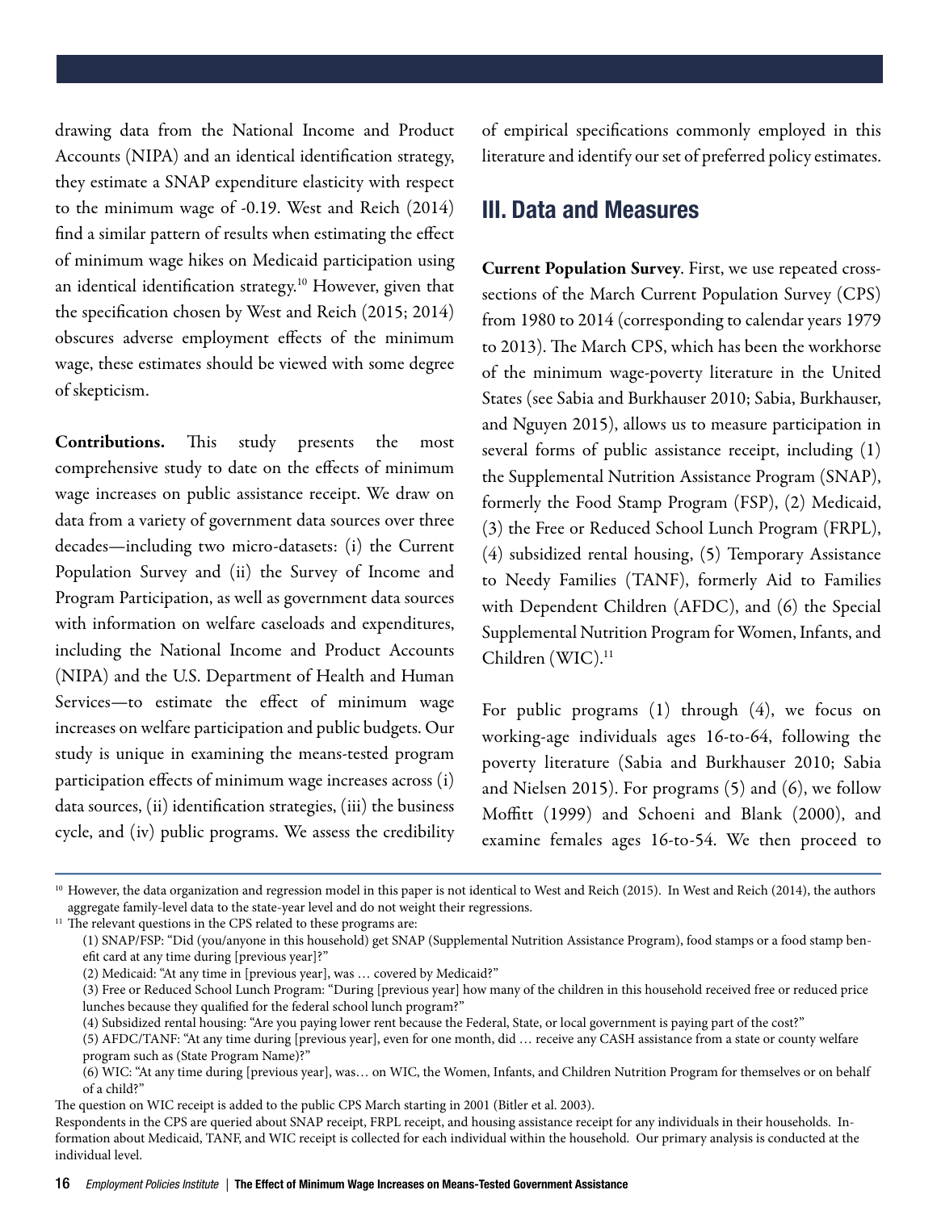drawing data from the National Income and Product Accounts (NIPA) and an identical identification strategy, they estimate a SNAP expenditure elasticity with respect to the minimum wage of -0.19. West and Reich (2014) find a similar pattern of results when estimating the effect of minimum wage hikes on Medicaid participation using an identical identification strategy.[10] However, given that the specification chosen by West and Reich (2015; 2014) obscures adverse employment effects of the minimum wage, these estimates should be viewed with some degree of skepticism.

**Contributions.** This study presents the most comprehensive study to date on the effects of minimum wage increases on public assistance receipt. We draw on data from a variety of government data sources over three decades—including two micro-datasets: (i) the Current Population Survey and (ii) the Survey of Income and Program Participation, as well as government data sources with information on welfare caseloads and expenditures, including the National Income and Product Accounts (NIPA) and the U.S. Department of Health and Human Services—to estimate the effect of minimum wage increases on welfare participation and public budgets. Our study is unique in examining the means-tested program participation effects of minimum wage increases across (i) data sources, (ii) identification strategies, (iii) the business cycle, and (iv) public programs. We assess the credibility of empirical specifications commonly employed in this literature and identify our set of preferred policy estimates.

## III. Data and Measures

**Current Population Survey**. First, we use repeated cross-sections of the March Current Population Survey (CPS) from 1980 to 2014 (corresponding to calendar years 1979 to 2013). The March CPS, which has been the workhorse of the minimum wage-poverty literature in the United States (see Sabia and Burkhauser 2010; Sabia, Burkhauser, and Nguyen 2015), allows us to measure participation in several forms of public assistance receipt, including (1) the Supplemental Nutrition Assistance Program (SNAP), formerly the Food Stamp Program (FSP), (2) Medicaid, (3) the Free or Reduced School Lunch Program (FRPL), (4) subsidized rental housing, (5) Temporary Assistance to Needy Families (TANF), formerly Aid to Families with Dependent Children (AFDC), and (6) the Special Supplemental Nutrition Program for Women, Infants, and Children (WIC).[11]

For public programs (1) through (4), we focus on working-age individuals ages 16-to-64, following the poverty literature (Sabia and Burkhauser 2010; Sabia and Nielsen 2015). For programs (5) and (6), we follow Moffitt (1999) and Schoeni and Blank (2000), and examine females ages 16-to-54. We then proceed to

---

[10] However, the data organization and regression model in this paper is not identical to West and Reich (2015). In West and Reich (2014), the authors aggregate family-level data to the state-year level and do not weight their regressions.

[11] The relevant questions in the CPS related to these programs are:

(1) SNAP/FSP: "Did (you/anyone in this household) get SNAP (Supplemental Nutrition Assistance Program), food stamps or a food stamp benefit card at any time during [previous year]?"

(2) Medicaid: "At any time in [previous year], was … covered by Medicaid?"

(3) Free or Reduced School Lunch Program: "During [previous year] how many of the children in this household received free or reduced price lunches because they qualified for the federal school lunch program?"

(4) Subsidized rental housing: "Are you paying lower rent because the Federal, State, or local government is paying part of the cost?"

(5) AFDC/TANF: "At any time during [previous year], even for one month, did … receive any CASH assistance from a state or county welfare program such as (State Program Name)?"

(6) WIC: "At any time during [previous year], was… on WIC, the Women, Infants, and Children Nutrition Program for themselves or on behalf of a child?"

The question on WIC receipt is added to the public CPS March starting in 2001 (Bitler et al. 2003).

Respondents in the CPS are queried about SNAP receipt, FRPL receipt, and housing assistance receipt for any individuals in their households. Information about Medicaid, TANF, and WIC receipt is collected for each individual within the household. Our primary analysis is conducted at the individual level.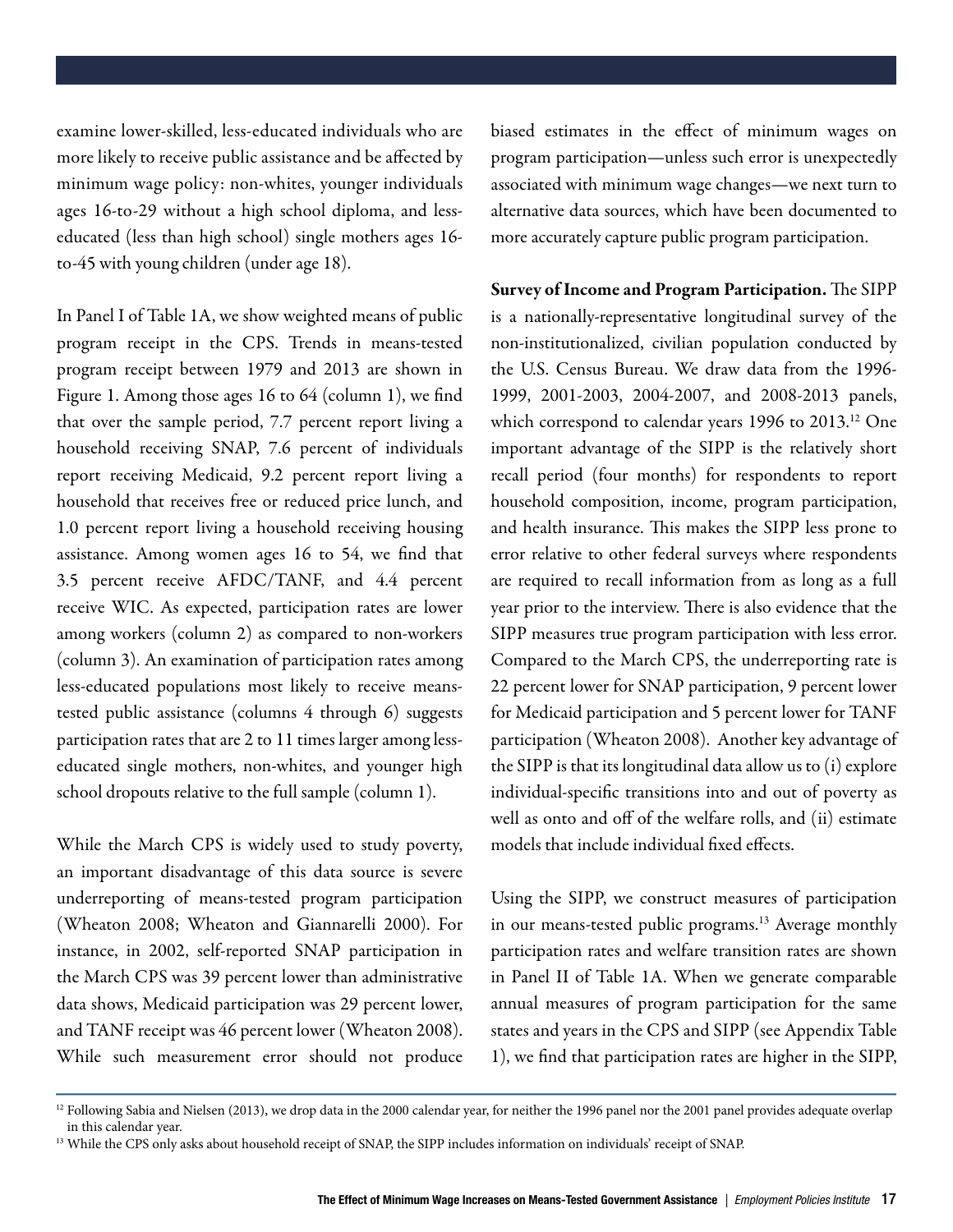examine lower-skilled, less-educated individuals who are more likely to receive public assistance and be affected by minimum wage policy: non-whites, younger individuals ages 16-to-29 without a high school diploma, and less-educated (less than high school) single mothers ages 16-to-45 with young children (under age 18).

In Panel I of Table 1A, we show weighted means of public program receipt in the CPS. Trends in means-tested program receipt between 1979 and 2013 are shown in Figure 1. Among those ages 16 to 64 (column 1), we find that over the sample period, 7.7 percent report living a household receiving SNAP, 7.6 percent of individuals report receiving Medicaid, 9.2 percent report living a household that receives free or reduced price lunch, and 1.0 percent report living a household receiving housing assistance. Among women ages 16 to 54, we find that 3.5 percent receive AFDC/TANF, and 4.4 percent receive WIC. As expected, participation rates are lower among workers (column 2) as compared to non-workers (column 3). An examination of participation rates among less-educated populations most likely to receive means-tested public assistance (columns 4 through 6) suggests participation rates that are 2 to 11 times larger among less-educated single mothers, non-whites, and younger high school dropouts relative to the full sample (column 1).

While the March CPS is widely used to study poverty, an important disadvantage of this data source is severe underreporting of means-tested program participation (Wheaton 2008; Wheaton and Giannarelli 2000). For instance, in 2002, self-reported SNAP participation in the March CPS was 39 percent lower than administrative data shows, Medicaid participation was 29 percent lower, and TANF receipt was 46 percent lower (Wheaton 2008). While such measurement error should not produce biased estimates in the effect of minimum wages on program participation—unless such error is unexpectedly associated with minimum wage changes—we next turn to alternative data sources, which have been documented to more accurately capture public program participation.

**Survey of Income and Program Participation.** The SIPP is a nationally-representative longitudinal survey of the non-institutionalized, civilian population conducted by the U.S. Census Bureau. We draw data from the 1996-1999, 2001-2003, 2004-2007, and 2008-2013 panels, which correspond to calendar years 1996 to 2013.[12] One important advantage of the SIPP is the relatively short recall period (four months) for respondents to report household composition, income, program participation, and health insurance. This makes the SIPP less prone to error relative to other federal surveys where respondents are required to recall information from as long as a full year prior to the interview. There is also evidence that the SIPP measures true program participation with less error. Compared to the March CPS, the underreporting rate is 22 percent lower for SNAP participation, 9 percent lower for Medicaid participation and 5 percent lower for TANF participation (Wheaton 2008). Another key advantage of the SIPP is that its longitudinal data allow us to (i) explore individual-specific transitions into and out of poverty as well as onto and off of the welfare rolls, and (ii) estimate models that include individual fixed effects.

Using the SIPP, we construct measures of participation in our means-tested public programs.[13] Average monthly participation rates and welfare transition rates are shown in Panel II of Table 1A. When we generate comparable annual measures of program participation for the same states and years in the CPS and SIPP (see Appendix Table 1), we find that participation rates are higher in the SIPP,

[12] Following Sabia and Nielsen (2013), we drop data in the 2000 calendar year, for neither the 1996 panel nor the 2001 panel provides adequate overlap in this calendar year.

[13] While the CPS only asks about household receipt of SNAP, the SIPP includes information on individuals' receipt of SNAP.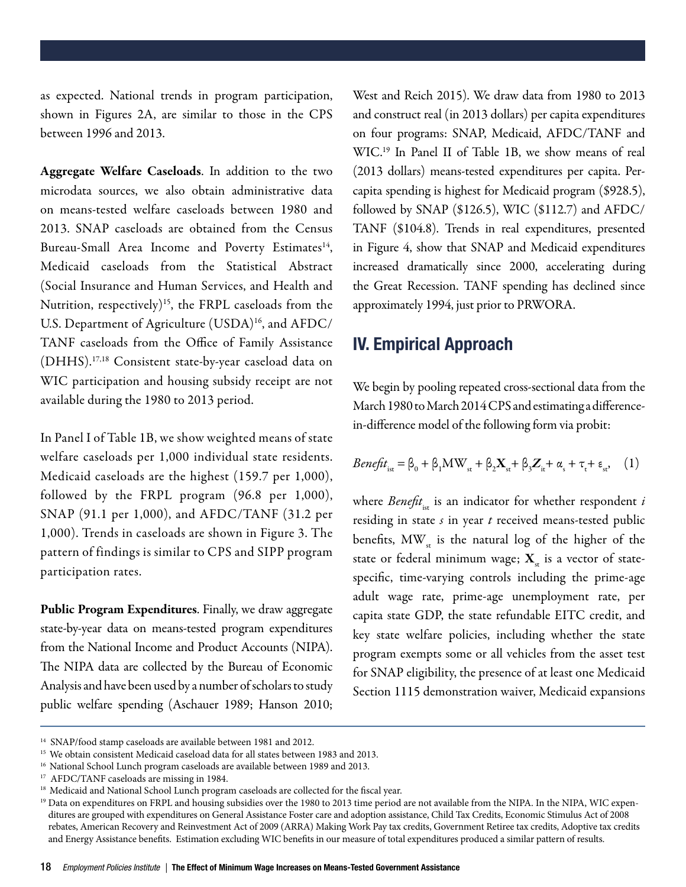as expected. National trends in program participation, shown in Figures 2A, are similar to those in the CPS between 1996 and 2013.

**Aggregate Welfare Caseloads**. In addition to the two microdata sources, we also obtain administrative data on means-tested welfare caseloads between 1980 and 2013. SNAP caseloads are obtained from the Census Bureau-Small Area Income and Poverty Estimates[14], Medicaid caseloads from the Statistical Abstract (Social Insurance and Human Services, and Health and Nutrition, respectively)[15], the FRPL caseloads from the U.S. Department of Agriculture (USDA)[16], and AFDC/TANF caseloads from the Office of Family Assistance (DHHS).[17,18] Consistent state-by-year caseload data on WIC participation and housing subsidy receipt are not available during the 1980 to 2013 period.

In Panel I of Table 1B, we show weighted means of state welfare caseloads per 1,000 individual state residents. Medicaid caseloads are the highest (159.7 per 1,000), followed by the FRPL program (96.8 per 1,000), SNAP (91.1 per 1,000), and AFDC/TANF (31.2 per 1,000). Trends in caseloads are shown in Figure 3. The pattern of findings is similar to CPS and SIPP program participation rates.

**Public Program Expenditures**. Finally, we draw aggregate state-by-year data on means-tested program expenditures from the National Income and Product Accounts (NIPA). The NIPA data are collected by the Bureau of Economic Analysis and have been used by a number of scholars to study public welfare spending (Aschauer 1989; Hanson 2010; West and Reich 2015). We draw data from 1980 to 2013 and construct real (in 2013 dollars) per capita expenditures on four programs: SNAP, Medicaid, AFDC/TANF and WIC.[19] In Panel II of Table 1B, we show means of real (2013 dollars) means-tested expenditures per capita. Per-capita spending is highest for Medicaid program ($928.5), followed by SNAP ($126.5), WIC ($112.7) and AFDC/TANF ($104.8). Trends in real expenditures, presented in Figure 4, show that SNAP and Medicaid expenditures increased dramatically since 2000, accelerating during the Great Recession. TANF spending has declined since approximately 1994, just prior to PRWORA.

## IV. Empirical Approach

We begin by pooling repeated cross-sectional data from the March 1980 to March 2014 CPS and estimating a difference-in-difference model of the following form via probit:

$$Benefit_{ist} = \beta_0 + \beta_1 \mathrm{MW}_{st} + \beta_2 \mathbf{X}_{st} + \beta_3 \mathbf{Z}_{it} + \alpha_s + \tau_t + \varepsilon_{st}, \quad (1)$$

where $Benefit_{ist}$ is an indicator for whether respondent $i$ residing in state $s$ in year $t$ received means-tested public benefits, $\mathrm{MW}_{st}$ is the natural log of the higher of the state or federal minimum wage; $\mathbf{X}_{st}$ is a vector of state-specific, time-varying controls including the prime-age adult wage rate, prime-age unemployment rate, per capita state GDP, the state refundable EITC credit, and key state welfare policies, including whether the state program exempts some or all vehicles from the asset test for SNAP eligibility, the presence of at least one Medicaid Section 1115 demonstration waiver, Medicaid expansions

---

[14] SNAP/food stamp caseloads are available between 1981 and 2012.

[15] We obtain consistent Medicaid caseload data for all states between 1983 and 2013.

[16] National School Lunch program caseloads are available between 1989 and 2013.

[17] AFDC/TANF caseloads are missing in 1984.

[18] Medicaid and National School Lunch program caseloads are collected for the fiscal year.

[19] Data on expenditures on FRPL and housing subsidies over the 1980 to 2013 time period are not available from the NIPA. In the NIPA, WIC expenditures are grouped with expenditures on General Assistance Foster care and adoption assistance, Child Tax Credits, Economic Stimulus Act of 2008 rebates, American Recovery and Reinvestment Act of 2009 (ARRA) Making Work Pay tax credits, Government Retiree tax credits, Adoptive tax credits and Energy Assistance benefits. Estimation excluding WIC benefits in our measure of total expenditures produced a similar pattern of results.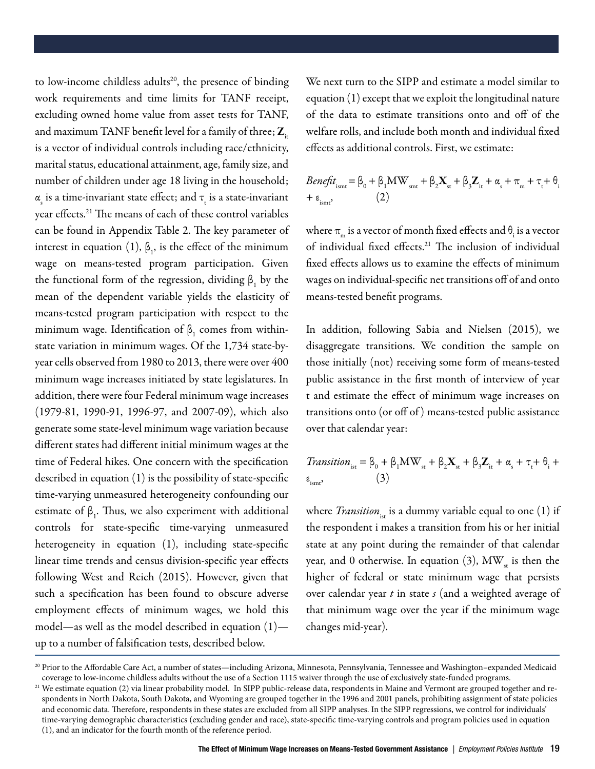to low-income childless adults[20], the presence of binding work requirements and time limits for TANF receipt, excluding owned home value from asset tests for TANF, and maximum TANF benefit level for a family of three; $\mathbf{Z}_{it}$ is a vector of individual controls including race/ethnicity, marital status, educational attainment, age, family size, and number of children under age 18 living in the household; $\alpha_s$ is a time-invariant state effect; and $\tau_t$ is a state-invariant year effects.[21] The means of each of these control variables can be found in Appendix Table 2. The key parameter of interest in equation (1), $\beta_1$, is the effect of the minimum wage on means-tested program participation. Given the functional form of the regression, dividing $\beta_1$ by the mean of the dependent variable yields the elasticity of means-tested program participation with respect to the minimum wage. Identification of $\beta_1$ comes from within-state variation in minimum wages. Of the 1,734 state-by-year cells observed from 1980 to 2013, there were over 400 minimum wage increases initiated by state legislatures. In addition, there were four Federal minimum wage increases (1979-81, 1990-91, 1996-97, and 2007-09), which also generate some state-level minimum wage variation because different states had different initial minimum wages at the time of Federal hikes. One concern with the specification described in equation (1) is the possibility of state-specific time-varying unmeasured heterogeneity confounding our estimate of $\beta_1$. Thus, we also experiment with additional controls for state-specific time-varying unmeasured heterogeneity in equation (1), including state-specific linear time trends and census division-specific year effects following West and Reich (2015). However, given that such a specification has been found to obscure adverse employment effects of minimum wages, we hold this model—as well as the model described in equation (1)—up to a number of falsification tests, described below.

We next turn to the SIPP and estimate a model similar to equation (1) except that we exploit the longitudinal nature of the data to estimate transitions onto and off of the welfare rolls, and include both month and individual fixed effects as additional controls. First, we estimate:

$$Benefit_{ismt} = \beta_0 + \beta_1 \mathrm{MW}_{smt} + \beta_2 \mathbf{X}_{st} + \beta_3 \mathbf{Z}_{it} + \alpha_s + \pi_m + \tau_t + \theta_i + \varepsilon_{ismt}, \qquad (2)$$

where $\pi_m$ is a vector of month fixed effects and $\theta_i$ is a vector of individual fixed effects.[21] The inclusion of individual fixed effects allows us to examine the effects of minimum wages on individual-specific net transitions off of and onto means-tested benefit programs.

In addition, following Sabia and Nielsen (2015), we disaggregate transitions. We condition the sample on those initially (not) receiving some form of means-tested public assistance in the first month of interview of year t and estimate the effect of minimum wage increases on transitions onto (or off of) means-tested public assistance over that calendar year:

$$Transition_{ist} = \beta_0 + \beta_1 \mathrm{MW}_{st} + \beta_2 \mathbf{X}_{st} + \beta_3 \mathbf{Z}_{it} + \alpha_s + \tau_t + \theta_i + \varepsilon_{ismt}, \qquad (3)$$

where $Transition_{ist}$ is a dummy variable equal to one (1) if the respondent i makes a transition from his or her initial state at any point during the remainder of that calendar year, and 0 otherwise. In equation (3), $\mathrm{MW}_{st}$ is then the higher of federal or state minimum wage that persists over calendar year *t* in state *s* (and a weighted average of that minimum wage over the year if the minimum wage changes mid-year).

[20] Prior to the Affordable Care Act, a number of states—including Arizona, Minnesota, Pennsylvania, Tennessee and Washington–expanded Medicaid coverage to low-income childless adults without the use of a Section 1115 waiver through the use of exclusively state-funded programs.

[21] We estimate equation (2) via linear probability model. In SIPP public-release data, respondents in Maine and Vermont are grouped together and respondents in North Dakota, South Dakota, and Wyoming are grouped together in the 1996 and 2001 panels, prohibiting assignment of state policies and economic data. Therefore, respondents in these states are excluded from all SIPP analyses. In the SIPP regressions, we control for individuals' time-varying demographic characteristics (excluding gender and race), state-specific time-varying controls and program policies used in equation (1), and an indicator for the fourth month of the reference period.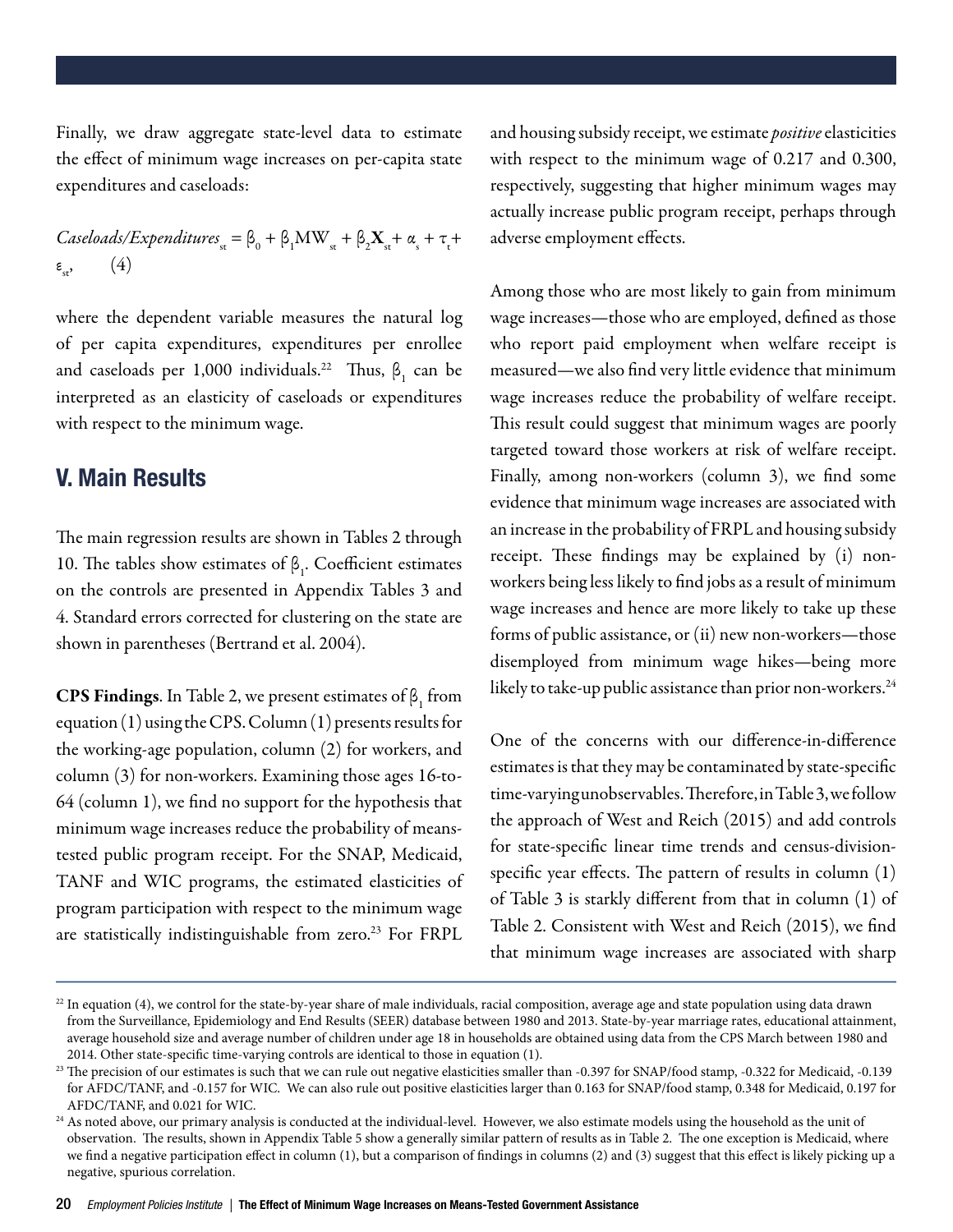Finally, we draw aggregate state-level data to estimate the effect of minimum wage increases on per-capita state expenditures and caseloads:

$$Caseloads/Expenditures_{st} = \beta_0 + \beta_1 \mathrm{MW}_{st} + \beta_2 \mathbf{X}_{st} + \alpha_s + \tau_t + \varepsilon_{st}, \qquad (4)$$

where the dependent variable measures the natural log of per capita expenditures, expenditures per enrollee and caseloads per 1,000 individuals.[22] Thus, $\beta_1$ can be interpreted as an elasticity of caseloads or expenditures with respect to the minimum wage.

## V. Main Results

The main regression results are shown in Tables 2 through 10. The tables show estimates of $\beta_1$. Coefficient estimates on the controls are presented in Appendix Tables 3 and 4. Standard errors corrected for clustering on the state are shown in parentheses (Bertrand et al. 2004).

**CPS Findings**. In Table 2, we present estimates of $\beta_1$ from equation (1) using the CPS. Column (1) presents results for the working-age population, column (2) for workers, and column (3) for non-workers. Examining those ages 16-to-64 (column 1), we find no support for the hypothesis that minimum wage increases reduce the probability of means-tested public program receipt. For the SNAP, Medicaid, TANF and WIC programs, the estimated elasticities of program participation with respect to the minimum wage are statistically indistinguishable from zero.[23] For FRPL and housing subsidy receipt, we estimate *positive* elasticities with respect to the minimum wage of 0.217 and 0.300, respectively, suggesting that higher minimum wages may actually increase public program receipt, perhaps through adverse employment effects.

Among those who are most likely to gain from minimum wage increases—those who are employed, defined as those who report paid employment when welfare receipt is measured—we also find very little evidence that minimum wage increases reduce the probability of welfare receipt. This result could suggest that minimum wages are poorly targeted toward those workers at risk of welfare receipt. Finally, among non-workers (column 3), we find some evidence that minimum wage increases are associated with an increase in the probability of FRPL and housing subsidy receipt. These findings may be explained by (i) non-workers being less likely to find jobs as a result of minimum wage increases and hence are more likely to take up these forms of public assistance, or (ii) new non-workers—those disemployed from minimum wage hikes—being more likely to take-up public assistance than prior non-workers.[24]

One of the concerns with our difference-in-difference estimates is that they may be contaminated by state-specific time-varying unobservables. Therefore, in Table 3, we follow the approach of West and Reich (2015) and add controls for state-specific linear time trends and census-division-specific year effects. The pattern of results in column (1) of Table 3 is starkly different from that in column (1) of Table 2. Consistent with West and Reich (2015), we find that minimum wage increases are associated with sharp

[22] In equation (4), we control for the state-by-year share of male individuals, racial composition, average age and state population using data drawn from the Surveillance, Epidemiology and End Results (SEER) database between 1980 and 2013. State-by-year marriage rates, educational attainment, average household size and average number of children under age 18 in households are obtained using data from the CPS March between 1980 and 2014. Other state-specific time-varying controls are identical to those in equation (1).

[23] The precision of our estimates is such that we can rule out negative elasticities smaller than -0.397 for SNAP/food stamp, -0.322 for Medicaid, -0.139 for AFDC/TANF, and -0.157 for WIC. We can also rule out positive elasticities larger than 0.163 for SNAP/food stamp, 0.348 for Medicaid, 0.197 for AFDC/TANF, and 0.021 for WIC.

[24] As noted above, our primary analysis is conducted at the individual-level. However, we also estimate models using the household as the unit of observation. The results, shown in Appendix Table 5 show a generally similar pattern of results as in Table 2. The one exception is Medicaid, where we find a negative participation effect in column (1), but a comparison of findings in columns (2) and (3) suggest that this effect is likely picking up a negative, spurious correlation.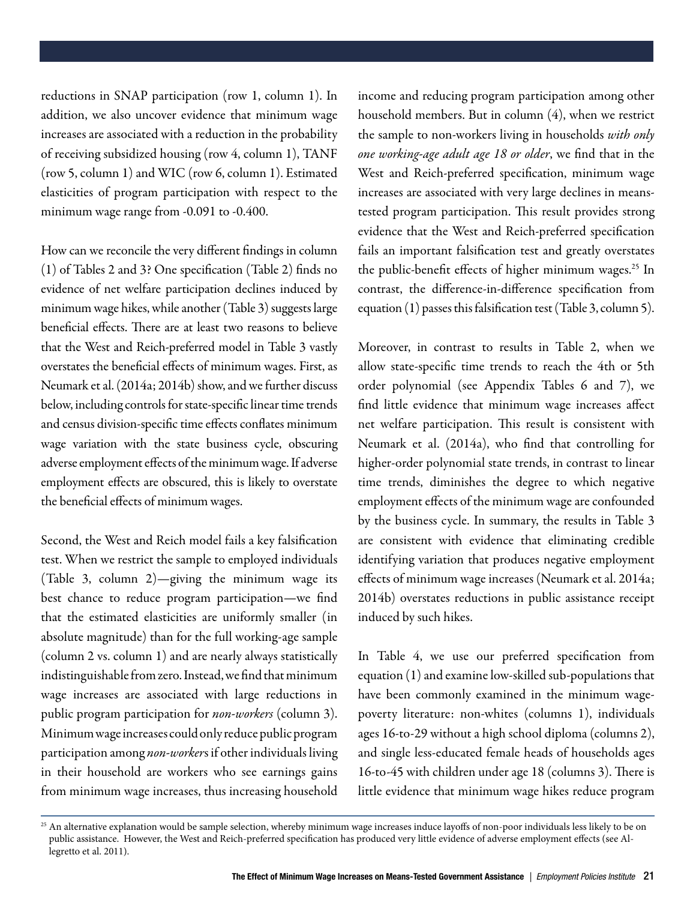reductions in SNAP participation (row 1, column 1). In addition, we also uncover evidence that minimum wage increases are associated with a reduction in the probability of receiving subsidized housing (row 4, column 1), TANF (row 5, column 1) and WIC (row 6, column 1). Estimated elasticities of program participation with respect to the minimum wage range from -0.091 to -0.400.

How can we reconcile the very different findings in column (1) of Tables 2 and 3? One specification (Table 2) finds no evidence of net welfare participation declines induced by minimum wage hikes, while another (Table 3) suggests large beneficial effects. There are at least two reasons to believe that the West and Reich-preferred model in Table 3 vastly overstates the beneficial effects of minimum wages. First, as Neumark et al. (2014a; 2014b) show, and we further discuss below, including controls for state-specific linear time trends and census division-specific time effects conflates minimum wage variation with the state business cycle, obscuring adverse employment effects of the minimum wage. If adverse employment effects are obscured, this is likely to overstate the beneficial effects of minimum wages.

Second, the West and Reich model fails a key falsification test. When we restrict the sample to employed individuals (Table 3, column 2)—giving the minimum wage its best chance to reduce program participation—we find that the estimated elasticities are uniformly smaller (in absolute magnitude) than for the full working-age sample (column 2 vs. column 1) and are nearly always statistically indistinguishable from zero. Instead, we find that minimum wage increases are associated with large reductions in public program participation for *non-workers* (column 3). Minimum wage increases could only reduce public program participation among *non-workers* if other individuals living in their household are workers who see earnings gains from minimum wage increases, thus increasing household income and reducing program participation among other household members. But in column (4), when we restrict the sample to non-workers living in households *with only one working-age adult age 18 or older*, we find that in the West and Reich-preferred specification, minimum wage increases are associated with very large declines in means-tested program participation. This result provides strong evidence that the West and Reich-preferred specification fails an important falsification test and greatly overstates the public-benefit effects of higher minimum wages.[25] In contrast, the difference-in-difference specification from equation (1) passes this falsification test (Table 3, column 5).

Moreover, in contrast to results in Table 2, when we allow state-specific time trends to reach the 4th or 5th order polynomial (see Appendix Tables 6 and 7), we find little evidence that minimum wage increases affect net welfare participation. This result is consistent with Neumark et al. (2014a), who find that controlling for higher-order polynomial state trends, in contrast to linear time trends, diminishes the degree to which negative employment effects of the minimum wage are confounded by the business cycle. In summary, the results in Table 3 are consistent with evidence that eliminating credible identifying variation that produces negative employment effects of minimum wage increases (Neumark et al. 2014a; 2014b) overstates reductions in public assistance receipt induced by such hikes.

In Table 4, we use our preferred specification from equation (1) and examine low-skilled sub-populations that have been commonly examined in the minimum wage-poverty literature: non-whites (columns 1), individuals ages 16-to-29 without a high school diploma (columns 2), and single less-educated female heads of households ages 16-to-45 with children under age 18 (columns 3). There is little evidence that minimum wage hikes reduce program

[25] An alternative explanation would be sample selection, whereby minimum wage increases induce layoffs of non-poor individuals less likely to be on public assistance. However, the West and Reich-preferred specification has produced very little evidence of adverse employment effects (see Allegretto et al. 2011).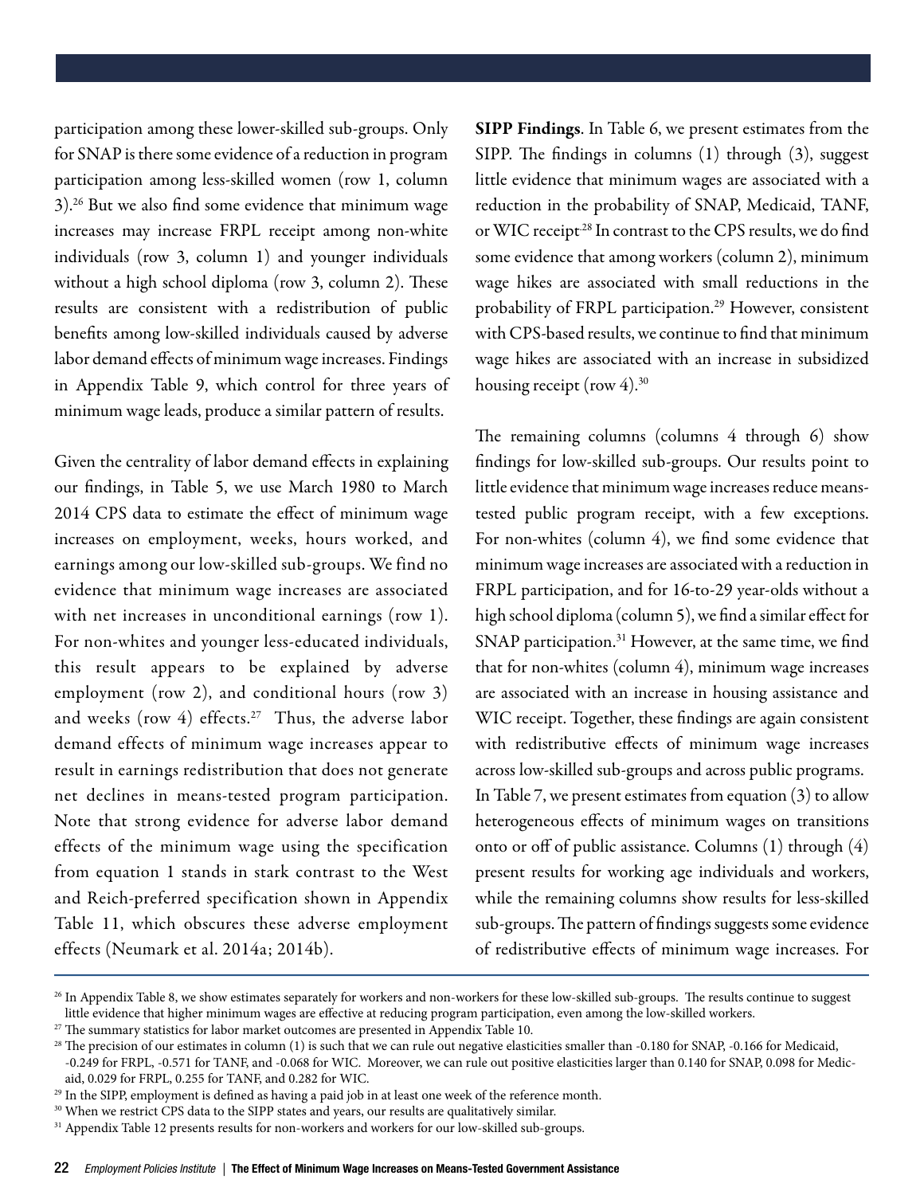participation among these lower-skilled sub-groups. Only for SNAP is there some evidence of a reduction in program participation among less-skilled women (row 1, column 3).[26] But we also find some evidence that minimum wage increases may increase FRPL receipt among non-white individuals (row 3, column 1) and younger individuals without a high school diploma (row 3, column 2). These results are consistent with a redistribution of public benefits among low-skilled individuals caused by adverse labor demand effects of minimum wage increases. Findings in Appendix Table 9, which control for three years of minimum wage leads, produce a similar pattern of results.

Given the centrality of labor demand effects in explaining our findings, in Table 5, we use March 1980 to March 2014 CPS data to estimate the effect of minimum wage increases on employment, weeks, hours worked, and earnings among our low-skilled sub-groups. We find no evidence that minimum wage increases are associated with net increases in unconditional earnings (row 1). For non-whites and younger less-educated individuals, this result appears to be explained by adverse employment (row 2), and conditional hours (row 3) and weeks (row 4) effects.[27] Thus, the adverse labor demand effects of minimum wage increases appear to result in earnings redistribution that does not generate net declines in means-tested program participation. Note that strong evidence for adverse labor demand effects of the minimum wage using the specification from equation 1 stands in stark contrast to the West and Reich-preferred specification shown in Appendix Table 11, which obscures these adverse employment effects (Neumark et al. 2014a; 2014b).

**SIPP Findings**. In Table 6, we present estimates from the SIPP. The findings in columns (1) through (3), suggest little evidence that minimum wages are associated with a reduction in the probability of SNAP, Medicaid, TANF, or WIC receipt[28] In contrast to the CPS results, we do find some evidence that among workers (column 2), minimum wage hikes are associated with small reductions in the probability of FRPL participation.[29] However, consistent with CPS-based results, we continue to find that minimum wage hikes are associated with an increase in subsidized housing receipt (row 4).[30]

The remaining columns (columns 4 through 6) show findings for low-skilled sub-groups. Our results point to little evidence that minimum wage increases reduce means-tested public program receipt, with a few exceptions. For non-whites (column 4), we find some evidence that minimum wage increases are associated with a reduction in FRPL participation, and for 16-to-29 year-olds without a high school diploma (column 5), we find a similar effect for SNAP participation.[31] However, at the same time, we find that for non-whites (column 4), minimum wage increases are associated with an increase in housing assistance and WIC receipt. Together, these findings are again consistent with redistributive effects of minimum wage increases across low-skilled sub-groups and across public programs.

In Table 7, we present estimates from equation (3) to allow heterogeneous effects of minimum wages on transitions onto or off of public assistance. Columns (1) through (4) present results for working age individuals and workers, while the remaining columns show results for less-skilled sub-groups. The pattern of findings suggests some evidence of redistributive effects of minimum wage increases. For

---

[26] In Appendix Table 8, we show estimates separately for workers and non-workers for these low-skilled sub-groups. The results continue to suggest little evidence that higher minimum wages are effective at reducing program participation, even among the low-skilled workers.

[27] The summary statistics for labor market outcomes are presented in Appendix Table 10.

[28] The precision of our estimates in column (1) is such that we can rule out negative elasticities smaller than -0.180 for SNAP, -0.166 for Medicaid, -0.249 for FRPL, -0.571 for TANF, and -0.068 for WIC. Moreover, we can rule out positive elasticities larger than 0.140 for SNAP, 0.098 for Medicaid, 0.029 for FRPL, 0.255 for TANF, and 0.282 for WIC.

[29] In the SIPP, employment is defined as having a paid job in at least one week of the reference month.

[30] When we restrict CPS data to the SIPP states and years, our results are qualitatively similar.

[31] Appendix Table 12 presents results for non-workers and workers for our low-skilled sub-groups.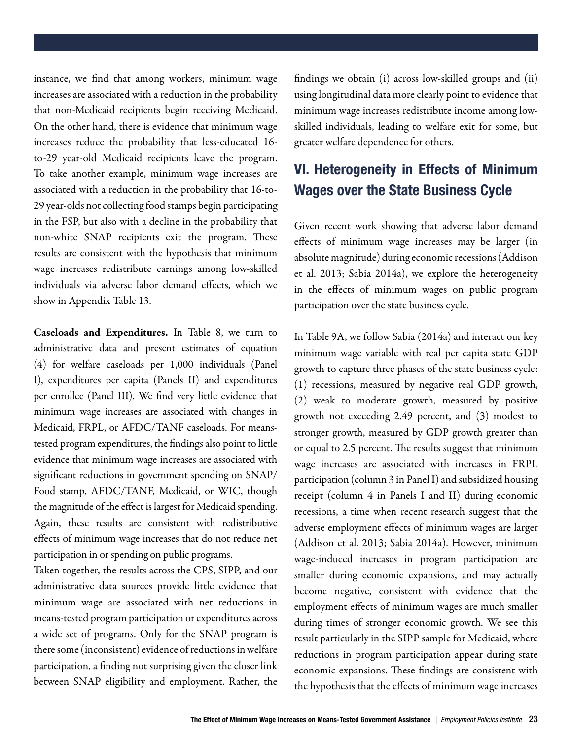instance, we find that among workers, minimum wage increases are associated with a reduction in the probability that non-Medicaid recipients begin receiving Medicaid. On the other hand, there is evidence that minimum wage increases reduce the probability that less-educated 16-to-29 year-old Medicaid recipients leave the program. To take another example, minimum wage increases are associated with a reduction in the probability that 16-to-29 year-olds not collecting food stamps begin participating in the FSP, but also with a decline in the probability that non-white SNAP recipients exit the program. These results are consistent with the hypothesis that minimum wage increases redistribute earnings among low-skilled individuals via adverse labor demand effects, which we show in Appendix Table 13.

**Caseloads and Expenditures.** In Table 8, we turn to administrative data and present estimates of equation (4) for welfare caseloads per 1,000 individuals (Panel I), expenditures per capita (Panels II) and expenditures per enrollee (Panel III). We find very little evidence that minimum wage increases are associated with changes in Medicaid, FRPL, or AFDC/TANF caseloads. For means-tested program expenditures, the findings also point to little evidence that minimum wage increases are associated with significant reductions in government spending on SNAP/Food stamp, AFDC/TANF, Medicaid, or WIC, though the magnitude of the effect is largest for Medicaid spending. Again, these results are consistent with redistributive effects of minimum wage increases that do not reduce net participation in or spending on public programs.

Taken together, the results across the CPS, SIPP, and our administrative data sources provide little evidence that minimum wage are associated with net reductions in means-tested program participation or expenditures across a wide set of programs. Only for the SNAP program is there some (inconsistent) evidence of reductions in welfare participation, a finding not surprising given the closer link between SNAP eligibility and employment. Rather, the findings we obtain (i) across low-skilled groups and (ii) using longitudinal data more clearly point to evidence that minimum wage increases redistribute income among low-skilled individuals, leading to welfare exit for some, but greater welfare dependence for others.

## VI. Heterogeneity in Effects of Minimum Wages over the State Business Cycle

Given recent work showing that adverse labor demand effects of minimum wage increases may be larger (in absolute magnitude) during economic recessions (Addison et al. 2013; Sabia 2014a), we explore the heterogeneity in the effects of minimum wages on public program participation over the state business cycle.

In Table 9A, we follow Sabia (2014a) and interact our key minimum wage variable with real per capita state GDP growth to capture three phases of the state business cycle: (1) recessions, measured by negative real GDP growth, (2) weak to moderate growth, measured by positive growth not exceeding 2.49 percent, and (3) modest to stronger growth, measured by GDP growth greater than or equal to 2.5 percent. The results suggest that minimum wage increases are associated with increases in FRPL participation (column 3 in Panel I) and subsidized housing receipt (column 4 in Panels I and II) during economic recessions, a time when recent research suggest that the adverse employment effects of minimum wages are larger (Addison et al. 2013; Sabia 2014a). However, minimum wage-induced increases in program participation are smaller during economic expansions, and may actually become negative, consistent with evidence that the employment effects of minimum wages are much smaller during times of stronger economic growth. We see this result particularly in the SIPP sample for Medicaid, where reductions in program participation appear during state economic expansions. These findings are consistent with the hypothesis that the effects of minimum wage increases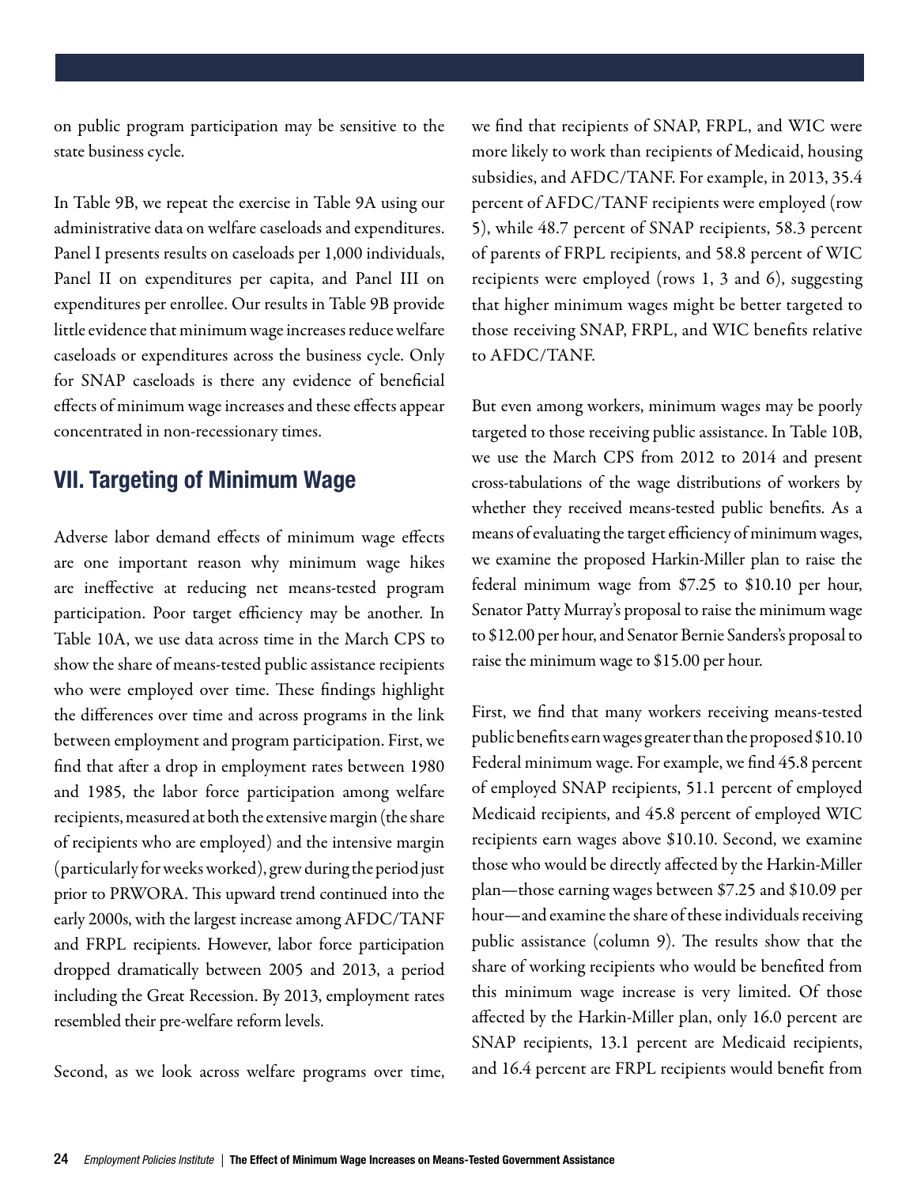on public program participation may be sensitive to the state business cycle.

In Table 9B, we repeat the exercise in Table 9A using our administrative data on welfare caseloads and expenditures. Panel I presents results on caseloads per 1,000 individuals, Panel II on expenditures per capita, and Panel III on expenditures per enrollee. Our results in Table 9B provide little evidence that minimum wage increases reduce welfare caseloads or expenditures across the business cycle. Only for SNAP caseloads is there any evidence of beneficial effects of minimum wage increases and these effects appear concentrated in non-recessionary times.

## VII. Targeting of Minimum Wage

Adverse labor demand effects of minimum wage effects are one important reason why minimum wage hikes are ineffective at reducing net means-tested program participation. Poor target efficiency may be another. In Table 10A, we use data across time in the March CPS to show the share of means-tested public assistance recipients who were employed over time. These findings highlight the differences over time and across programs in the link between employment and program participation. First, we find that after a drop in employment rates between 1980 and 1985, the labor force participation among welfare recipients, measured at both the extensive margin (the share of recipients who are employed) and the intensive margin (particularly for weeks worked), grew during the period just prior to PRWORA. This upward trend continued into the early 2000s, with the largest increase among AFDC/TANF and FRPL recipients. However, labor force participation dropped dramatically between 2005 and 2013, a period including the Great Recession. By 2013, employment rates resembled their pre-welfare reform levels.

Second, as we look across welfare programs over time, we find that recipients of SNAP, FRPL, and WIC were more likely to work than recipients of Medicaid, housing subsidies, and AFDC/TANF. For example, in 2013, 35.4 percent of AFDC/TANF recipients were employed (row 5), while 48.7 percent of SNAP recipients, 58.3 percent of parents of FRPL recipients, and 58.8 percent of WIC recipients were employed (rows 1, 3 and 6), suggesting that higher minimum wages might be better targeted to those receiving SNAP, FRPL, and WIC benefits relative to AFDC/TANF.

But even among workers, minimum wages may be poorly targeted to those receiving public assistance. In Table 10B, we use the March CPS from 2012 to 2014 and present cross-tabulations of the wage distributions of workers by whether they received means-tested public benefits. As a means of evaluating the target efficiency of minimum wages, we examine the proposed Harkin-Miller plan to raise the federal minimum wage from \$7.25 to \$10.10 per hour, Senator Patty Murray's proposal to raise the minimum wage to \$12.00 per hour, and Senator Bernie Sanders's proposal to raise the minimum wage to \$15.00 per hour.

First, we find that many workers receiving means-tested public benefits earn wages greater than the proposed \$10.10 Federal minimum wage. For example, we find 45.8 percent of employed SNAP recipients, 51.1 percent of employed Medicaid recipients, and 45.8 percent of employed WIC recipients earn wages above \$10.10. Second, we examine those who would be directly affected by the Harkin-Miller plan—those earning wages between \$7.25 and \$10.09 per hour—and examine the share of these individuals receiving public assistance (column 9). The results show that the share of working recipients who would be benefited from this minimum wage increase is very limited. Of those affected by the Harkin-Miller plan, only 16.0 percent are SNAP recipients, 13.1 percent are Medicaid recipients, and 16.4 percent are FRPL recipients would benefit from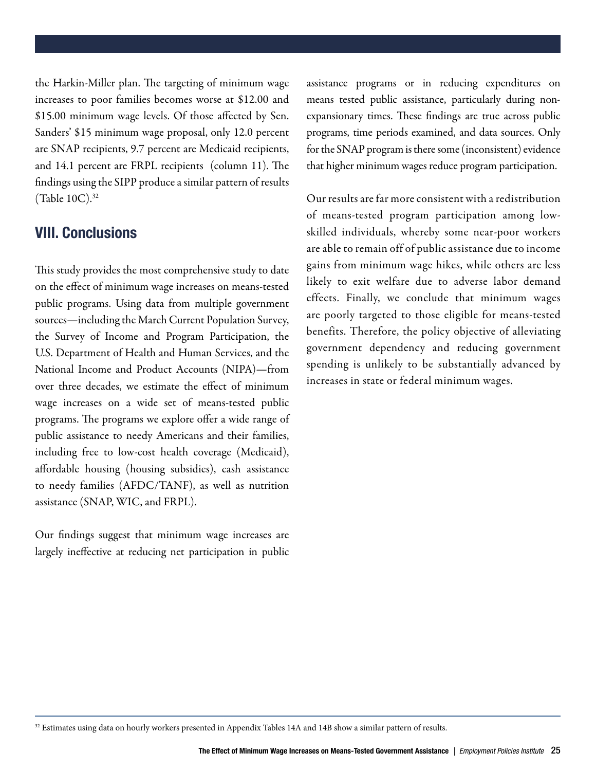the Harkin-Miller plan. The targeting of minimum wage increases to poor families becomes worse at $12.00 and $15.00 minimum wage levels. Of those affected by Sen. Sanders' $15 minimum wage proposal, only 12.0 percent are SNAP recipients, 9.7 percent are Medicaid recipients, and 14.1 percent are FRPL recipients (column 11). The findings using the SIPP produce a similar pattern of results (Table 10C).[32]

## VIII. Conclusions

This study provides the most comprehensive study to date on the effect of minimum wage increases on means-tested public programs. Using data from multiple government sources—including the March Current Population Survey, the Survey of Income and Program Participation, the U.S. Department of Health and Human Services, and the National Income and Product Accounts (NIPA)—from over three decades, we estimate the effect of minimum wage increases on a wide set of means-tested public programs. The programs we explore offer a wide range of public assistance to needy Americans and their families, including free to low-cost health coverage (Medicaid), affordable housing (housing subsidies), cash assistance to needy families (AFDC/TANF), as well as nutrition assistance (SNAP, WIC, and FRPL).

Our findings suggest that minimum wage increases are largely ineffective at reducing net participation in public assistance programs or in reducing expenditures on means tested public assistance, particularly during non-expansionary times. These findings are true across public programs, time periods examined, and data sources. Only for the SNAP program is there some (inconsistent) evidence that higher minimum wages reduce program participation.

Our results are far more consistent with a redistribution of means-tested program participation among low-skilled individuals, whereby some near-poor workers are able to remain off of public assistance due to income gains from minimum wage hikes, while others are less likely to exit welfare due to adverse labor demand effects. Finally, we conclude that minimum wages are poorly targeted to those eligible for means-tested benefits. Therefore, the policy objective of alleviating government dependency and reducing government spending is unlikely to be substantially advanced by increases in state or federal minimum wages.

[32] Estimates using data on hourly workers presented in Appendix Tables 14A and 14B show a similar pattern of results.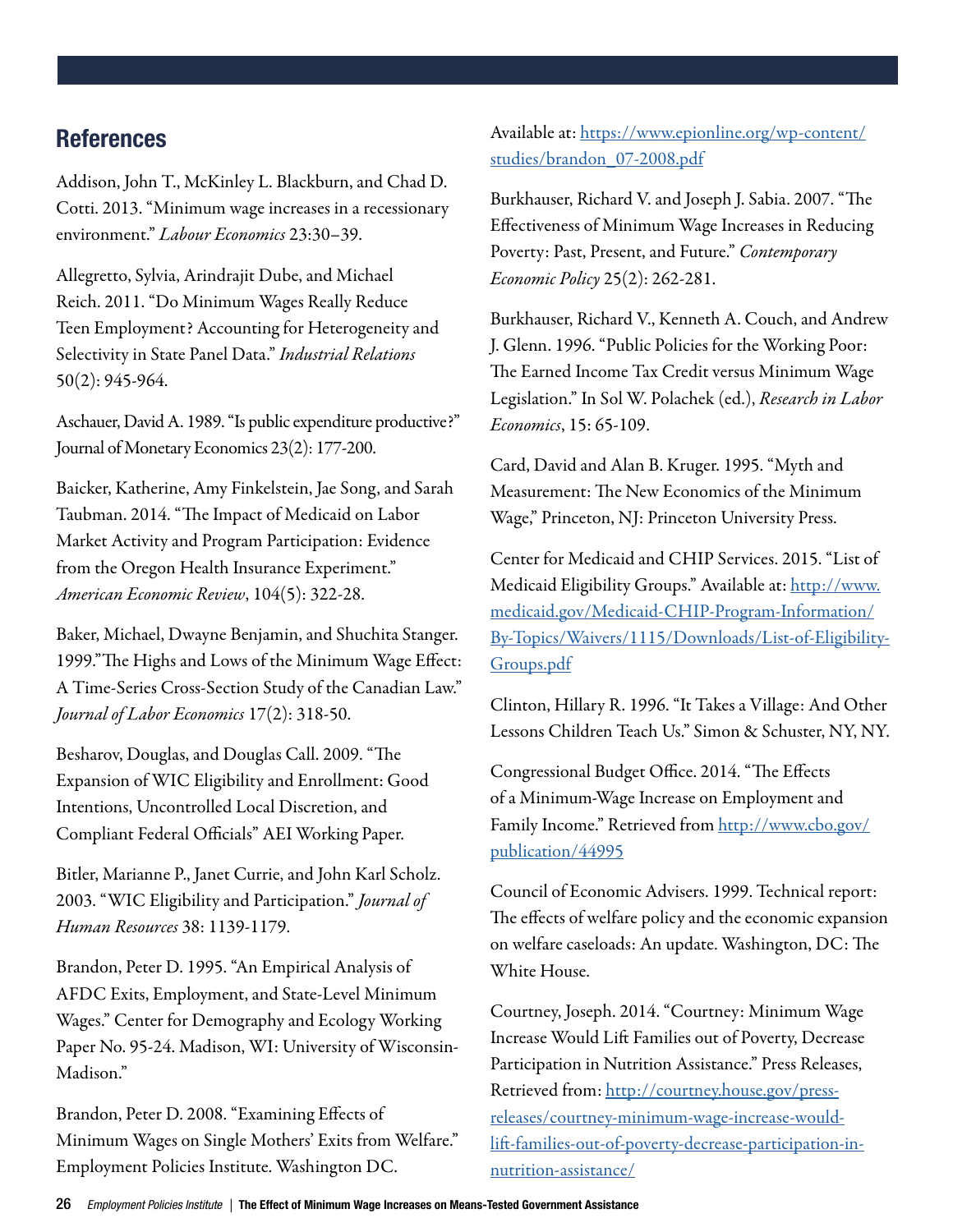## References

Addison, John T., McKinley L. Blackburn, and Chad D. Cotti. 2013. "Minimum wage increases in a recessionary environment." *Labour Economics* 23:30–39.

Allegretto, Sylvia, Arindrajit Dube, and Michael Reich. 2011. "Do Minimum Wages Really Reduce Teen Employment? Accounting for Heterogeneity and Selectivity in State Panel Data." *Industrial Relations* 50(2): 945-964.

Aschauer, David A. 1989. "Is public expenditure productive?" Journal of Monetary Economics 23(2): 177-200.

Baicker, Katherine, Amy Finkelstein, Jae Song, and Sarah Taubman. 2014. "The Impact of Medicaid on Labor Market Activity and Program Participation: Evidence from the Oregon Health Insurance Experiment." *American Economic Review*, 104(5): 322-28.

Baker, Michael, Dwayne Benjamin, and Shuchita Stanger. 1999."The Highs and Lows of the Minimum Wage Effect: A Time-Series Cross-Section Study of the Canadian Law." *Journal of Labor Economics* 17(2): 318-50.

Besharov, Douglas, and Douglas Call. 2009. "The Expansion of WIC Eligibility and Enrollment: Good Intentions, Uncontrolled Local Discretion, and Compliant Federal Officials" AEI Working Paper.

Bitler, Marianne P., Janet Currie, and John Karl Scholz. 2003. "WIC Eligibility and Participation." *Journal of Human Resources* 38: 1139-1179.

Brandon, Peter D. 1995. "An Empirical Analysis of AFDC Exits, Employment, and State-Level Minimum Wages." Center for Demography and Ecology Working Paper No. 95-24. Madison, WI: University of Wisconsin-Madison."

Brandon, Peter D. 2008. "Examining Effects of Minimum Wages on Single Mothers' Exits from Welfare." Employment Policies Institute. Washington DC. Available at: https://www.epionline.org/wp-content/studies/brandon_07-2008.pdf

Burkhauser, Richard V. and Joseph J. Sabia. 2007. "The Effectiveness of Minimum Wage Increases in Reducing Poverty: Past, Present, and Future." *Contemporary Economic Policy* 25(2): 262-281.

Burkhauser, Richard V., Kenneth A. Couch, and Andrew J. Glenn. 1996. "Public Policies for the Working Poor: The Earned Income Tax Credit versus Minimum Wage Legislation." In Sol W. Polachek (ed.), *Research in Labor Economics*, 15: 65-109.

Card, David and Alan B. Kruger. 1995. "Myth and Measurement: The New Economics of the Minimum Wage," Princeton, NJ: Princeton University Press.

Center for Medicaid and CHIP Services. 2015. "List of Medicaid Eligibility Groups." Available at: http://www.medicaid.gov/Medicaid-CHIP-Program-Information/By-Topics/Waivers/1115/Downloads/List-of-Eligibility-Groups.pdf

Clinton, Hillary R. 1996. "It Takes a Village: And Other Lessons Children Teach Us." Simon & Schuster, NY, NY.

Congressional Budget Office. 2014. "The Effects of a Minimum-Wage Increase on Employment and Family Income." Retrieved from http://www.cbo.gov/publication/44995

Council of Economic Advisers. 1999. Technical report: The effects of welfare policy and the economic expansion on welfare caseloads: An update. Washington, DC: The White House.

Courtney, Joseph. 2014. "Courtney: Minimum Wage Increase Would Lift Families out of Poverty, Decrease Participation in Nutrition Assistance." Press Releases, Retrieved from: http://courtney.house.gov/press-releases/courtney-minimum-wage-increase-would-lift-families-out-of-poverty-decrease-participation-in-nutrition-assistance/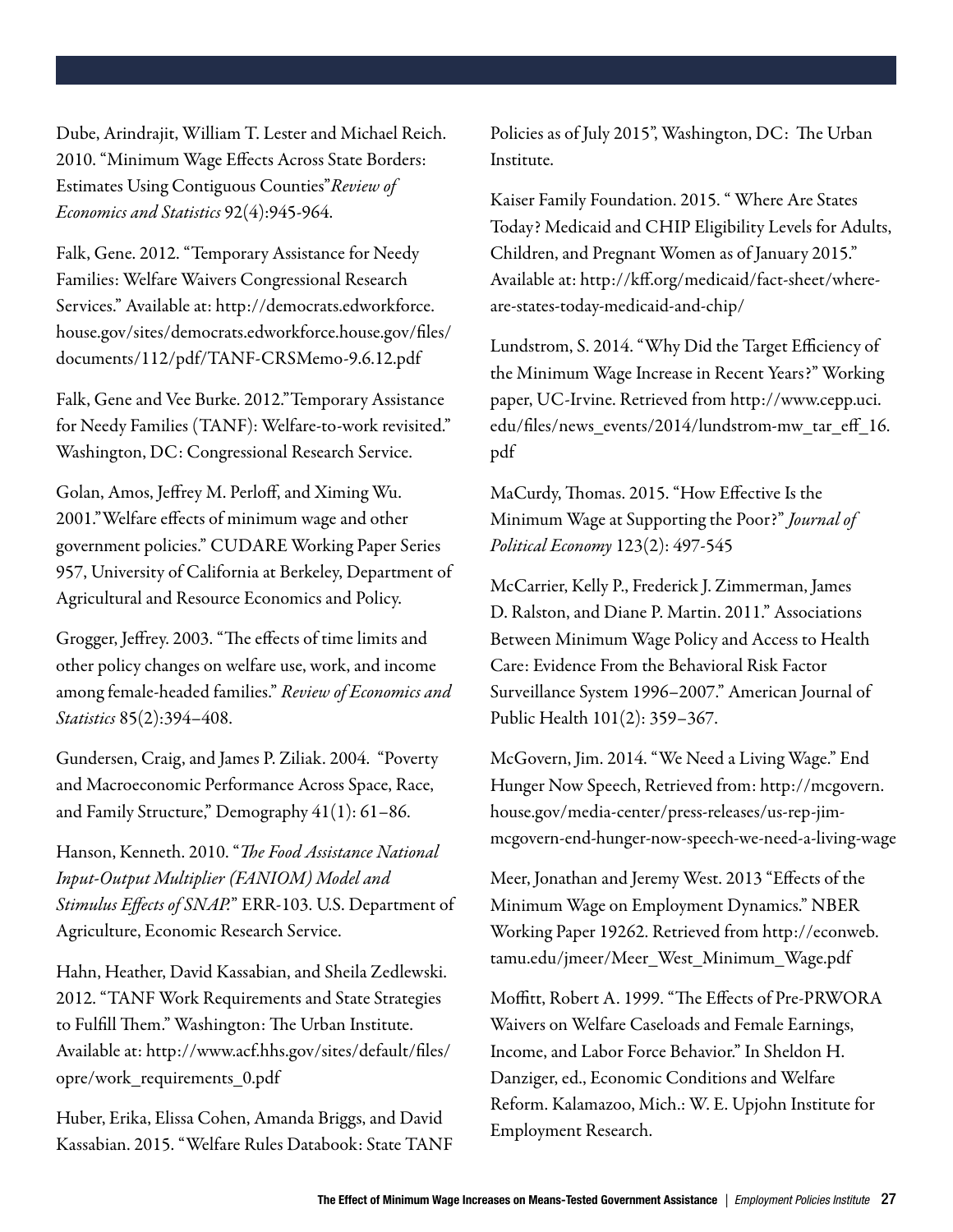Dube, Arindrajit, William T. Lester and Michael Reich. 2010. "Minimum Wage Effects Across State Borders: Estimates Using Contiguous Counties" *Review of Economics and Statistics* 92(4):945-964.

Falk, Gene. 2012. "Temporary Assistance for Needy Families: Welfare Waivers Congressional Research Services." Available at: http://democrats.edworkforce.house.gov/sites/democrats.edworkforce.house.gov/files/documents/112/pdf/TANF-CRSMemo-9.6.12.pdf

Falk, Gene and Vee Burke. 2012."Temporary Assistance for Needy Families (TANF): Welfare-to-work revisited." Washington, DC: Congressional Research Service.

Golan, Amos, Jeffrey M. Perloff, and Ximing Wu. 2001."Welfare effects of minimum wage and other government policies." CUDARE Working Paper Series 957, University of California at Berkeley, Department of Agricultural and Resource Economics and Policy.

Grogger, Jeffrey. 2003. "The effects of time limits and other policy changes on welfare use, work, and income among female-headed families." *Review of Economics and Statistics* 85(2):394–408.

Gundersen, Craig, and James P. Ziliak. 2004. "Poverty and Macroeconomic Performance Across Space, Race, and Family Structure," Demography 41(1): 61–86.

Hanson, Kenneth. 2010. "*The Food Assistance National Input-Output Multiplier (FANIOM) Model and Stimulus Effects of SNAP.*" ERR-103. U.S. Department of Agriculture, Economic Research Service.

Hahn, Heather, David Kassabian, and Sheila Zedlewski. 2012. "TANF Work Requirements and State Strategies to Fulfill Them." Washington: The Urban Institute. Available at: http://www.acf.hhs.gov/sites/default/files/opre/work_requirements_0.pdf

Huber, Erika, Elissa Cohen, Amanda Briggs, and David Kassabian. 2015. "Welfare Rules Databook: State TANF Policies as of July 2015", Washington, DC: The Urban Institute.

Kaiser Family Foundation. 2015. " Where Are States Today? Medicaid and CHIP Eligibility Levels for Adults, Children, and Pregnant Women as of January 2015." Available at: http://kff.org/medicaid/fact-sheet/where-are-states-today-medicaid-and-chip/

Lundstrom, S. 2014. "Why Did the Target Efficiency of the Minimum Wage Increase in Recent Years?" Working paper, UC-Irvine. Retrieved from http://www.cepp.uci.edu/files/news_events/2014/lundstrom-mw_tar_eff_16.pdf

MaCurdy, Thomas. 2015. "How Effective Is the Minimum Wage at Supporting the Poor?" *Journal of Political Economy* 123(2): 497-545

McCarrier, Kelly P., Frederick J. Zimmerman, James D. Ralston, and Diane P. Martin. 2011." Associations Between Minimum Wage Policy and Access to Health Care: Evidence From the Behavioral Risk Factor Surveillance System 1996–2007." American Journal of Public Health 101(2): 359–367.

McGovern, Jim. 2014. "We Need a Living Wage." End Hunger Now Speech, Retrieved from: http://mcgovern.house.gov/media-center/press-releases/us-rep-jim-mcgovern-end-hunger-now-speech-we-need-a-living-wage

Meer, Jonathan and Jeremy West. 2013 "Effects of the Minimum Wage on Employment Dynamics." NBER Working Paper 19262. Retrieved from http://econweb.tamu.edu/jmeer/Meer_West_Minimum_Wage.pdf

Moffitt, Robert A. 1999. "The Effects of Pre-PRWORA Waivers on Welfare Caseloads and Female Earnings, Income, and Labor Force Behavior." In Sheldon H. Danziger, ed., Economic Conditions and Welfare Reform. Kalamazoo, Mich.: W. E. Upjohn Institute for Employment Research.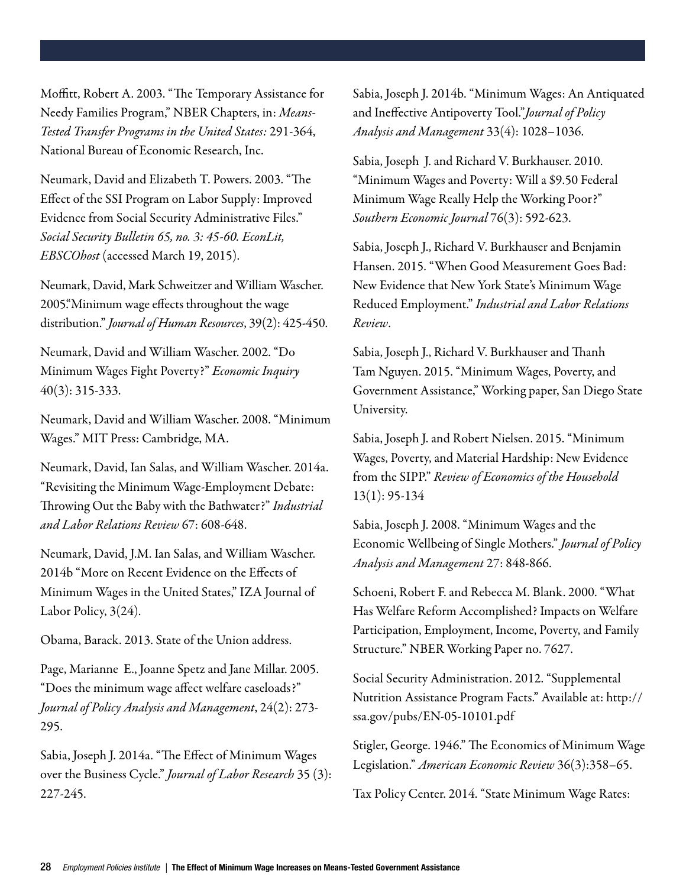Moffitt, Robert A. 2003. "The Temporary Assistance for Needy Families Program," NBER Chapters, in: *Means-Tested Transfer Programs in the United States:* 291-364, National Bureau of Economic Research, Inc.

Neumark, David and Elizabeth T. Powers. 2003. "The Effect of the SSI Program on Labor Supply: Improved Evidence from Social Security Administrative Files." *Social Security Bulletin 65, no. 3: 45-60. EconLit, EBSCOhost* (accessed March 19, 2015).

Neumark, David, Mark Schweitzer and William Wascher. 2005."Minimum wage effects throughout the wage distribution." *Journal of Human Resources*, 39(2): 425-450.

Neumark, David and William Wascher. 2002. "Do Minimum Wages Fight Poverty?" *Economic Inquiry* 40(3): 315-333.

Neumark, David and William Wascher. 2008. "Minimum Wages." MIT Press: Cambridge, MA.

Neumark, David, Ian Salas, and William Wascher. 2014a. "Revisiting the Minimum Wage-Employment Debate: Throwing Out the Baby with the Bathwater?" *Industrial and Labor Relations Review* 67: 608-648.

Neumark, David, J.M. Ian Salas, and William Wascher. 2014b "More on Recent Evidence on the Effects of Minimum Wages in the United States," IZA Journal of Labor Policy, 3(24).

Obama, Barack. 2013. State of the Union address.

Page, Marianne E., Joanne Spetz and Jane Millar. 2005. "Does the minimum wage affect welfare caseloads?" *Journal of Policy Analysis and Management*, 24(2): 273-295.

Sabia, Joseph J. 2014a. "The Effect of Minimum Wages over the Business Cycle." *Journal of Labor Research* 35 (3): 227-245.

Sabia, Joseph J. 2014b. "Minimum Wages: An Antiquated and Ineffective Antipoverty Tool."*Journal of Policy Analysis and Management* 33(4): 1028–1036.

Sabia, Joseph J. and Richard V. Burkhauser. 2010. "Minimum Wages and Poverty: Will a $9.50 Federal Minimum Wage Really Help the Working Poor?" *Southern Economic Journal* 76(3): 592-623.

Sabia, Joseph J., Richard V. Burkhauser and Benjamin Hansen. 2015. "When Good Measurement Goes Bad: New Evidence that New York State's Minimum Wage Reduced Employment." *Industrial and Labor Relations Review*.

Sabia, Joseph J., Richard V. Burkhauser and Thanh Tam Nguyen. 2015. "Minimum Wages, Poverty, and Government Assistance," Working paper, San Diego State University.

Sabia, Joseph J. and Robert Nielsen. 2015. "Minimum Wages, Poverty, and Material Hardship: New Evidence from the SIPP." *Review of Economics of the Household* 13(1): 95-134

Sabia, Joseph J. 2008. "Minimum Wages and the Economic Wellbeing of Single Mothers." *Journal of Policy Analysis and Management* 27: 848-866.

Schoeni, Robert F. and Rebecca M. Blank. 2000. "What Has Welfare Reform Accomplished? Impacts on Welfare Participation, Employment, Income, Poverty, and Family Structure." NBER Working Paper no. 7627.

Social Security Administration. 2012. "Supplemental Nutrition Assistance Program Facts." Available at: http://ssa.gov/pubs/EN-05-10101.pdf

Stigler, George. 1946." The Economics of Minimum Wage Legislation." *American Economic Review* 36(3):358–65.

Tax Policy Center. 2014. "State Minimum Wage Rates: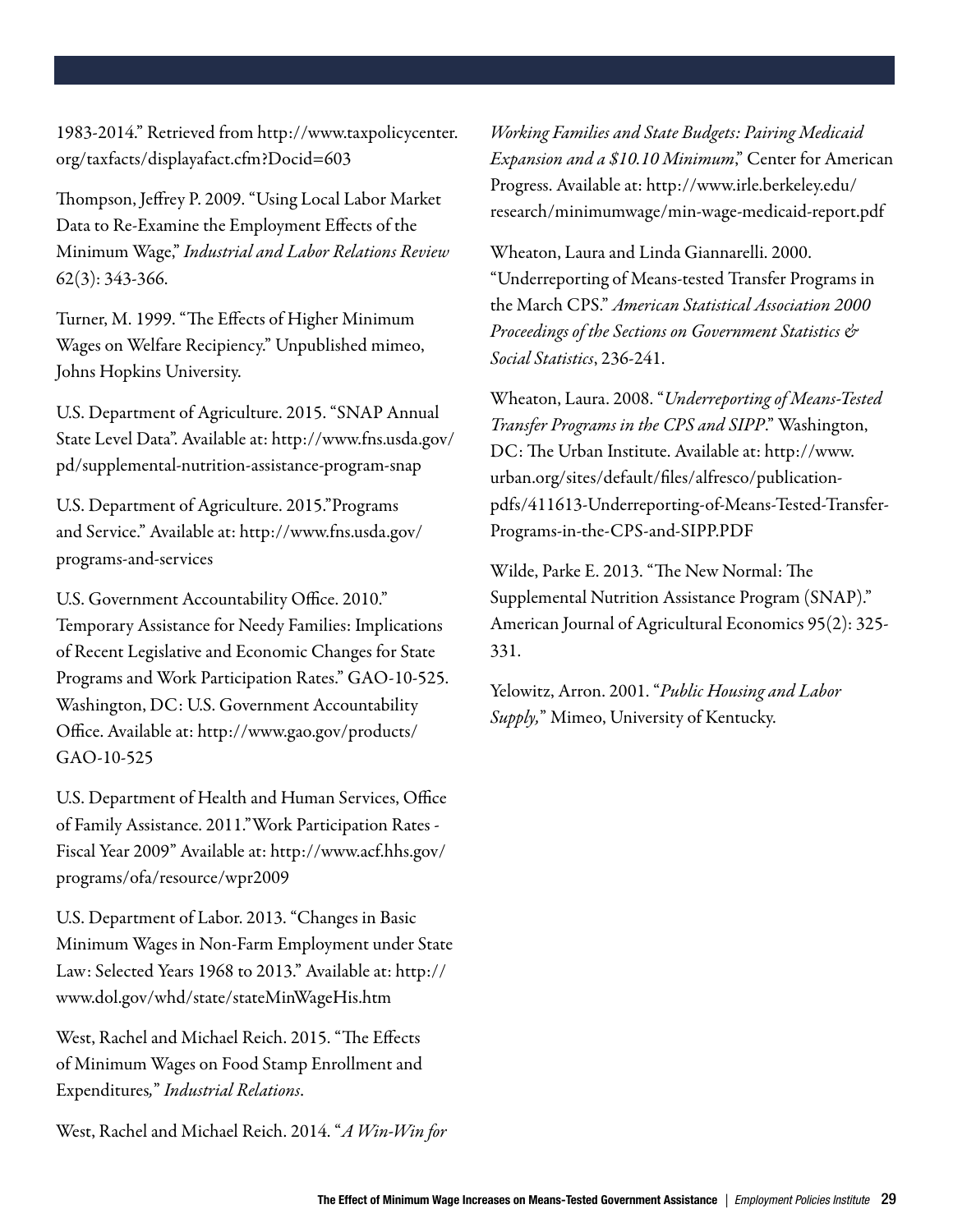1983-2014." Retrieved from http://www.taxpolicycenter.org/taxfacts/displayafact.cfm?Docid=603

Thompson, Jeffrey P. 2009. "Using Local Labor Market Data to Re-Examine the Employment Effects of the Minimum Wage," *Industrial and Labor Relations Review* 62(3): 343-366.

Turner, M. 1999. "The Effects of Higher Minimum Wages on Welfare Recipiency." Unpublished mimeo, Johns Hopkins University.

U.S. Department of Agriculture. 2015. "SNAP Annual State Level Data". Available at: http://www.fns.usda.gov/pd/supplemental-nutrition-assistance-program-snap

U.S. Department of Agriculture. 2015."Programs and Service." Available at: http://www.fns.usda.gov/programs-and-services

U.S. Government Accountability Office. 2010." Temporary Assistance for Needy Families: Implications of Recent Legislative and Economic Changes for State Programs and Work Participation Rates." GAO-10-525. Washington, DC: U.S. Government Accountability Office. Available at: http://www.gao.gov/products/GAO-10-525

U.S. Department of Health and Human Services, Office of Family Assistance. 2011."Work Participation Rates - Fiscal Year 2009" Available at: http://www.acf.hhs.gov/programs/ofa/resource/wpr2009

U.S. Department of Labor. 2013. "Changes in Basic Minimum Wages in Non-Farm Employment under State Law: Selected Years 1968 to 2013." Available at: http://www.dol.gov/whd/state/stateMinWageHis.htm

West, Rachel and Michael Reich. 2015. "The Effects of Minimum Wages on Food Stamp Enrollment and Expenditures," *Industrial Relations*.

West, Rachel and Michael Reich. 2014. "*A Win-Win for Working Families and State Budgets: Pairing Medicaid Expansion and a $10.10 Minimum*," Center for American Progress. Available at: http://www.irle.berkeley.edu/research/minimumwage/min-wage-medicaid-report.pdf

Wheaton, Laura and Linda Giannarelli. 2000. "Underreporting of Means-tested Transfer Programs in the March CPS." *American Statistical Association 2000 Proceedings of the Sections on Government Statistics & Social Statistics*, 236-241.

Wheaton, Laura. 2008. "*Underreporting of Means-Tested Transfer Programs in the CPS and SIPP*." Washington, DC: The Urban Institute. Available at: http://www.urban.org/sites/default/files/alfresco/publication-pdfs/411613-Underreporting-of-Means-Tested-Transfer-Programs-in-the-CPS-and-SIPP.PDF

Wilde, Parke E. 2013. "The New Normal: The Supplemental Nutrition Assistance Program (SNAP)." American Journal of Agricultural Economics 95(2): 325-331.

Yelowitz, Arron. 2001. "*Public Housing and Labor Supply,*" Mimeo, University of Kentucky.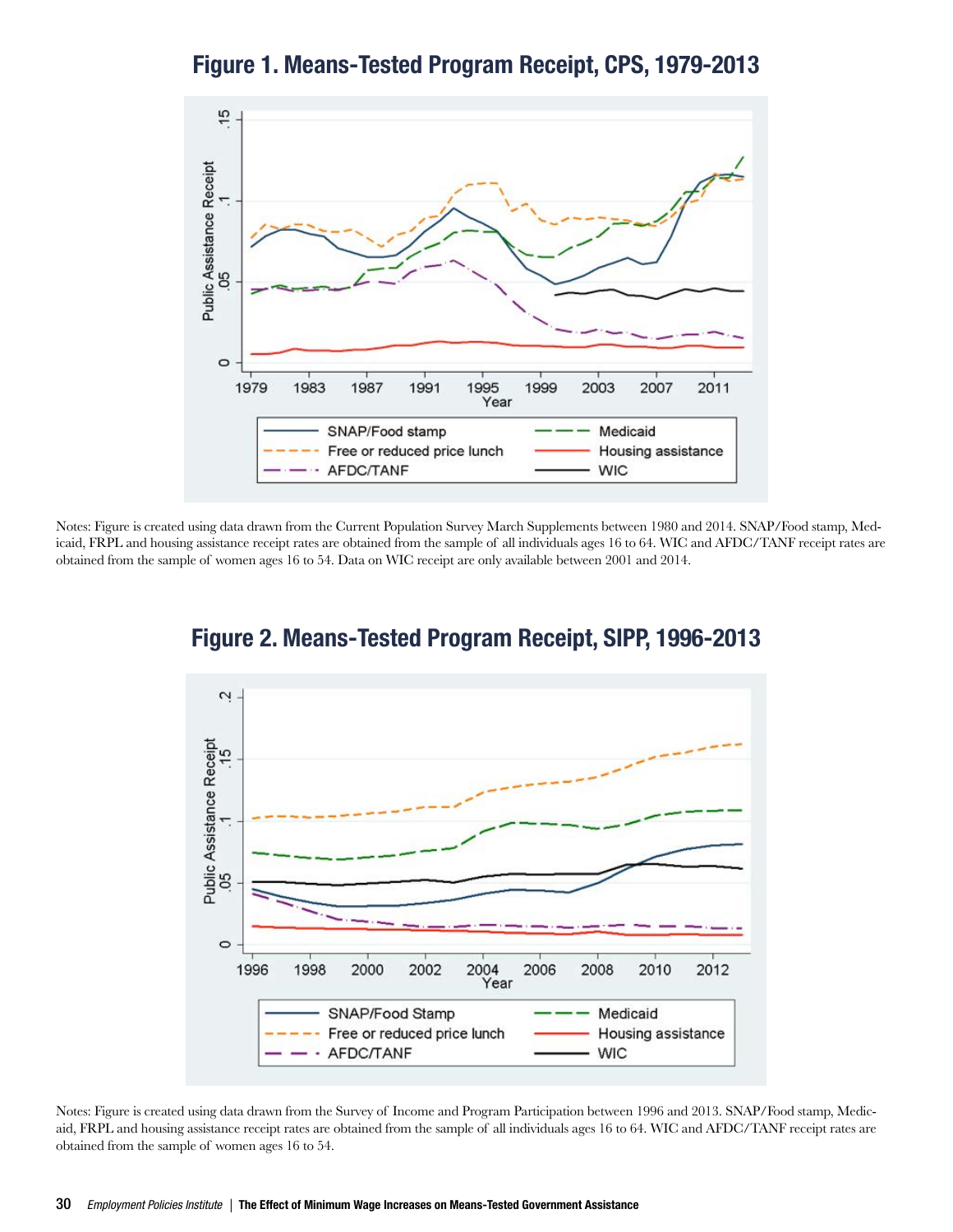## Figure 1. Means-Tested Program Receipt, CPS, 1979-2013

Notes: Figure is created using data drawn from the Current Population Survey March Supplements between 1980 and 2014. SNAP/Food stamp, Medicaid, FRPL and housing assistance receipt rates are obtained from the sample of all individuals ages 16 to 64. WIC and AFDC/TANF receipt rates are obtained from the sample of women ages 16 to 54. Data on WIC receipt are only available between 2001 and 2014.

## Figure 2. Means-Tested Program Receipt, SIPP, 1996-2013

Notes: Figure is created using data drawn from the Survey of Income and Program Participation between 1996 and 2013. SNAP/Food stamp, Medicaid, FRPL and housing assistance receipt rates are obtained from the sample of all individuals ages 16 to 64. WIC and AFDC/TANF receipt rates are obtained from the sample of women ages 16 to 54.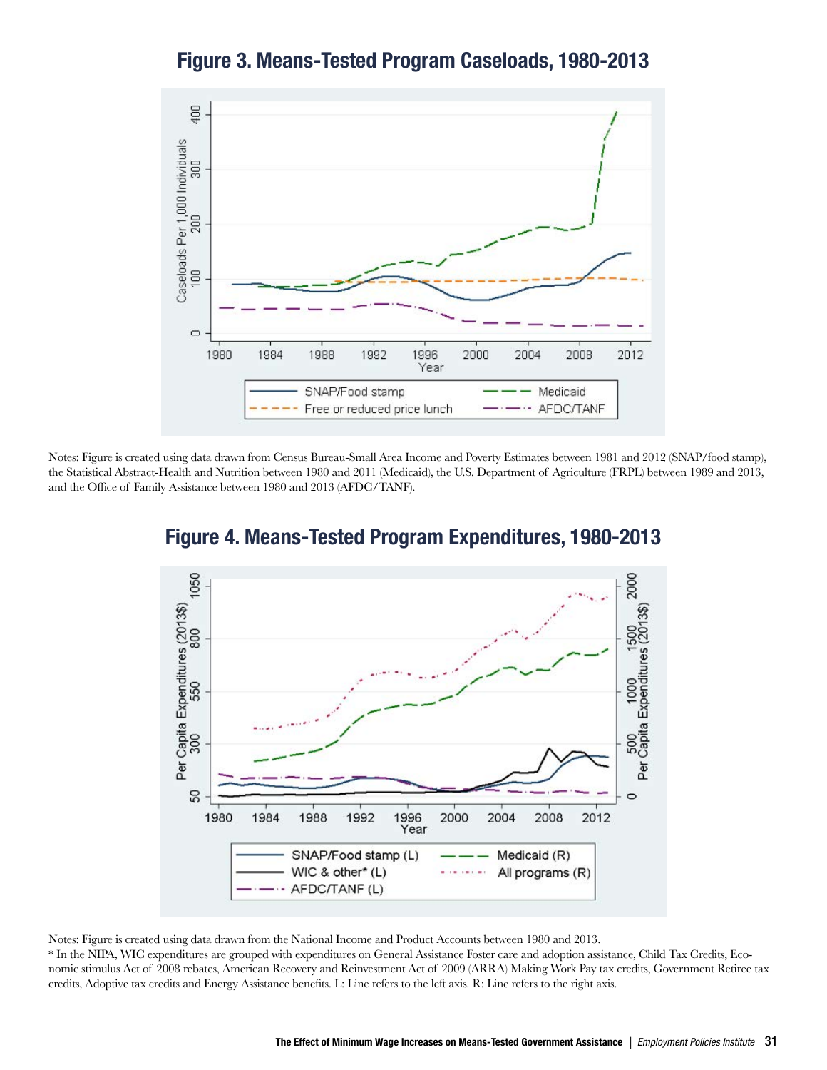## Figure 3. Means-Tested Program Caseloads, 1980-2013

Notes: Figure is created using data drawn from Census Bureau-Small Area Income and Poverty Estimates between 1981 and 2012 (SNAP/food stamp), the Statistical Abstract-Health and Nutrition between 1980 and 2011 (Medicaid), the U.S. Department of Agriculture (FRPL) between 1989 and 2013, and the Office of Family Assistance between 1980 and 2013 (AFDC/TANF).

## Figure 4. Means-Tested Program Expenditures, 1980-2013

Notes: Figure is created using data drawn from the National Income and Product Accounts between 1980 and 2013.

* In the NIPA, WIC expenditures are grouped with expenditures on General Assistance Foster care and adoption assistance, Child Tax Credits, Economic stimulus Act of 2008 rebates, American Recovery and Reinvestment Act of 2009 (ARRA) Making Work Pay tax credits, Government Retiree tax credits, Adoptive tax credits and Energy Assistance benefits. L: Line refers to the left axis. R: Line refers to the right axis.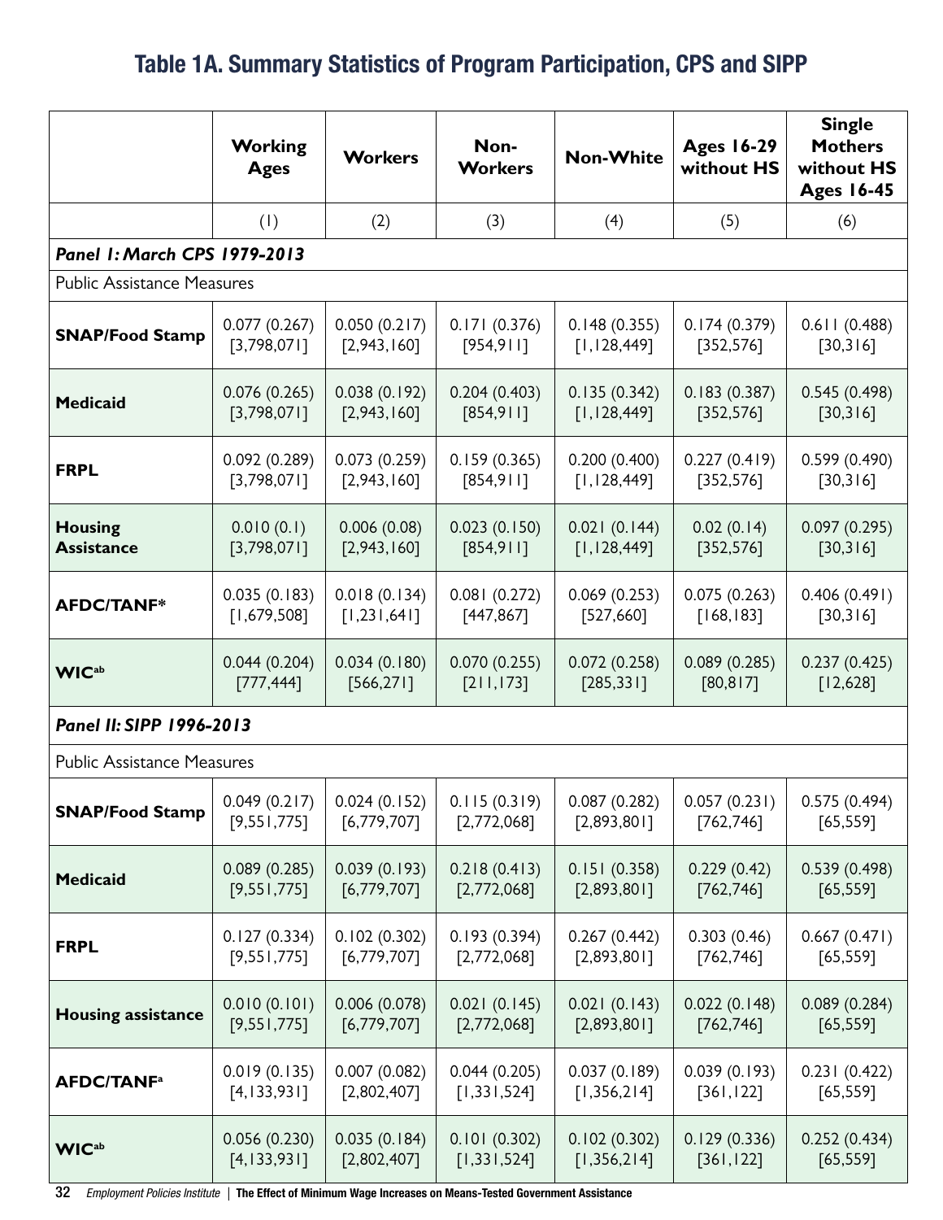## Table 1A. Summary Statistics of Program Participation, CPS and SIPP

| | Working Ages | Workers | Non-Workers | Non-White | Ages 16-29 without HS | Single Mothers without HS Ages 16-45 |
|---|---|---|---|---|---|---|
| | (1) | (2) | (3) | (4) | (5) | (6) |
| ***Panel I: March CPS 1979-2013*** | | | | | | |
| Public Assistance Measures | | | | | | |
| **SNAP/Food Stamp** | 0.077 (0.267) [3,798,071] | 0.050 (0.217) [2,943,160] | 0.171 (0.376) [954,911] | 0.148 (0.355) [1,128,449] | 0.174 (0.379) [352,576] | 0.611 (0.488) [30,316] |
| **Medicaid** | 0.076 (0.265) [3,798,071] | 0.038 (0.192) [2,943,160] | 0.204 (0.403) [854,911] | 0.135 (0.342) [1,128,449] | 0.183 (0.387) [352,576] | 0.545 (0.498) [30,316] |
| **FRPL** | 0.092 (0.289) [3,798,071] | 0.073 (0.259) [2,943,160] | 0.159 (0.365) [854,911] | 0.200 (0.400) [1,128,449] | 0.227 (0.419) [352,576] | 0.599 (0.490) [30,316] |
| **Housing Assistance** | 0.010 (0.1) [3,798,071] | 0.006 (0.08) [2,943,160] | 0.023 (0.150) [854,911] | 0.021 (0.144) [1,128,449] | 0.02 (0.14) [352,576] | 0.097 (0.295) [30,316] |
| **AFDC/TANF*** | 0.035 (0.183) [1,679,508] | 0.018 (0.134) [1,231,641] | 0.081 (0.272) [447,867] | 0.069 (0.253) [527,660] | 0.075 (0.263) [168,183] | 0.406 (0.491) [30,316] |
| **WIC**[ab] | 0.044 (0.204) [777,444] | 0.034 (0.180) [566,271] | 0.070 (0.255) [211,173] | 0.072 (0.258) [285,331] | 0.089 (0.285) [80,817] | 0.237 (0.425) [12,628] |
| ***Panel II: SIPP 1996-2013*** | | | | | | |
| Public Assistance Measures | | | | | | |
| **SNAP/Food Stamp** | 0.049 (0.217) [9,551,775] | 0.024 (0.152) [6,779,707] | 0.115 (0.319) [2,772,068] | 0.087 (0.282) [2,893,801] | 0.057 (0.231) [762,746] | 0.575 (0.494) [65,559] |
| **Medicaid** | 0.089 (0.285) [9,551,775] | 0.039 (0.193) [6,779,707] | 0.218 (0.413) [2,772,068] | 0.151 (0.358) [2,893,801] | 0.229 (0.42) [762,746] | 0.539 (0.498) [65,559] |
| **FRPL** | 0.127 (0.334) [9,551,775] | 0.102 (0.302) [6,779,707] | 0.193 (0.394) [2,772,068] | 0.267 (0.442) [2,893,801] | 0.303 (0.46) [762,746] | 0.667 (0.471) [65,559] |
| **Housing assistance** | 0.010 (0.101) [9,551,775] | 0.006 (0.078) [6,779,707] | 0.021 (0.145) [2,772,068] | 0.021 (0.143) [2,893,801] | 0.022 (0.148) [762,746] | 0.089 (0.284) [65,559] |
| **AFDC/TANF**[a] | 0.019 (0.135) [4,133,931] | 0.007 (0.082) [2,802,407] | 0.044 (0.205) [1,331,524] | 0.037 (0.189) [1,356,214] | 0.039 (0.193) [361,122] | 0.231 (0.422) [65,559] |
| **WIC**[ab] | 0.056 (0.230) [4,133,931] | 0.035 (0.184) [2,802,407] | 0.101 (0.302) [1,331,524] | 0.102 (0.302) [1,356,214] | 0.129 (0.336) [361,122] | 0.252 (0.434) [65,559] |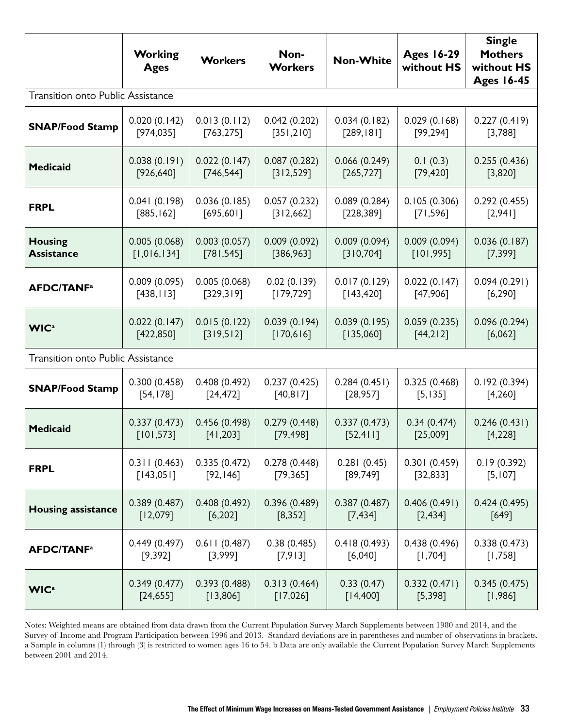| | Working Ages | Workers | Non-Workers | Non-White | Ages 16-29 without HS | Single Mothers without HS Ages 16-45 |
|---|---|---|---|---|---|---|
| Transition onto Public Assistance | | | | | | |
| **SNAP/Food Stamp** | 0.020 (0.142) [974,035] | 0.013 (0.112) [763,275] | 0.042 (0.202) [351,210] | 0.034 (0.182) [289,181] | 0.029 (0.168) [99,294] | 0.227 (0.419) [3,788] |
| **Medicaid** | 0.038 (0.191) [926,640] | 0.022 (0.147) [746,544] | 0.087 (0.282) [312,529] | 0.066 (0.249) [265,727] | 0.1 (0.3) [79,420] | 0.255 (0.436) [3,820] |
| **FRPL** | 0.041 (0.198) [885,162] | 0.036 (0.185) [695,601] | 0.057 (0.232) [312,662] | 0.089 (0.284) [228,389] | 0.105 (0.306) [71,596] | 0.292 (0.455) [2,941] |
| **Housing Assistance** | 0.005 (0.068) [1,016,134] | 0.003 (0.057) [781,545] | 0.009 (0.092) [386,963] | 0.009 (0.094) [310,704] | 0.009 (0.094) [101,995] | 0.036 (0.187) [7,399] |
| **AFDC/TANF[a]** | 0.009 (0.095) [438,113] | 0.005 (0.068) [329,319] | 0.02 (0.139) [179,729] | 0.017 (0.129) [143,420] | 0.022 (0.147) [47,906] | 0.094 (0.291) [6,290] |
| **WIC[a]** | 0.022 (0.147) [422,850] | 0.015 (0.122) [319,512] | 0.039 (0.194) [170,616] | 0.039 (0.195) [135,060] | 0.059 (0.235) [44,212] | 0.096 (0.294) [6,062] |
| Transition onto Public Assistance | | | | | | |
| **SNAP/Food Stamp** | 0.300 (0.458) [54,178] | 0.408 (0.492) [24,472] | 0.237 (0.425) [40,817] | 0.284 (0.451) [28,957] | 0.325 (0.468) [5,135] | 0.192 (0.394) [4,260] |
| **Medicaid** | 0.337 (0.473) [101,573] | 0.456 (0.498) [41,203] | 0.279 (0.448) [79,498] | 0.337 (0.473) [52,411] | 0.34 (0.474) [25,009] | 0.246 (0.431) [4,228] |
| **FRPL** | 0.311 (0.463) [143,051] | 0.335 (0.472) [92,146] | 0.278 (0.448) [79,365] | 0.281 (0.45) [89,749] | 0.301 (0.459) [32,833] | 0.19 (0.392) [5,107] |
| **Housing assistance** | 0.389 (0.487) [12,079] | 0.408 (0.492) [6,202] | 0.396 (0.489) [8,352] | 0.387 (0.487) [7,434] | 0.406 (0.491) [2,434] | 0.424 (0.495) [649] |
| **AFDC/TANF[a]** | 0.449 (0.497) [9,392] | 0.611 (0.487) [3,999] | 0.38 (0.485) [7,913] | 0.418 (0.493) [6,040] | 0.438 (0.496) [1,704] | 0.338 (0.473) [1,758] |
| **WIC[a]** | 0.349 (0.477) [24,655] | 0.393 (0.488) [13,806] | 0.313 (0.464) [17,026] | 0.33 (0.47) [14,400] | 0.332 (0.471) [5,398] | 0.345 (0.475) [1,986] |

Notes: Weighted means are obtained from data drawn from the Current Population Survey March Supplements between 1980 and 2014, and the Survey of Income and Program Participation between 1996 and 2013. Standard deviations are in parentheses and number of observations in brackets. a Sample in columns (1) through (3) is restricted to women ages 16 to 54. b Data are only available the Current Population Survey March Supplements between 2001 and 2014.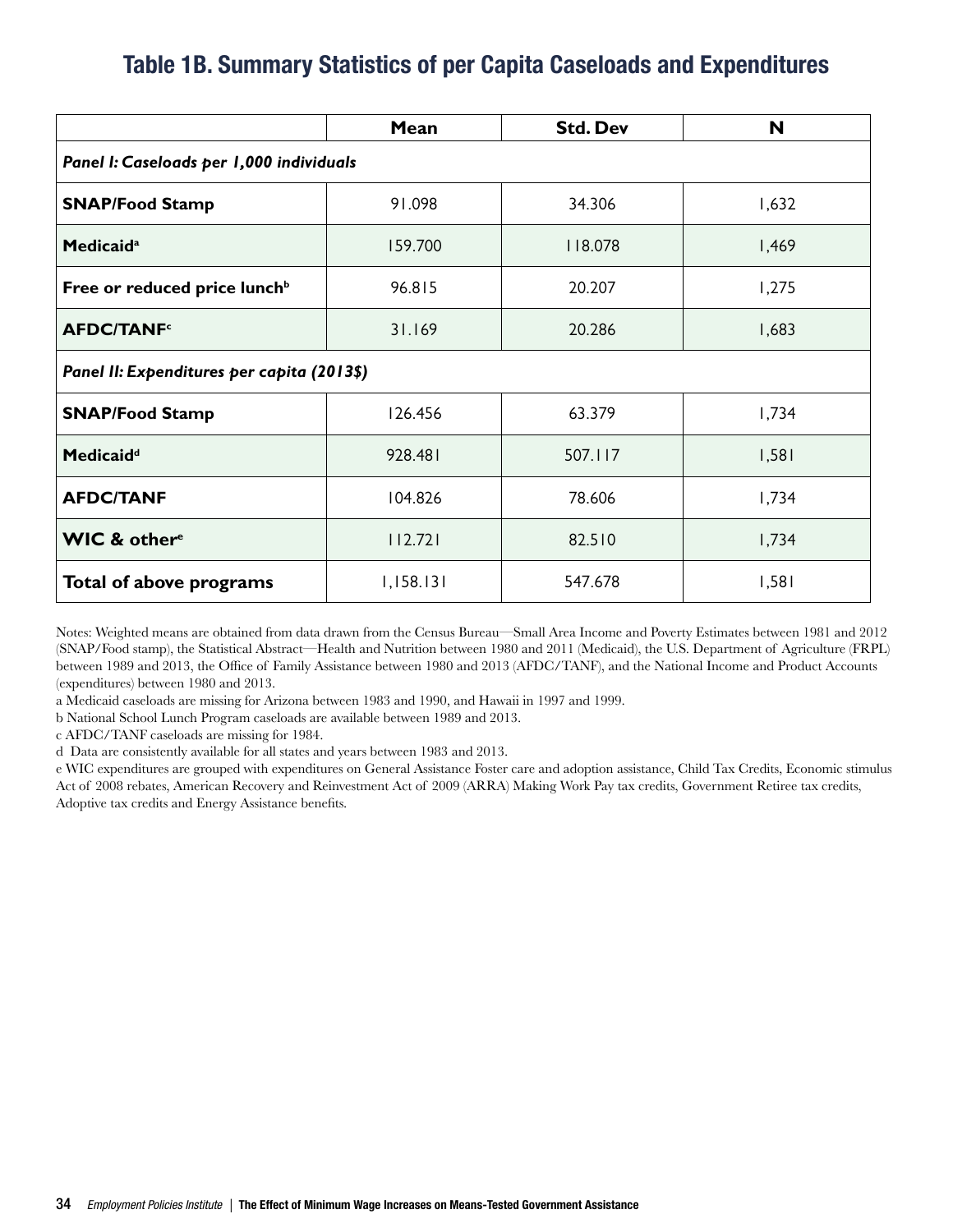## Table 1B. Summary Statistics of per Capita Caseloads and Expenditures

| | Mean | Std. Dev | N |
|---|---|---|---|
| *Panel I: Caseloads per 1,000 individuals* | | | |
| **SNAP/Food Stamp** | 91.098 | 34.306 | 1,632 |
| **Medicaid**[a] | 159.700 | 118.078 | 1,469 |
| **Free or reduced price lunch**[b] | 96.815 | 20.207 | 1,275 |
| **AFDC/TANF**[c] | 31.169 | 20.286 | 1,683 |
| *Panel II: Expenditures per capita (2013$)* | | | |
| **SNAP/Food Stamp** | 126.456 | 63.379 | 1,734 |
| **Medicaid**[d] | 928.481 | 507.117 | 1,581 |
| **AFDC/TANF** | 104.826 | 78.606 | 1,734 |
| **WIC & other**[e] | 112.721 | 82.510 | 1,734 |
| **Total of above programs** | 1,158.131 | 547.678 | 1,581 |

Notes: Weighted means are obtained from data drawn from the Census Bureau—Small Area Income and Poverty Estimates between 1981 and 2012 (SNAP/Food stamp), the Statistical Abstract—Health and Nutrition between 1980 and 2011 (Medicaid), the U.S. Department of Agriculture (FRPL) between 1989 and 2013, the Office of Family Assistance between 1980 and 2013 (AFDC/TANF), and the National Income and Product Accounts (expenditures) between 1980 and 2013.

a Medicaid caseloads are missing for Arizona between 1983 and 1990, and Hawaii in 1997 and 1999.

b National School Lunch Program caseloads are available between 1989 and 2013.

c AFDC/TANF caseloads are missing for 1984.

d Data are consistently available for all states and years between 1983 and 2013.

e WIC expenditures are grouped with expenditures on General Assistance Foster care and adoption assistance, Child Tax Credits, Economic stimulus Act of 2008 rebates, American Recovery and Reinvestment Act of 2009 (ARRA) Making Work Pay tax credits, Government Retiree tax credits, Adoptive tax credits and Energy Assistance benefits.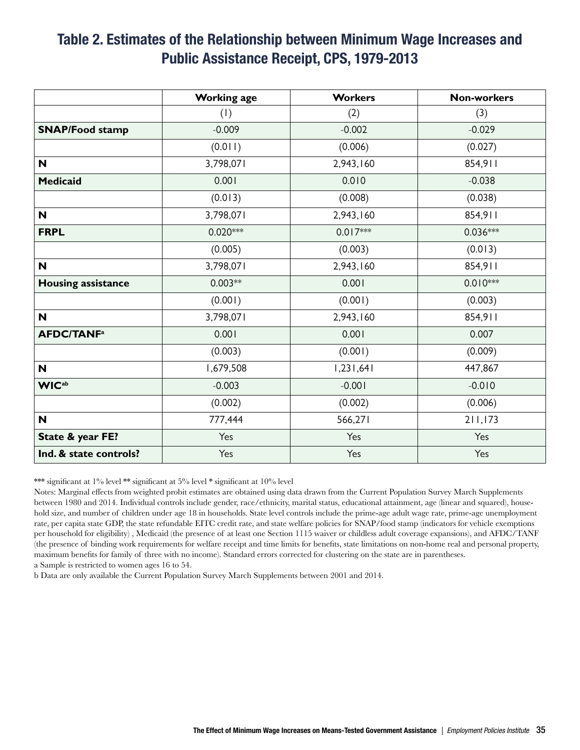## Table 2. Estimates of the Relationship between Minimum Wage Increases and Public Assistance Receipt, CPS, 1979-2013

| | **Working age** | **Workers** | **Non-workers** |
|---|---|---|---|
| | (1) | (2) | (3) |
| **SNAP/Food stamp** | -0.009 | -0.002 | -0.029 |
| | (0.011) | (0.006) | (0.027) |
| **N** | 3,798,071 | 2,943,160 | 854,911 |
| **Medicaid** | 0.001 | 0.010 | -0.038 |
| | (0.013) | (0.008) | (0.038) |
| **N** | 3,798,071 | 2,943,160 | 854,911 |
| **FRPL** | 0.020*** | 0.017*** | 0.036*** |
| | (0.005) | (0.003) | (0.013) |
| **N** | 3,798,071 | 2,943,160 | 854,911 |
| **Housing assistance** | 0.003** | 0.001 | 0.010*** |
| | (0.001) | (0.001) | (0.003) |
| **N** | 3,798,071 | 2,943,160 | 854,911 |
| **AFDC/TANF**[a] | 0.001 | 0.001 | 0.007 |
| | (0.003) | (0.001) | (0.009) |
| **N** | 1,679,508 | 1,231,641 | 447,867 |
| **WIC**[ab] | -0.003 | -0.001 | -0.010 |
| | (0.002) | (0.002) | (0.006) |
| **N** | 777,444 | 566,271 | 211,173 |
| **State & year FE?** | Yes | Yes | Yes |
| **Ind. & state controls?** | Yes | Yes | Yes |

*** significant at 1% level ** significant at 5% level * significant at 10% level

Notes: Marginal effects from weighted probit estimates are obtained using data drawn from the Current Population Survey March Supplements between 1980 and 2014. Individual controls include gender, race/ethnicity, marital status, educational attainment, age (linear and squared), household size, and number of children under age 18 in households. State level controls include the prime-age adult wage rate, prime-age unemployment rate, per capita state GDP, the state refundable EITC credit rate, and state welfare policies for SNAP/food stamp (indicators for vehicle exemptions per household for eligibility) , Medicaid (the presence of at least one Section 1115 waiver or childless adult coverage expansions), and AFDC/TANF (the presence of binding work requirements for welfare receipt and time limits for benefits, state limitations on non-home real and personal property, maximum benefits for family of three with no income). Standard errors corrected for clustering on the state are in parentheses.

a Sample is restricted to women ages 16 to 54.

b Data are only available the Current Population Survey March Supplements between 2001 and 2014.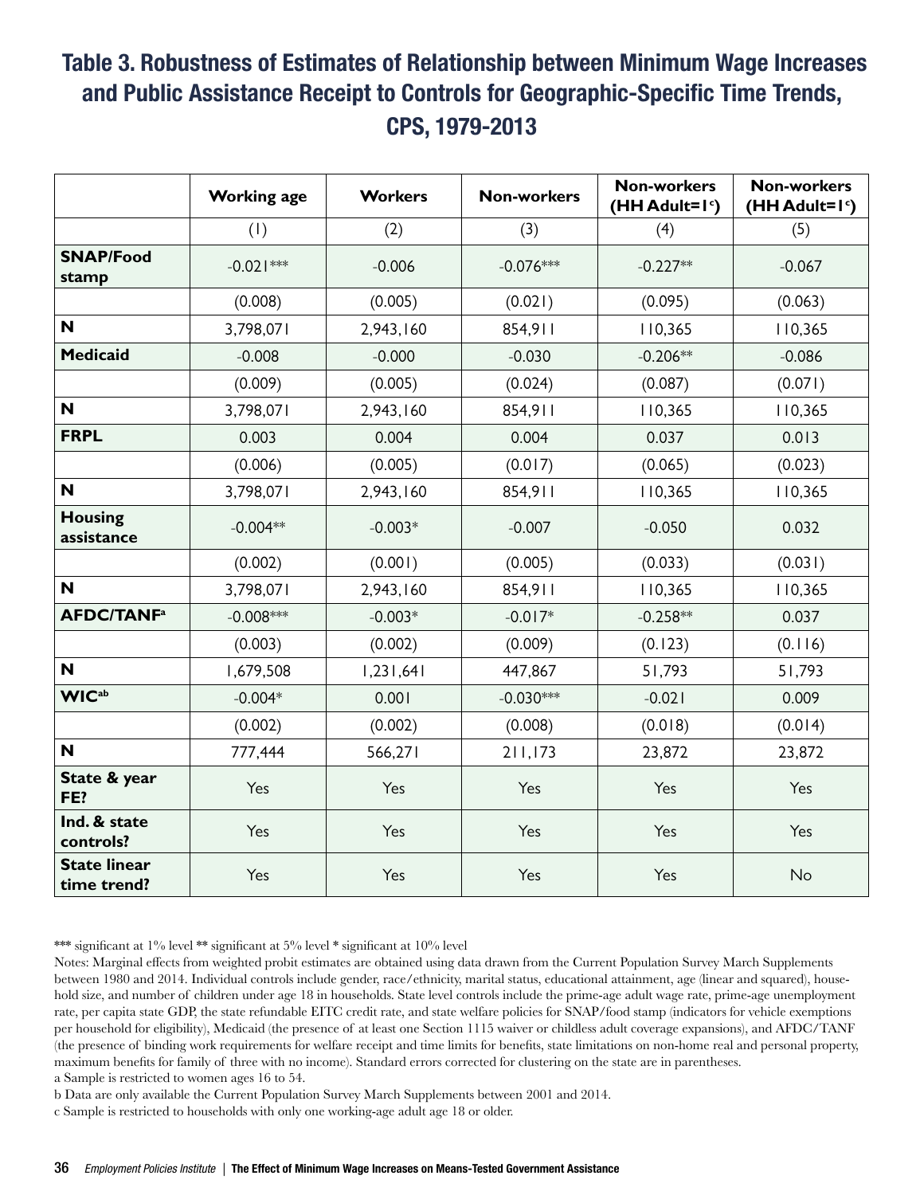## Table 3. Robustness of Estimates of Relationship between Minimum Wage Increases and Public Assistance Receipt to Controls for Geographic-Specific Time Trends, CPS, 1979-2013

| | Working age | Workers | Non-workers | Non-workers (HH Adult=1[c]) | Non-workers (HH Adult=1[c]) |
|---|---|---|---|---|---|
| | (1) | (2) | (3) | (4) | (5) |
| **SNAP/Food stamp** | -0.021*** | -0.006 | -0.076*** | -0.227** | -0.067 |
| | (0.008) | (0.005) | (0.021) | (0.095) | (0.063) |
| **N** | 3,798,071 | 2,943,160 | 854,911 | 110,365 | 110,365 |
| **Medicaid** | -0.008 | -0.000 | -0.030 | -0.206** | -0.086 |
| | (0.009) | (0.005) | (0.024) | (0.087) | (0.071) |
| **N** | 3,798,071 | 2,943,160 | 854,911 | 110,365 | 110,365 |
| **FRPL** | 0.003 | 0.004 | 0.004 | 0.037 | 0.013 |
| | (0.006) | (0.005) | (0.017) | (0.065) | (0.023) |
| **N** | 3,798,071 | 2,943,160 | 854,911 | 110,365 | 110,365 |
| **Housing assistance** | -0.004** | -0.003* | -0.007 | -0.050 | 0.032 |
| | (0.002) | (0.001) | (0.005) | (0.033) | (0.031) |
| **N** | 3,798,071 | 2,943,160 | 854,911 | 110,365 | 110,365 |
| **AFDC/TANF[a]** | -0.008*** | -0.003* | -0.017* | -0.258** | 0.037 |
| | (0.003) | (0.002) | (0.009) | (0.123) | (0.116) |
| **N** | 1,679,508 | 1,231,641 | 447,867 | 51,793 | 51,793 |
| **WIC[ab]** | -0.004* | 0.001 | -0.030*** | -0.021 | 0.009 |
| | (0.002) | (0.002) | (0.008) | (0.018) | (0.014) |
| **N** | 777,444 | 566,271 | 211,173 | 23,872 | 23,872 |
| **State & year FE?** | Yes | Yes | Yes | Yes | Yes |
| **Ind. & state controls?** | Yes | Yes | Yes | Yes | Yes |
| **State linear time trend?** | Yes | Yes | Yes | Yes | No |

*** significant at 1% level ** significant at 5% level * significant at 10% level

Notes: Marginal effects from weighted probit estimates are obtained using data drawn from the Current Population Survey March Supplements between 1980 and 2014. Individual controls include gender, race/ethnicity, marital status, educational attainment, age (linear and squared), household size, and number of children under age 18 in households. State level controls include the prime-age adult wage rate, prime-age unemployment rate, per capita state GDP, the state refundable EITC credit rate, and state welfare policies for SNAP/food stamp (indicators for vehicle exemptions per household for eligibility), Medicaid (the presence of at least one Section 1115 waiver or childless adult coverage expansions), and AFDC/TANF (the presence of binding work requirements for welfare receipt and time limits for benefits, state limitations on non-home real and personal property, maximum benefits for family of three with no income). Standard errors corrected for clustering on the state are in parentheses.

a Sample is restricted to women ages 16 to 54.

b Data are only available the Current Population Survey March Supplements between 2001 and 2014.

c Sample is restricted to households with only one working-age adult age 18 or older.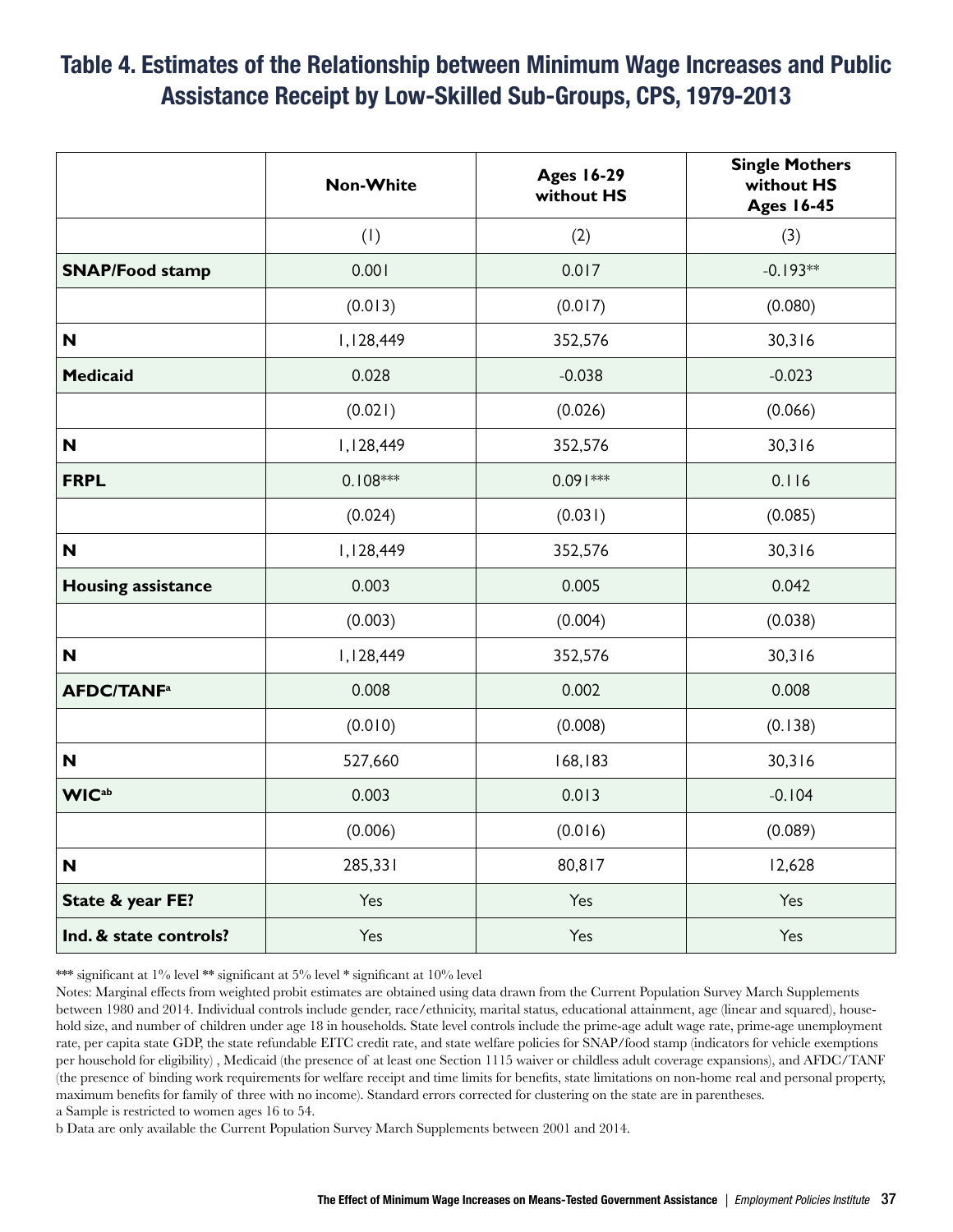## Table 4. Estimates of the Relationship between Minimum Wage Increases and Public Assistance Receipt by Low-Skilled Sub-Groups, CPS, 1979-2013

| | Non-White | Ages 16-29 without HS | Single Mothers without HS Ages 16-45 |
|---|---|---|---|
| | (1) | (2) | (3) |
| **SNAP/Food stamp** | 0.001 | 0.017 | -0.193** |
| | (0.013) | (0.017) | (0.080) |
| **N** | 1,128,449 | 352,576 | 30,316 |
| **Medicaid** | 0.028 | -0.038 | -0.023 |
| | (0.021) | (0.026) | (0.066) |
| **N** | 1,128,449 | 352,576 | 30,316 |
| **FRPL** | 0.108*** | 0.091*** | 0.116 |
| | (0.024) | (0.031) | (0.085) |
| **N** | 1,128,449 | 352,576 | 30,316 |
| **Housing assistance** | 0.003 | 0.005 | 0.042 |
| | (0.003) | (0.004) | (0.038) |
| **N** | 1,128,449 | 352,576 | 30,316 |
| **AFDC/TANF[a]** | 0.008 | 0.002 | 0.008 |
| | (0.010) | (0.008) | (0.138) |
| **N** | 527,660 | 168,183 | 30,316 |
| **WIC[ab]** | 0.003 | 0.013 | -0.104 |
| | (0.006) | (0.016) | (0.089) |
| **N** | 285,331 | 80,817 | 12,628 |
| **State & year FE?** | Yes | Yes | Yes |
| **Ind. & state controls?** | Yes | Yes | Yes |

*** significant at 1% level ** significant at 5% level * significant at 10% level

Notes: Marginal effects from weighted probit estimates are obtained using data drawn from the Current Population Survey March Supplements between 1980 and 2014. Individual controls include gender, race/ethnicity, marital status, educational attainment, age (linear and squared), household size, and number of children under age 18 in households. State level controls include the prime-age adult wage rate, prime-age unemployment rate, per capita state GDP, the state refundable EITC credit rate, and state welfare policies for SNAP/food stamp (indicators for vehicle exemptions per household for eligibility) , Medicaid (the presence of at least one Section 1115 waiver or childless adult coverage expansions), and AFDC/TANF (the presence of binding work requirements for welfare receipt and time limits for benefits, state limitations on non-home real and personal property, maximum benefits for family of three with no income). Standard errors corrected for clustering on the state are in parentheses.

a Sample is restricted to women ages 16 to 54.

b Data are only available the Current Population Survey March Supplements between 2001 and 2014.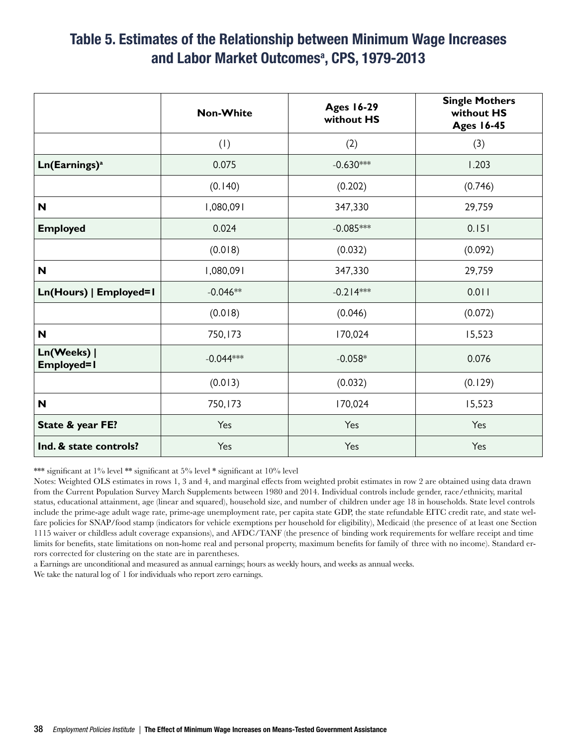## Table 5. Estimates of the Relationship between Minimum Wage Increases and Labor Market Outcomes[a], CPS, 1979-2013

| | Non-White | Ages 16-29 without HS | Single Mothers without HS Ages 16-45 |
|---|---|---|---|
| | (1) | (2) | (3) |
| **Ln(Earnings)[a]** | 0.075 | -0.630*** | 1.203 |
| | (0.140) | (0.202) | (0.746) |
| **N** | 1,080,091 | 347,330 | 29,759 |
| **Employed** | 0.024 | -0.085*** | 0.151 |
| | (0.018) | (0.032) | (0.092) |
| **N** | 1,080,091 | 347,330 | 29,759 |
| **Ln(Hours) \| Employed=1** | -0.046** | -0.214*** | 0.011 |
| | (0.018) | (0.046) | (0.072) |
| **N** | 750,173 | 170,024 | 15,523 |
| **Ln(Weeks) \| Employed=1** | -0.044*** | -0.058* | 0.076 |
| | (0.013) | (0.032) | (0.129) |
| **N** | 750,173 | 170,024 | 15,523 |
| **State & year FE?** | Yes | Yes | Yes |
| **Ind. & state controls?** | Yes | Yes | Yes |

*** significant at 1% level ** significant at 5% level * significant at 10% level

Notes: Weighted OLS estimates in rows 1, 3 and 4, and marginal effects from weighted probit estimates in row 2 are obtained using data drawn from the Current Population Survey March Supplements between 1980 and 2014. Individual controls include gender, race/ethnicity, marital status, educational attainment, age (linear and squared), household size, and number of children under age 18 in households. State level controls include the prime-age adult wage rate, prime-age unemployment rate, per capita state GDP, the state refundable EITC credit rate, and state welfare policies for SNAP/food stamp (indicators for vehicle exemptions per household for eligibility), Medicaid (the presence of at least one Section 1115 waiver or childless adult coverage expansions), and AFDC/TANF (the presence of binding work requirements for welfare receipt and time limits for benefits, state limitations on non-home real and personal property, maximum benefits for family of three with no income). Standard errors corrected for clustering on the state are in parentheses.

a Earnings are unconditional and measured as annual earnings; hours as weekly hours, and weeks as annual weeks.

We take the natural log of 1 for individuals who report zero earnings.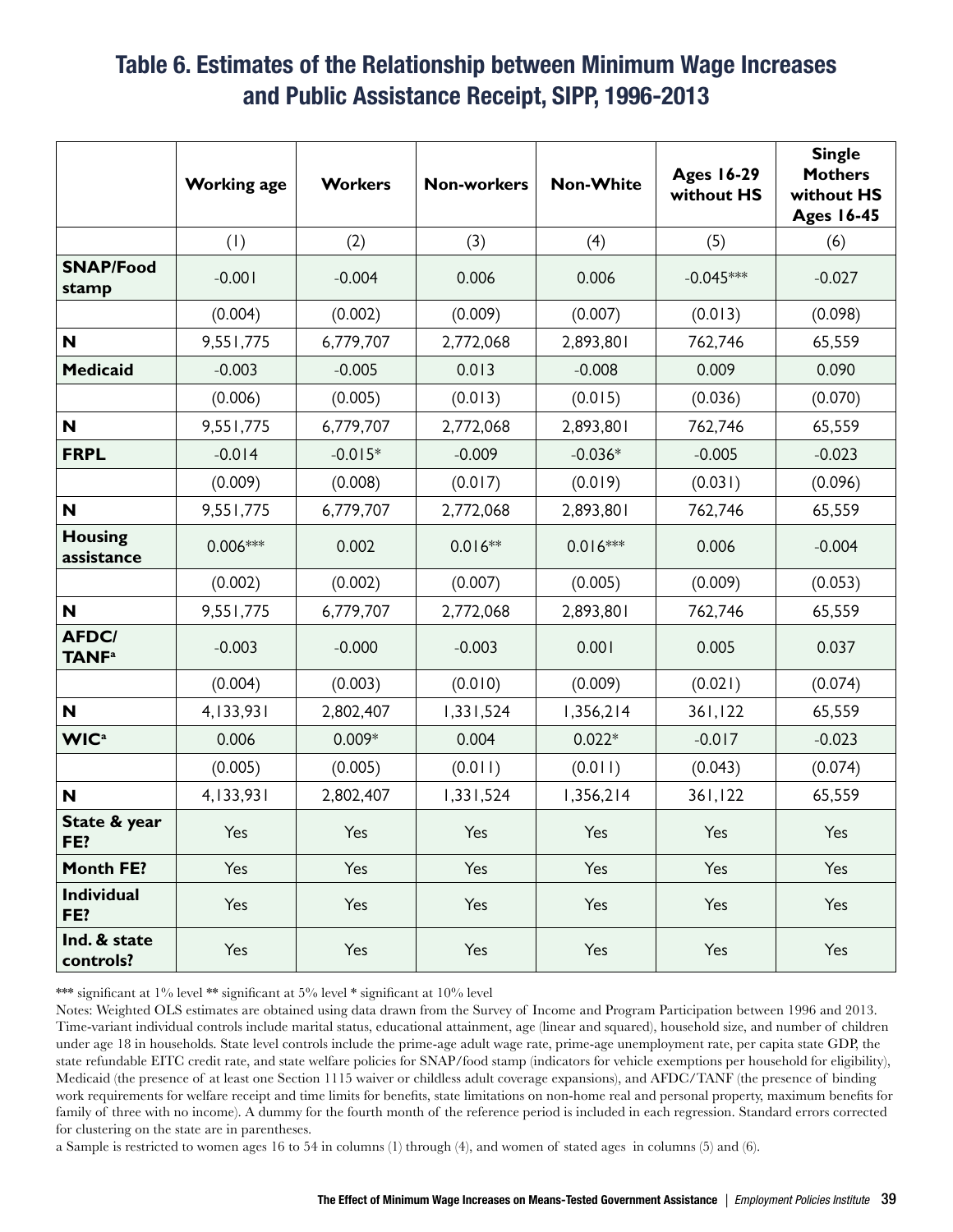## Table 6. Estimates of the Relationship between Minimum Wage Increases and Public Assistance Receipt, SIPP, 1996-2013

| | Working age | Workers | Non-workers | Non-White | Ages 16-29 without HS | Single Mothers without HS Ages 16-45 |
|---|---|---|---|---|---|---|
| | (1) | (2) | (3) | (4) | (5) | (6) |
| **SNAP/Food stamp** | -0.001 | -0.004 | 0.006 | 0.006 | -0.045*** | -0.027 |
| | (0.004) | (0.002) | (0.009) | (0.007) | (0.013) | (0.098) |
| **N** | 9,551,775 | 6,779,707 | 2,772,068 | 2,893,801 | 762,746 | 65,559 |
| **Medicaid** | -0.003 | -0.005 | 0.013 | -0.008 | 0.009 | 0.090 |
| | (0.006) | (0.005) | (0.013) | (0.015) | (0.036) | (0.070) |
| **N** | 9,551,775 | 6,779,707 | 2,772,068 | 2,893,801 | 762,746 | 65,559 |
| **FRPL** | -0.014 | -0.015* | -0.009 | -0.036* | -0.005 | -0.023 |
| | (0.009) | (0.008) | (0.017) | (0.019) | (0.031) | (0.096) |
| **N** | 9,551,775 | 6,779,707 | 2,772,068 | 2,893,801 | 762,746 | 65,559 |
| **Housing assistance** | 0.006*** | 0.002 | 0.016** | 0.016*** | 0.006 | -0.004 |
| | (0.002) | (0.002) | (0.007) | (0.005) | (0.009) | (0.053) |
| **N** | 9,551,775 | 6,779,707 | 2,772,068 | 2,893,801 | 762,746 | 65,559 |
| **AFDC/TANF**[a] | -0.003 | -0.000 | -0.003 | 0.001 | 0.005 | 0.037 |
| | (0.004) | (0.003) | (0.010) | (0.009) | (0.021) | (0.074) |
| **N** | 4,133,931 | 2,802,407 | 1,331,524 | 1,356,214 | 361,122 | 65,559 |
| **WIC**[a] | 0.006 | 0.009* | 0.004 | 0.022* | -0.017 | -0.023 |
| | (0.005) | (0.005) | (0.011) | (0.011) | (0.043) | (0.074) |
| **N** | 4,133,931 | 2,802,407 | 1,331,524 | 1,356,214 | 361,122 | 65,559 |
| **State & year FE?** | Yes | Yes | Yes | Yes | Yes | Yes |
| **Month FE?** | Yes | Yes | Yes | Yes | Yes | Yes |
| **Individual FE?** | Yes | Yes | Yes | Yes | Yes | Yes |
| **Ind. & state controls?** | Yes | Yes | Yes | Yes | Yes | Yes |

*** significant at 1% level ** significant at 5% level * significant at 10% level

Notes: Weighted OLS estimates are obtained using data drawn from the Survey of Income and Program Participation between 1996 and 2013. Time-variant individual controls include marital status, educational attainment, age (linear and squared), household size, and number of children under age 18 in households. State level controls include the prime-age adult wage rate, prime-age unemployment rate, per capita state GDP, the state refundable EITC credit rate, and state welfare policies for SNAP/food stamp (indicators for vehicle exemptions per household for eligibility), Medicaid (the presence of at least one Section 1115 waiver or childless adult coverage expansions), and AFDC/TANF (the presence of binding work requirements for welfare receipt and time limits for benefits, state limitations on non-home real and personal property, maximum benefits for family of three with no income). A dummy for the fourth month of the reference period is included in each regression. Standard errors corrected for clustering on the state are in parentheses.

a Sample is restricted to women ages 16 to 54 in columns (1) through (4), and women of stated ages in columns (5) and (6).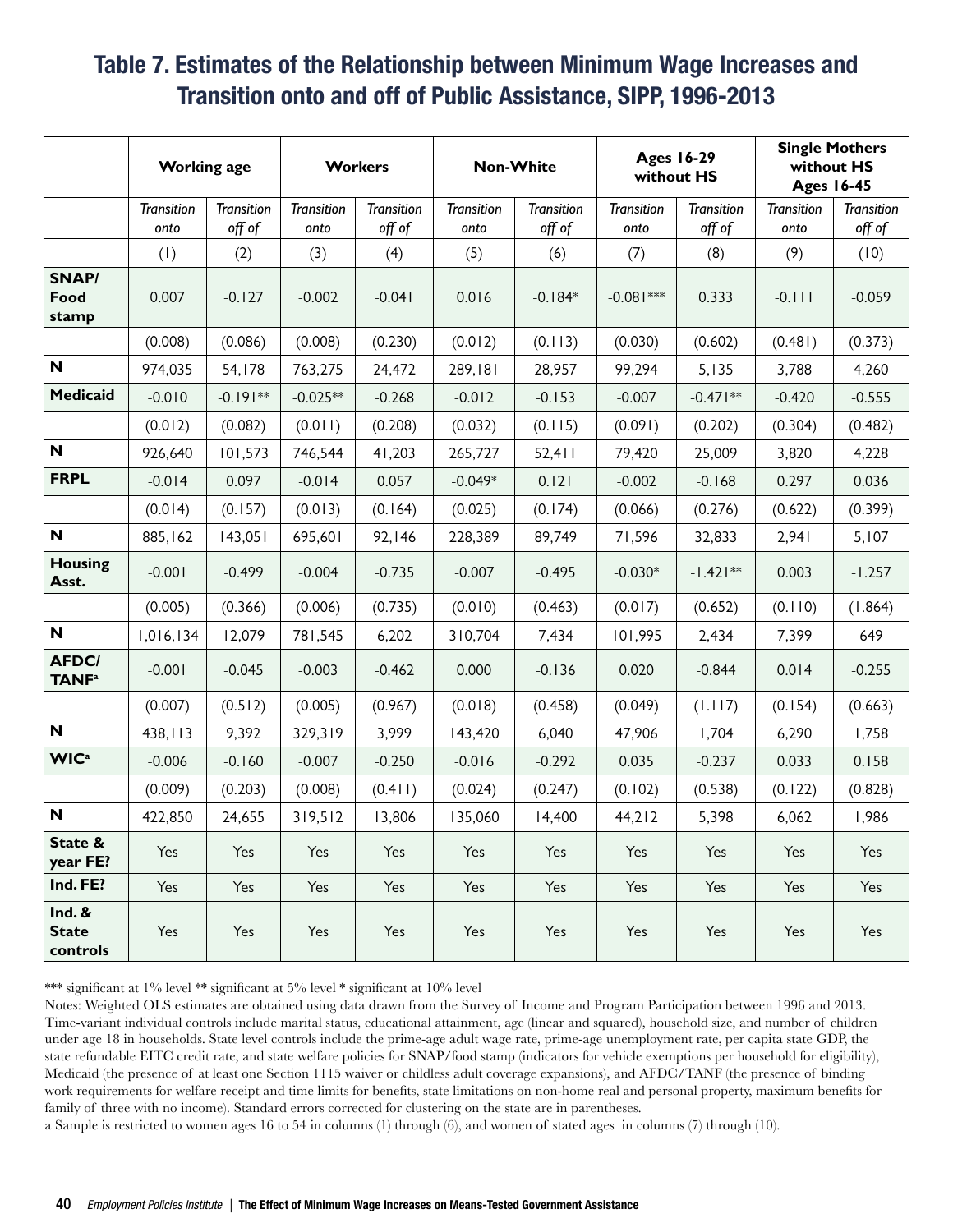## Table 7. Estimates of the Relationship between Minimum Wage Increases and Transition onto and off of Public Assistance, SIPP, 1996-2013

| | **Working age** | | **Workers** | | **Non-White** | | **Ages 16-29 without HS** | | **Single Mothers without HS Ages 16-45** | |
|---|---|---|---|---|---|---|---|---|---|---|
| | *Transition onto* | *Transition off of* | *Transition onto* | *Transition off of* | *Transition onto* | *Transition off of* | *Transition onto* | *Transition off of* | *Transition onto* | *Transition off of* |
| | (1) | (2) | (3) | (4) | (5) | (6) | (7) | (8) | (9) | (10) |
| **SNAP/ Food stamp** | 0.007 | -0.127 | -0.002 | -0.041 | 0.016 | -0.184* | -0.081*** | 0.333 | -0.111 | -0.059 |
| | (0.008) | (0.086) | (0.008) | (0.230) | (0.012) | (0.113) | (0.030) | (0.602) | (0.481) | (0.373) |
| **N** | 974,035 | 54,178 | 763,275 | 24,472 | 289,181 | 28,957 | 99,294 | 5,135 | 3,788 | 4,260 |
| **Medicaid** | -0.010 | -0.191** | -0.025** | -0.268 | -0.012 | -0.153 | -0.007 | -0.471** | -0.420 | -0.555 |
| | (0.012) | (0.082) | (0.011) | (0.208) | (0.032) | (0.115) | (0.091) | (0.202) | (0.304) | (0.482) |
| **N** | 926,640 | 101,573 | 746,544 | 41,203 | 265,727 | 52,411 | 79,420 | 25,009 | 3,820 | 4,228 |
| **FRPL** | -0.014 | 0.097 | -0.014 | 0.057 | -0.049* | 0.121 | -0.002 | -0.168 | 0.297 | 0.036 |
| | (0.014) | (0.157) | (0.013) | (0.164) | (0.025) | (0.174) | (0.066) | (0.276) | (0.622) | (0.399) |
| **N** | 885,162 | 143,051 | 695,601 | 92,146 | 228,389 | 89,749 | 71,596 | 32,833 | 2,941 | 5,107 |
| **Housing Asst.** | -0.001 | -0.499 | -0.004 | -0.735 | -0.007 | -0.495 | -0.030* | -1.421** | 0.003 | -1.257 |
| | (0.005) | (0.366) | (0.006) | (0.735) | (0.010) | (0.463) | (0.017) | (0.652) | (0.110) | (1.864) |
| **N** | 1,016,134 | 12,079 | 781,545 | 6,202 | 310,704 | 7,434 | 101,995 | 2,434 | 7,399 | 649 |
| **AFDC/ TANF[a]** | -0.001 | -0.045 | -0.003 | -0.462 | 0.000 | -0.136 | 0.020 | -0.844 | 0.014 | -0.255 |
| | (0.007) | (0.512) | (0.005) | (0.967) | (0.018) | (0.458) | (0.049) | (1.117) | (0.154) | (0.663) |
| **N** | 438,113 | 9,392 | 329,319 | 3,999 | 143,420 | 6,040 | 47,906 | 1,704 | 6,290 | 1,758 |
| **WIC[a]** | -0.006 | -0.160 | -0.007 | -0.250 | -0.016 | -0.292 | 0.035 | -0.237 | 0.033 | 0.158 |
| | (0.009) | (0.203) | (0.008) | (0.411) | (0.024) | (0.247) | (0.102) | (0.538) | (0.122) | (0.828) |
| **N** | 422,850 | 24,655 | 319,512 | 13,806 | 135,060 | 14,400 | 44,212 | 5,398 | 6,062 | 1,986 |
| **State & year FE?** | Yes | Yes | Yes | Yes | Yes | Yes | Yes | Yes | Yes | Yes |
| **Ind. FE?** | Yes | Yes | Yes | Yes | Yes | Yes | Yes | Yes | Yes | Yes |
| **Ind. & State controls** | Yes | Yes | Yes | Yes | Yes | Yes | Yes | Yes | Yes | Yes |

*** significant at 1% level ** significant at 5% level * significant at 10% level

Notes: Weighted OLS estimates are obtained using data drawn from the Survey of Income and Program Participation between 1996 and 2013. Time-variant individual controls include marital status, educational attainment, age (linear and squared), household size, and number of children under age 18 in households. State level controls include the prime-age adult wage rate, prime-age unemployment rate, per capita state GDP, the state refundable EITC credit rate, and state welfare policies for SNAP/food stamp (indicators for vehicle exemptions per household for eligibility), Medicaid (the presence of at least one Section 1115 waiver or childless adult coverage expansions), and AFDC/TANF (the presence of binding work requirements for welfare receipt and time limits for benefits, state limitations on non-home real and personal property, maximum benefits for family of three with no income). Standard errors corrected for clustering on the state are in parentheses.

a Sample is restricted to women ages 16 to 54 in columns (1) through (6), and women of stated ages in columns (7) through (10).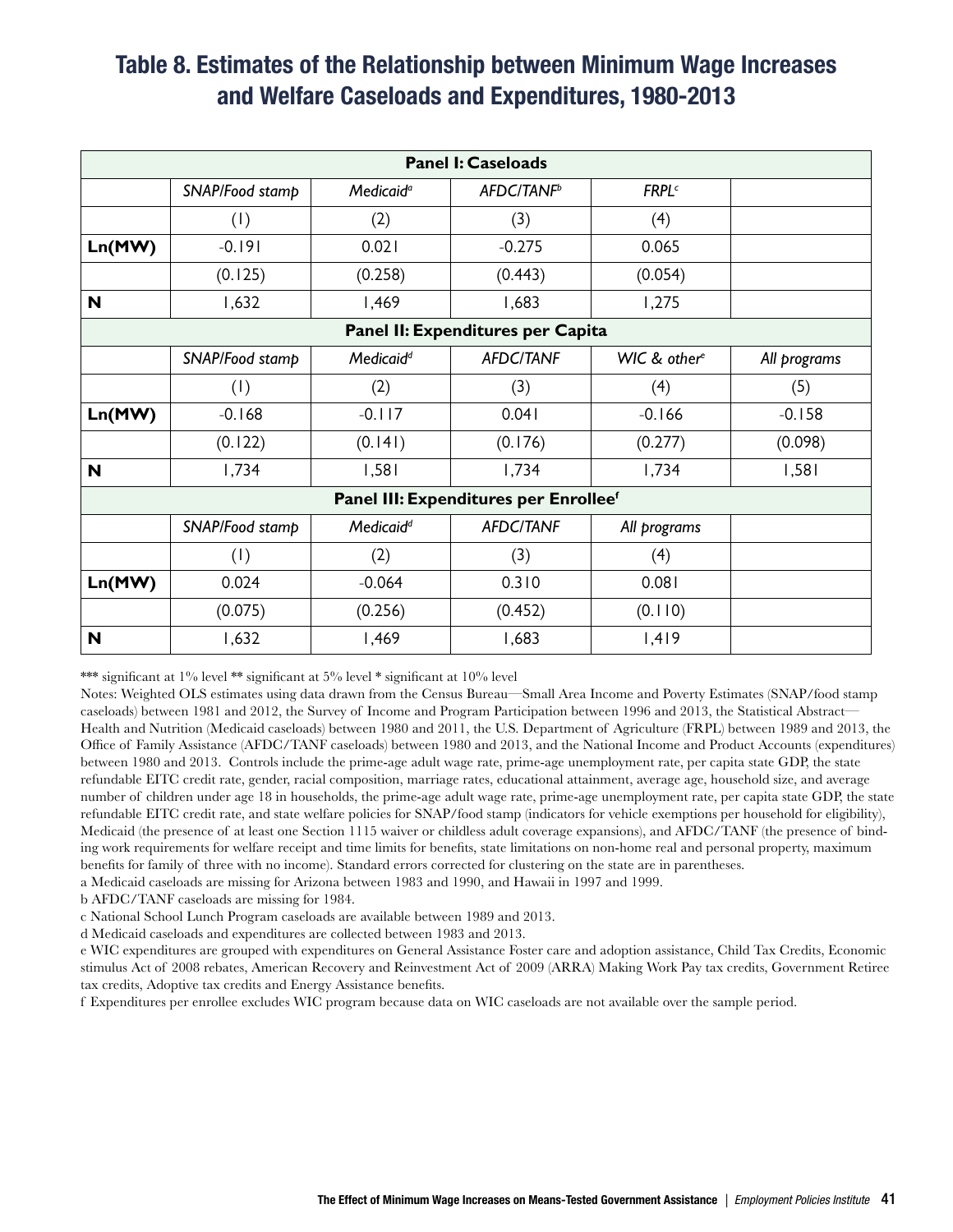## Table 8. Estimates of the Relationship between Minimum Wage Increases and Welfare Caseloads and Expenditures, 1980-2013

| Panel I: Caseloads | | | | | |
|---|---|---|---|---|---|
| | *SNAP/Food stamp* | *Medicaid*[a] | *AFDC/TANF*[b] | *FRPL*[c] | |
| | (1) | (2) | (3) | (4) | |
| **Ln(MW)** | -0.191 | 0.021 | -0.275 | 0.065 | |
| | (0.125) | (0.258) | (0.443) | (0.054) | |
| **N** | 1,632 | 1,469 | 1,683 | 1,275 | |
| **Panel II: Expenditures per Capita** | | | | | |
| | *SNAP/Food stamp* | *Medicaid*[d] | *AFDC/TANF* | *WIC & other*[e] | *All programs* |
| | (1) | (2) | (3) | (4) | (5) |
| **Ln(MW)** | -0.168 | -0.117 | 0.041 | -0.166 | -0.158 |
| | (0.122) | (0.141) | (0.176) | (0.277) | (0.098) |
| **N** | 1,734 | 1,581 | 1,734 | 1,734 | 1,581 |
| **Panel III: Expenditures per Enrollee**[f] | | | | | |
| | *SNAP/Food stamp* | *Medicaid*[d] | *AFDC/TANF* | *All programs* | |
| | (1) | (2) | (3) | (4) | |
| **Ln(MW)** | 0.024 | -0.064 | 0.310 | 0.081 | |
| | (0.075) | (0.256) | (0.452) | (0.110) | |
| **N** | 1,632 | 1,469 | 1,683 | 1,419 | |

*** significant at 1% level ** significant at 5% level * significant at 10% level

Notes: Weighted OLS estimates using data drawn from the Census Bureau—Small Area Income and Poverty Estimates (SNAP/food stamp caseloads) between 1981 and 2012, the Survey of Income and Program Participation between 1996 and 2013, the Statistical Abstract—Health and Nutrition (Medicaid caseloads) between 1980 and 2011, the U.S. Department of Agriculture (FRPL) between 1989 and 2013, the Office of Family Assistance (AFDC/TANF caseloads) between 1980 and 2013, and the National Income and Product Accounts (expenditures) between 1980 and 2013. Controls include the prime-age adult wage rate, prime-age unemployment rate, per capita state GDP, the state refundable EITC credit rate, gender, racial composition, marriage rates, educational attainment, average age, household size, and average number of children under age 18 in households, the prime-age adult wage rate, prime-age unemployment rate, per capita state GDP, the state refundable EITC credit rate, and state welfare policies for SNAP/food stamp (indicators for vehicle exemptions per household for eligibility), Medicaid (the presence of at least one Section 1115 waiver or childless adult coverage expansions), and AFDC/TANF (the presence of binding work requirements for welfare receipt and time limits for benefits, state limitations on non-home real and personal property, maximum benefits for family of three with no income). Standard errors corrected for clustering on the state are in parentheses.

a Medicaid caseloads are missing for Arizona between 1983 and 1990, and Hawaii in 1997 and 1999.

b AFDC/TANF caseloads are missing for 1984.

c National School Lunch Program caseloads are available between 1989 and 2013.

d Medicaid caseloads and expenditures are collected between 1983 and 2013.

e WIC expenditures are grouped with expenditures on General Assistance Foster care and adoption assistance, Child Tax Credits, Economic stimulus Act of 2008 rebates, American Recovery and Reinvestment Act of 2009 (ARRA) Making Work Pay tax credits, Government Retiree tax credits, Adoptive tax credits and Energy Assistance benefits.

f Expenditures per enrollee excludes WIC program because data on WIC caseloads are not available over the sample period.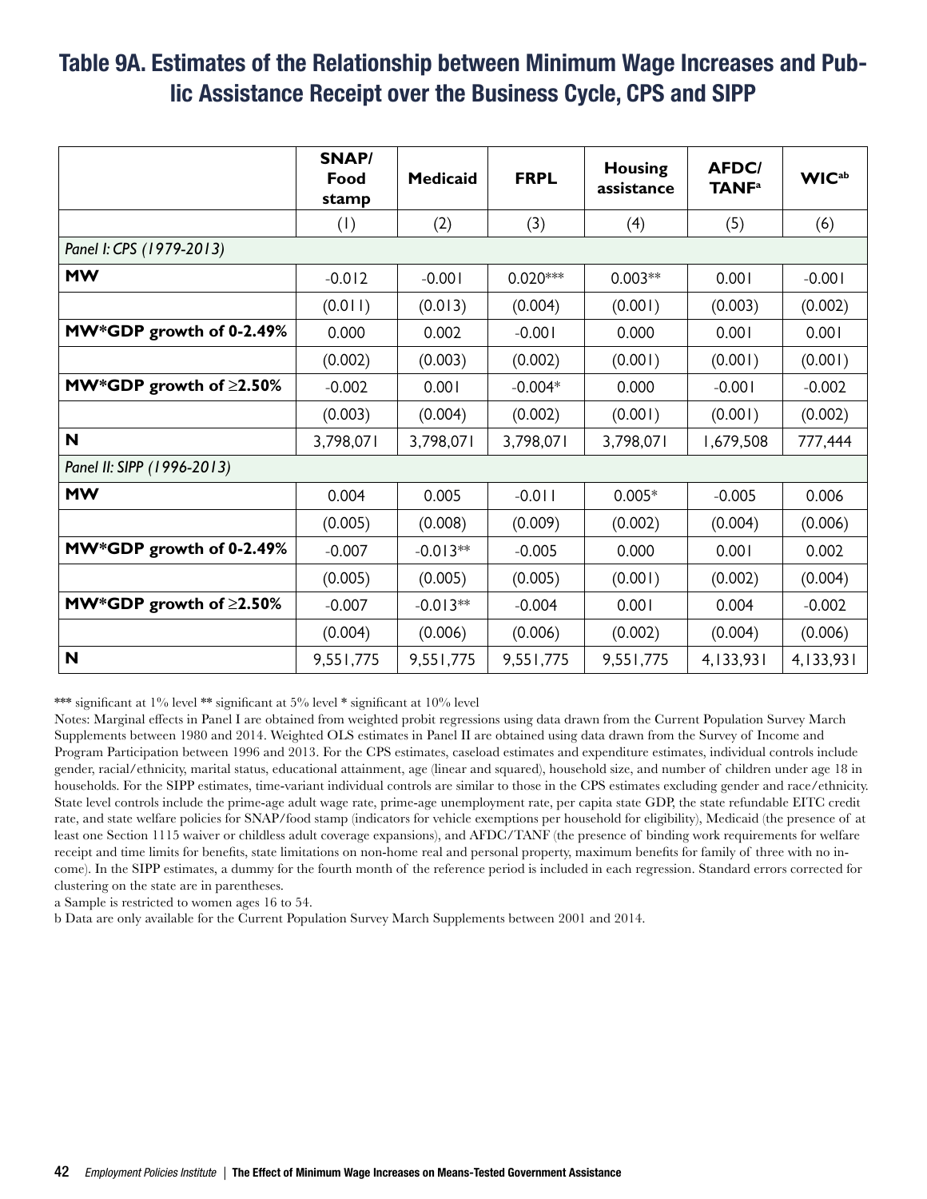## Table 9A. Estimates of the Relationship between Minimum Wage Increases and Public Assistance Receipt over the Business Cycle, CPS and SIPP

| | SNAP/ Food stamp | Medicaid | FRPL | Housing assistance | AFDC/ TANF[a] | WIC[ab] |
|---|---|---|---|---|---|---|
| | (1) | (2) | (3) | (4) | (5) | (6) |
| *Panel I: CPS (1979-2013)* | | | | | | |
| **MW** | -0.012 | -0.001 | 0.020*** | 0.003** | 0.001 | -0.001 |
| | (0.011) | (0.013) | (0.004) | (0.001) | (0.003) | (0.002) |
| **MW*GDP growth of 0-2.49%** | 0.000 | 0.002 | -0.001 | 0.000 | 0.001 | 0.001 |
| | (0.002) | (0.003) | (0.002) | (0.001) | (0.001) | (0.001) |
| **MW*GDP growth of ≥2.50%** | -0.002 | 0.001 | -0.004* | 0.000 | -0.001 | -0.002 |
| | (0.003) | (0.004) | (0.002) | (0.001) | (0.001) | (0.002) |
| **N** | 3,798,071 | 3,798,071 | 3,798,071 | 3,798,071 | 1,679,508 | 777,444 |
| *Panel II: SIPP (1996-2013)* | | | | | | |
| **MW** | 0.004 | 0.005 | -0.011 | 0.005* | -0.005 | 0.006 |
| | (0.005) | (0.008) | (0.009) | (0.002) | (0.004) | (0.006) |
| **MW*GDP growth of 0-2.49%** | -0.007 | -0.013** | -0.005 | 0.000 | 0.001 | 0.002 |
| | (0.005) | (0.005) | (0.005) | (0.001) | (0.002) | (0.004) |
| **MW*GDP growth of ≥2.50%** | -0.007 | -0.013** | -0.004 | 0.001 | 0.004 | -0.002 |
| | (0.004) | (0.006) | (0.006) | (0.002) | (0.004) | (0.006) |
| **N** | 9,551,775 | 9,551,775 | 9,551,775 | 9,551,775 | 4,133,931 | 4,133,931 |

*** significant at 1% level ** significant at 5% level * significant at 10% level

Notes: Marginal effects in Panel I are obtained from weighted probit regressions using data drawn from the Current Population Survey March Supplements between 1980 and 2014. Weighted OLS estimates in Panel II are obtained using data drawn from the Survey of Income and Program Participation between 1996 and 2013. For the CPS estimates, caseload estimates and expenditure estimates, individual controls include gender, racial/ethnicity, marital status, educational attainment, age (linear and squared), household size, and number of children under age 18 in households. For the SIPP estimates, time-variant individual controls are similar to those in the CPS estimates excluding gender and race/ethnicity. State level controls include the prime-age adult wage rate, prime-age unemployment rate, per capita state GDP, the state refundable EITC credit rate, and state welfare policies for SNAP/food stamp (indicators for vehicle exemptions per household for eligibility), Medicaid (the presence of at least one Section 1115 waiver or childless adult coverage expansions), and AFDC/TANF (the presence of binding work requirements for welfare receipt and time limits for benefits, state limitations on non-home real and personal property, maximum benefits for family of three with no income). In the SIPP estimates, a dummy for the fourth month of the reference period is included in each regression. Standard errors corrected for clustering on the state are in parentheses.

a Sample is restricted to women ages 16 to 54.

b Data are only available for the Current Population Survey March Supplements between 2001 and 2014.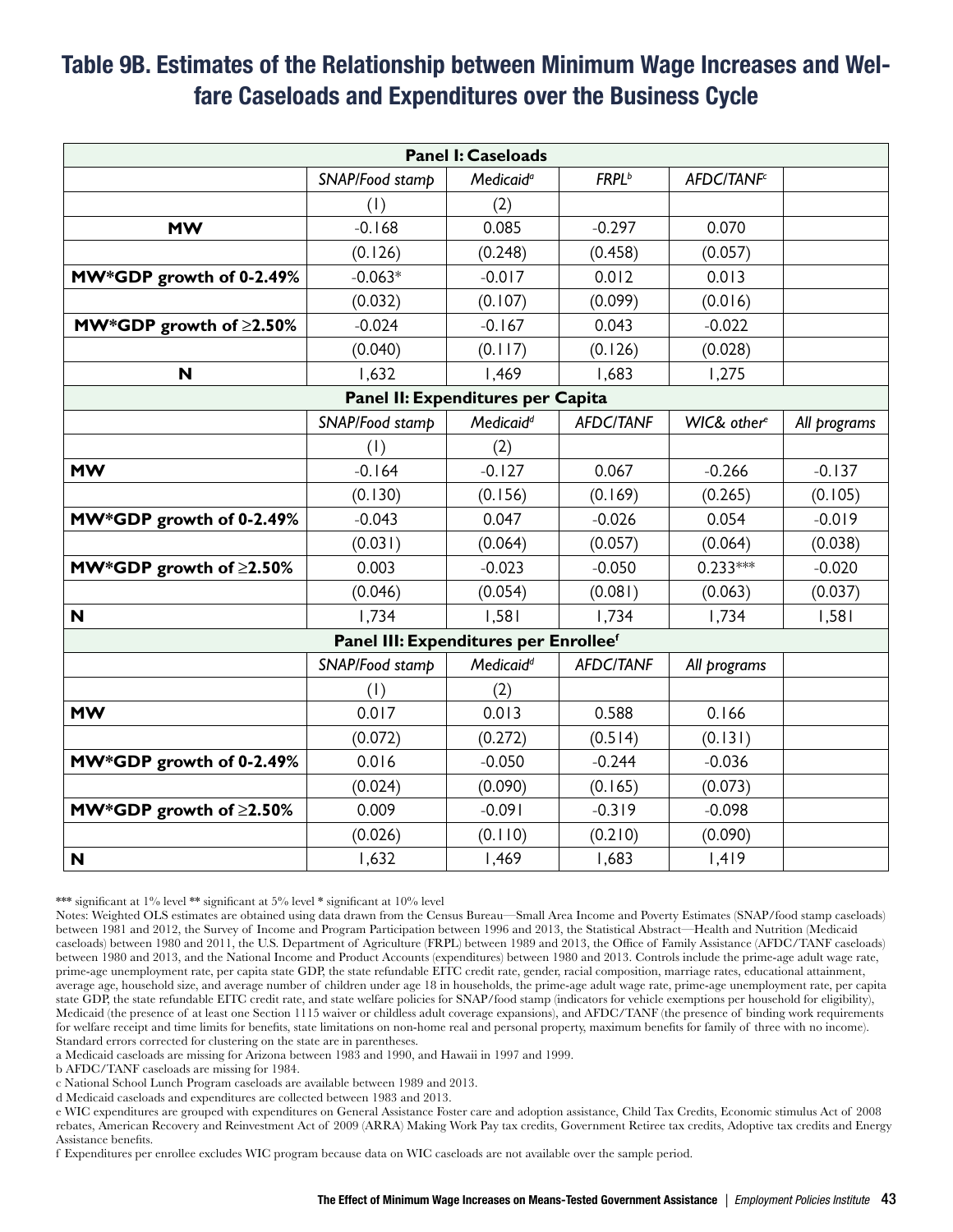## Table 9B. Estimates of the Relationship between Minimum Wage Increases and Welfare Caseloads and Expenditures over the Business Cycle

| Panel I: Caseloads | | | | | |
|---|---|---|---|---|---|
| | *SNAP/Food stamp* | *Medicaid*[a] | *FRPL*[b] | *AFDC/TANF*[c] | |
| | (1) | (2) | | | |
| **MW** | -0.168 | 0.085 | -0.297 | 0.070 | |
| | (0.126) | (0.248) | (0.458) | (0.057) | |
| **MW*GDP growth of 0-2.49%** | -0.063* | -0.017 | 0.012 | 0.013 | |
| | (0.032) | (0.107) | (0.099) | (0.016) | |
| **MW*GDP growth of ≥2.50%** | -0.024 | -0.167 | 0.043 | -0.022 | |
| | (0.040) | (0.117) | (0.126) | (0.028) | |
| **N** | 1,632 | 1,469 | 1,683 | 1,275 | |
| **Panel II: Expenditures per Capita** | | | | | |
| | *SNAP/Food stamp* | *Medicaid*[d] | *AFDC/TANF* | *WIC& other*[e] | *All programs* |
| | (1) | (2) | | | |
| **MW** | -0.164 | -0.127 | 0.067 | -0.266 | -0.137 |
| | (0.130) | (0.156) | (0.169) | (0.265) | (0.105) |
| **MW*GDP growth of 0-2.49%** | -0.043 | 0.047 | -0.026 | 0.054 | -0.019 |
| | (0.031) | (0.064) | (0.057) | (0.064) | (0.038) |
| **MW*GDP growth of ≥2.50%** | 0.003 | -0.023 | -0.050 | 0.233*** | -0.020 |
| | (0.046) | (0.054) | (0.081) | (0.063) | (0.037) |
| **N** | 1,734 | 1,581 | 1,734 | 1,734 | 1,581 |
| **Panel III: Expenditures per Enrollee[f]** | | | | | |
| | *SNAP/Food stamp* | *Medicaid*[d] | *AFDC/TANF* | *All programs* | |
| | (1) | (2) | | | |
| **MW** | 0.017 | 0.013 | 0.588 | 0.166 | |
| | (0.072) | (0.272) | (0.514) | (0.131) | |
| **MW*GDP growth of 0-2.49%** | 0.016 | -0.050 | -0.244 | -0.036 | |
| | (0.024) | (0.090) | (0.165) | (0.073) | |
| **MW*GDP growth of ≥2.50%** | 0.009 | -0.091 | -0.319 | -0.098 | |
| | (0.026) | (0.110) | (0.210) | (0.090) | |
| **N** | 1,632 | 1,469 | 1,683 | 1,419 | |

*** significant at 1% level ** significant at 5% level * significant at 10% level

Notes: Weighted OLS estimates are obtained using data drawn from the Census Bureau—Small Area Income and Poverty Estimates (SNAP/food stamp caseloads) between 1981 and 2012, the Survey of Income and Program Participation between 1996 and 2013, the Statistical Abstract—Health and Nutrition (Medicaid caseloads) between 1980 and 2011, the U.S. Department of Agriculture (FRPL) between 1989 and 2013, the Office of Family Assistance (AFDC/TANF caseloads) between 1980 and 2013, and the National Income and Product Accounts (expenditures) between 1980 and 2013. Controls include the prime-age adult wage rate, prime-age unemployment rate, per capita state GDP, the state refundable EITC credit rate, gender, racial composition, marriage rates, educational attainment, average age, household size, and average number of children under age 18 in households, the prime-age adult wage rate, prime-age unemployment rate, per capita state GDP, the state refundable EITC credit rate, and state welfare policies for SNAP/food stamp (indicators for vehicle exemptions per household for eligibility), Medicaid (the presence of at least one Section 1115 waiver or childless adult coverage expansions), and AFDC/TANF (the presence of binding work requirements for welfare receipt and time limits for benefits, state limitations on non-home real and personal property, maximum benefits for family of three with no income). Standard errors corrected for clustering on the state are in parentheses.

a Medicaid caseloads are missing for Arizona between 1983 and 1990, and Hawaii in 1997 and 1999.

b AFDC/TANF caseloads are missing for 1984.

c National School Lunch Program caseloads are available between 1989 and 2013.

d Medicaid caseloads and expenditures are collected between 1983 and 2013.

e WIC expenditures are grouped with expenditures on General Assistance Foster care and adoption assistance, Child Tax Credits, Economic stimulus Act of 2008 rebates, American Recovery and Reinvestment Act of 2009 (ARRA) Making Work Pay tax credits, Government Retiree tax credits, Adoptive tax credits and Energy Assistance benefits.

f Expenditures per enrollee excludes WIC program because data on WIC caseloads are not available over the sample period.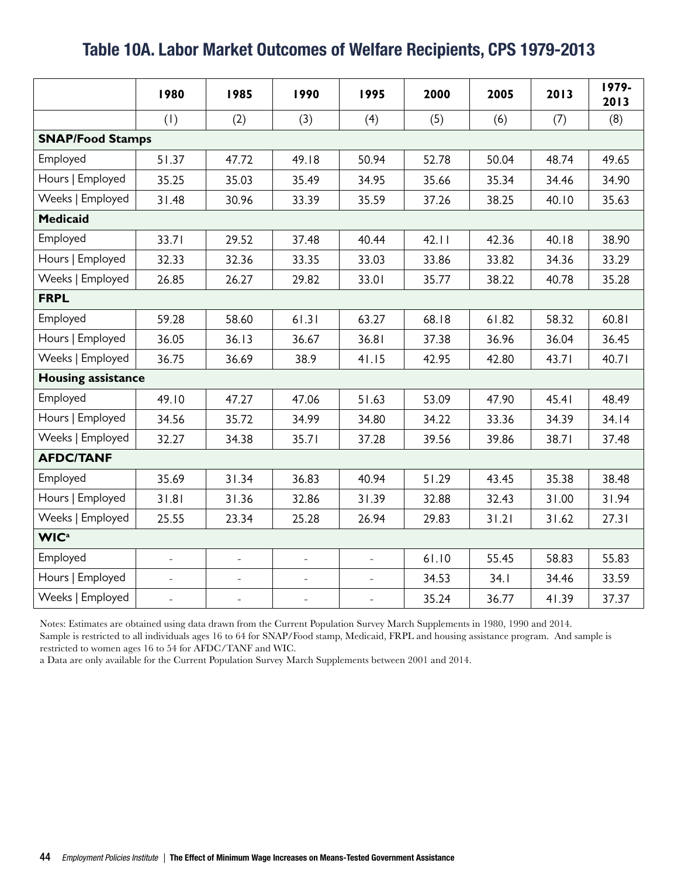# Table 10A. Labor Market Outcomes of Welfare Recipients, CPS 1979-2013

| | 1980 | 1985 | 1990 | 1995 | 2000 | 2005 | 2013 | 1979-2013 |
|---|---|---|---|---|---|---|---|---|
| | (1) | (2) | (3) | (4) | (5) | (6) | (7) | (8) |
| **SNAP/Food Stamps** | | | | | | | | |
| Employed | 51.37 | 47.72 | 49.18 | 50.94 | 52.78 | 50.04 | 48.74 | 49.65 |
| Hours \| Employed | 35.25 | 35.03 | 35.49 | 34.95 | 35.66 | 35.34 | 34.46 | 34.90 |
| Weeks \| Employed | 31.48 | 30.96 | 33.39 | 35.59 | 37.26 | 38.25 | 40.10 | 35.63 |
| **Medicaid** | | | | | | | | |
| Employed | 33.71 | 29.52 | 37.48 | 40.44 | 42.11 | 42.36 | 40.18 | 38.90 |
| Hours \| Employed | 32.33 | 32.36 | 33.35 | 33.03 | 33.86 | 33.82 | 34.36 | 33.29 |
| Weeks \| Employed | 26.85 | 26.27 | 29.82 | 33.01 | 35.77 | 38.22 | 40.78 | 35.28 |
| **FRPL** | | | | | | | | |
| Employed | 59.28 | 58.60 | 61.31 | 63.27 | 68.18 | 61.82 | 58.32 | 60.81 |
| Hours \| Employed | 36.05 | 36.13 | 36.67 | 36.81 | 37.38 | 36.96 | 36.04 | 36.45 |
| Weeks \| Employed | 36.75 | 36.69 | 38.9 | 41.15 | 42.95 | 42.80 | 43.71 | 40.71 |
| **Housing assistance** | | | | | | | | |
| Employed | 49.10 | 47.27 | 47.06 | 51.63 | 53.09 | 47.90 | 45.41 | 48.49 |
| Hours \| Employed | 34.56 | 35.72 | 34.99 | 34.80 | 34.22 | 33.36 | 34.39 | 34.14 |
| Weeks \| Employed | 32.27 | 34.38 | 35.71 | 37.28 | 39.56 | 39.86 | 38.71 | 37.48 |
| **AFDC/TANF** | | | | | | | | |
| Employed | 35.69 | 31.34 | 36.83 | 40.94 | 51.29 | 43.45 | 35.38 | 38.48 |
| Hours \| Employed | 31.81 | 31.36 | 32.86 | 31.39 | 32.88 | 32.43 | 31.00 | 31.94 |
| Weeks \| Employed | 25.55 | 23.34 | 25.28 | 26.94 | 29.83 | 31.21 | 31.62 | 27.31 |
| **WIC[a]** | | | | | | | | |
| Employed | - | - | - | - | 61.10 | 55.45 | 58.83 | 55.83 |
| Hours \| Employed | - | - | - | - | 34.53 | 34.1 | 34.46 | 33.59 |
| Weeks \| Employed | - | - | - | - | 35.24 | 36.77 | 41.39 | 37.37 |

Notes: Estimates are obtained using data drawn from the Current Population Survey March Supplements in 1980, 1990 and 2014.
Sample is restricted to all individuals ages 16 to 64 for SNAP/Food stamp, Medicaid, FRPL and housing assistance program. And sample is restricted to women ages 16 to 54 for AFDC/TANF and WIC.
a Data are only available for the Current Population Survey March Supplements between 2001 and 2014.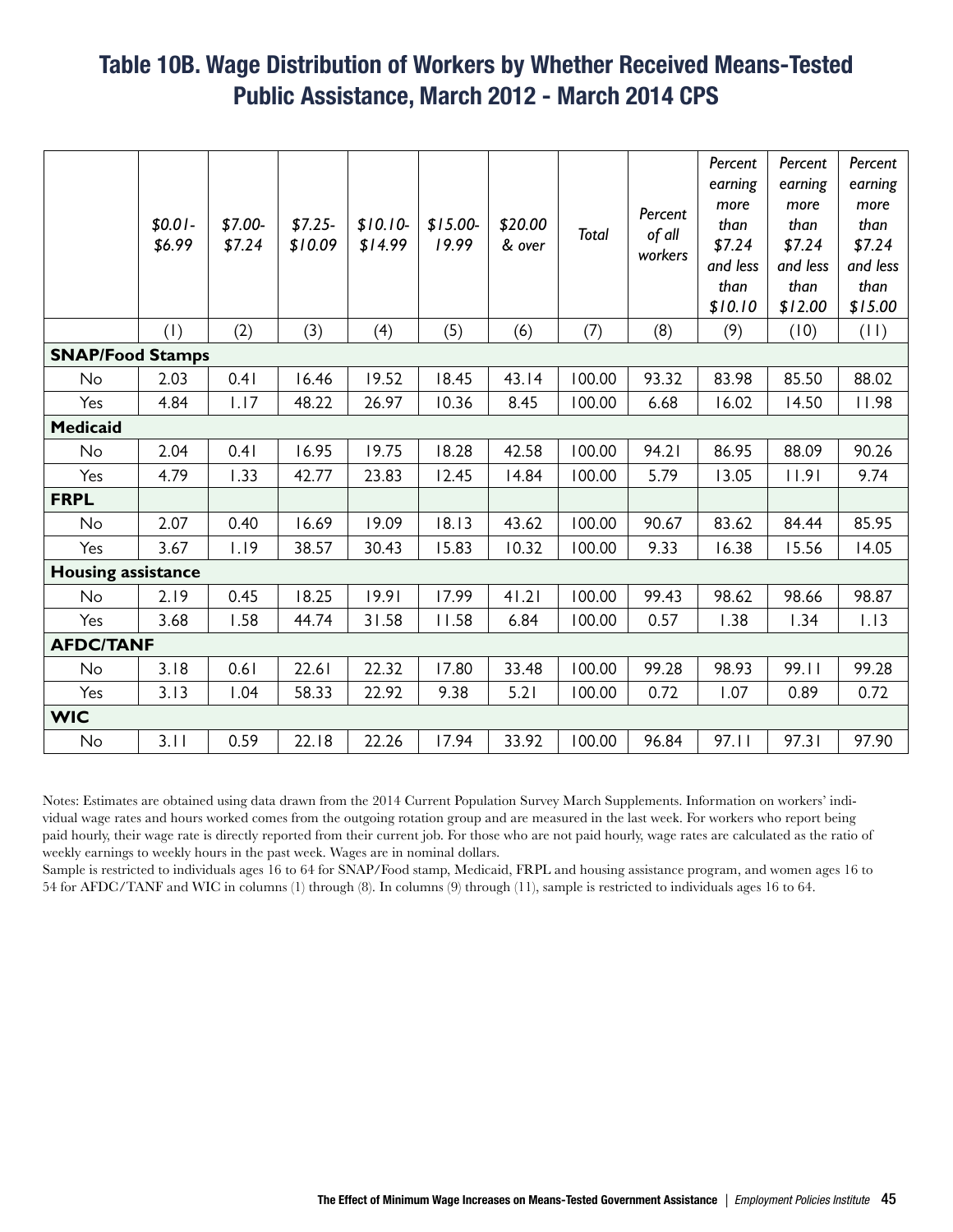# Table 10B. Wage Distribution of Workers by Whether Received Means-Tested Public Assistance, March 2012 - March 2014 CPS

| | *$0.01-$6.99* | *$7.00-$7.24* | *$7.25-$10.09* | *$10.10-$14.99* | *$15.00-19.99* | *$20.00 & over* | *Total* | *Percent of all workers* | *Percent earning more than $7.24 and less than $10.10* | *Percent earning more than $7.24 and less than $12.00* | *Percent earning more than $7.24 and less than $15.00* |
|---|---|---|---|---|---|---|---|---|---|---|---|
| | (1) | (2) | (3) | (4) | (5) | (6) | (7) | (8) | (9) | (10) | (11) |
| **SNAP/Food Stamps** | | | | | | | | | | | |
| No | 2.03 | 0.41 | 16.46 | 19.52 | 18.45 | 43.14 | 100.00 | 93.32 | 83.98 | 85.50 | 88.02 |
| Yes | 4.84 | 1.17 | 48.22 | 26.97 | 10.36 | 8.45 | 100.00 | 6.68 | 16.02 | 14.50 | 11.98 |
| **Medicaid** | | | | | | | | | | | |
| No | 2.04 | 0.41 | 16.95 | 19.75 | 18.28 | 42.58 | 100.00 | 94.21 | 86.95 | 88.09 | 90.26 |
| Yes | 4.79 | 1.33 | 42.77 | 23.83 | 12.45 | 14.84 | 100.00 | 5.79 | 13.05 | 11.91 | 9.74 |
| **FRPL** | | | | | | | | | | | |
| No | 2.07 | 0.40 | 16.69 | 19.09 | 18.13 | 43.62 | 100.00 | 90.67 | 83.62 | 84.44 | 85.95 |
| Yes | 3.67 | 1.19 | 38.57 | 30.43 | 15.83 | 10.32 | 100.00 | 9.33 | 16.38 | 15.56 | 14.05 |
| **Housing assistance** | | | | | | | | | | | |
| No | 2.19 | 0.45 | 18.25 | 19.91 | 17.99 | 41.21 | 100.00 | 99.43 | 98.62 | 98.66 | 98.87 |
| Yes | 3.68 | 1.58 | 44.74 | 31.58 | 11.58 | 6.84 | 100.00 | 0.57 | 1.38 | 1.34 | 1.13 |
| **AFDC/TANF** | | | | | | | | | | | |
| No | 3.18 | 0.61 | 22.61 | 22.32 | 17.80 | 33.48 | 100.00 | 99.28 | 98.93 | 99.11 | 99.28 |
| Yes | 3.13 | 1.04 | 58.33 | 22.92 | 9.38 | 5.21 | 100.00 | 0.72 | 1.07 | 0.89 | 0.72 |
| **WIC** | | | | | | | | | | | |
| No | 3.11 | 0.59 | 22.18 | 22.26 | 17.94 | 33.92 | 100.00 | 96.84 | 97.11 | 97.31 | 97.90 |

Notes: Estimates are obtained using data drawn from the 2014 Current Population Survey March Supplements. Information on workers' individual wage rates and hours worked comes from the outgoing rotation group and are measured in the last week. For workers who report being paid hourly, their wage rate is directly reported from their current job. For those who are not paid hourly, wage rates are calculated as the ratio of weekly earnings to weekly hours in the past week. Wages are in nominal dollars.

Sample is restricted to individuals ages 16 to 64 for SNAP/Food stamp, Medicaid, FRPL and housing assistance program, and women ages 16 to 54 for AFDC/TANF and WIC in columns (1) through (8). In columns (9) through (11), sample is restricted to individuals ages 16 to 64.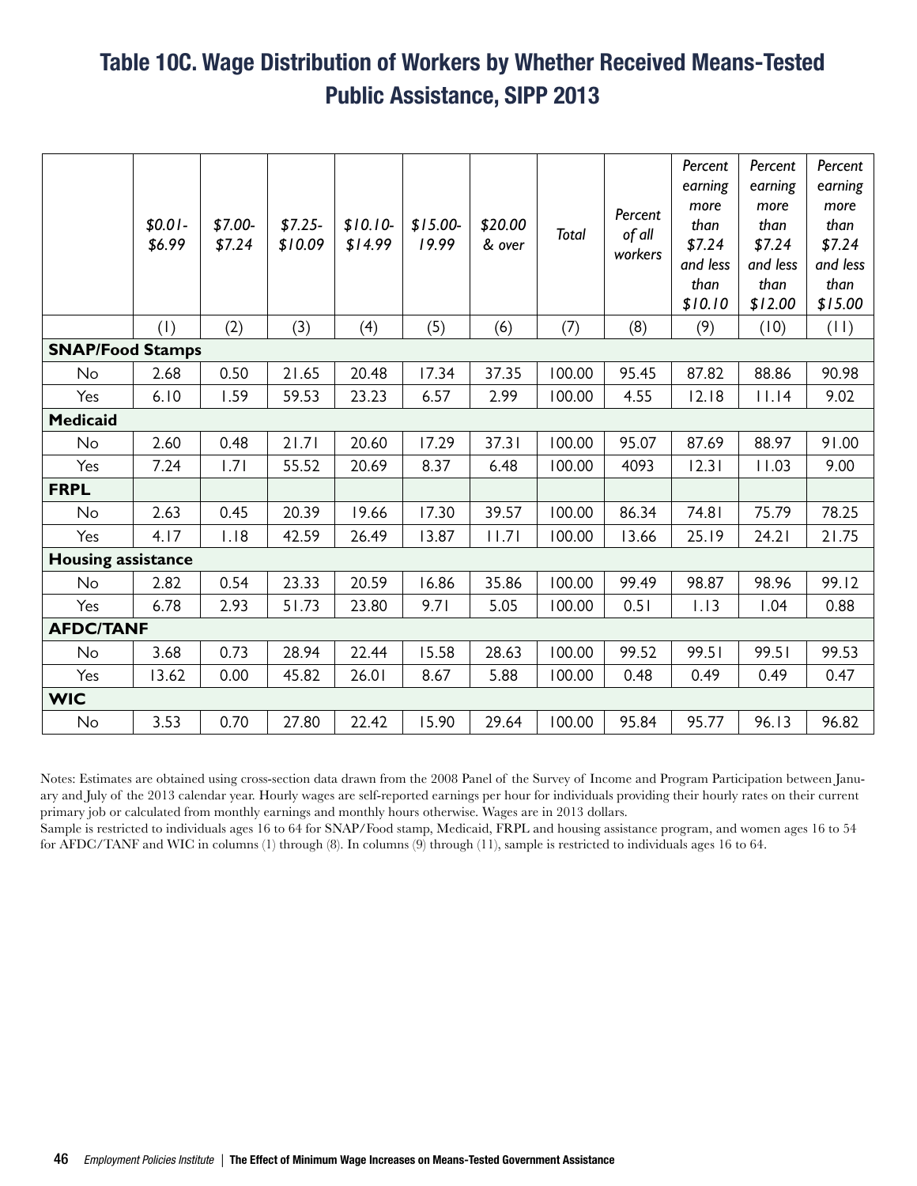# Table 10C. Wage Distribution of Workers by Whether Received Means-Tested Public Assistance, SIPP 2013

| | *$0.01-$6.99* | *$7.00-$7.24* | *$7.25-$10.09* | *$10.10-$14.99* | *$15.00-19.99* | *$20.00 & over* | *Total* | *Percent of all workers* | *Percent earning more than $7.24 and less than $10.10* | *Percent earning more than $7.24 and less than $12.00* | *Percent earning more than $7.24 and less than $15.00* |
|---|---|---|---|---|---|---|---|---|---|---|---|
| | (1) | (2) | (3) | (4) | (5) | (6) | (7) | (8) | (9) | (10) | (11) |
| **SNAP/Food Stamps** | | | | | | | | | | | |
| No | 2.68 | 0.50 | 21.65 | 20.48 | 17.34 | 37.35 | 100.00 | 95.45 | 87.82 | 88.86 | 90.98 |
| Yes | 6.10 | 1.59 | 59.53 | 23.23 | 6.57 | 2.99 | 100.00 | 4.55 | 12.18 | 11.14 | 9.02 |
| **Medicaid** | | | | | | | | | | | |
| No | 2.60 | 0.48 | 21.71 | 20.60 | 17.29 | 37.31 | 100.00 | 95.07 | 87.69 | 88.97 | 91.00 |
| Yes | 7.24 | 1.71 | 55.52 | 20.69 | 8.37 | 6.48 | 100.00 | 4093 | 12.31 | 11.03 | 9.00 |
| **FRPL** | | | | | | | | | | | |
| No | 2.63 | 0.45 | 20.39 | 19.66 | 17.30 | 39.57 | 100.00 | 86.34 | 74.81 | 75.79 | 78.25 |
| Yes | 4.17 | 1.18 | 42.59 | 26.49 | 13.87 | 11.71 | 100.00 | 13.66 | 25.19 | 24.21 | 21.75 |
| **Housing assistance** | | | | | | | | | | | |
| No | 2.82 | 0.54 | 23.33 | 20.59 | 16.86 | 35.86 | 100.00 | 99.49 | 98.87 | 98.96 | 99.12 |
| Yes | 6.78 | 2.93 | 51.73 | 23.80 | 9.71 | 5.05 | 100.00 | 0.51 | 1.13 | 1.04 | 0.88 |
| **AFDC/TANF** | | | | | | | | | | | |
| No | 3.68 | 0.73 | 28.94 | 22.44 | 15.58 | 28.63 | 100.00 | 99.52 | 99.51 | 99.51 | 99.53 |
| Yes | 13.62 | 0.00 | 45.82 | 26.01 | 8.67 | 5.88 | 100.00 | 0.48 | 0.49 | 0.49 | 0.47 |
| **WIC** | | | | | | | | | | | |
| No | 3.53 | 0.70 | 27.80 | 22.42 | 15.90 | 29.64 | 100.00 | 95.84 | 95.77 | 96.13 | 96.82 |

Notes: Estimates are obtained using cross-section data drawn from the 2008 Panel of the Survey of Income and Program Participation between January and July of the 2013 calendar year. Hourly wages are self-reported earnings per hour for individuals providing their hourly rates on their current primary job or calculated from monthly earnings and monthly hours otherwise. Wages are in 2013 dollars.

Sample is restricted to individuals ages 16 to 64 for SNAP/Food stamp, Medicaid, FRPL and housing assistance program, and women ages 16 to 54 for AFDC/TANF and WIC in columns (1) through (8). In columns (9) through (11), sample is restricted to individuals ages 16 to 64.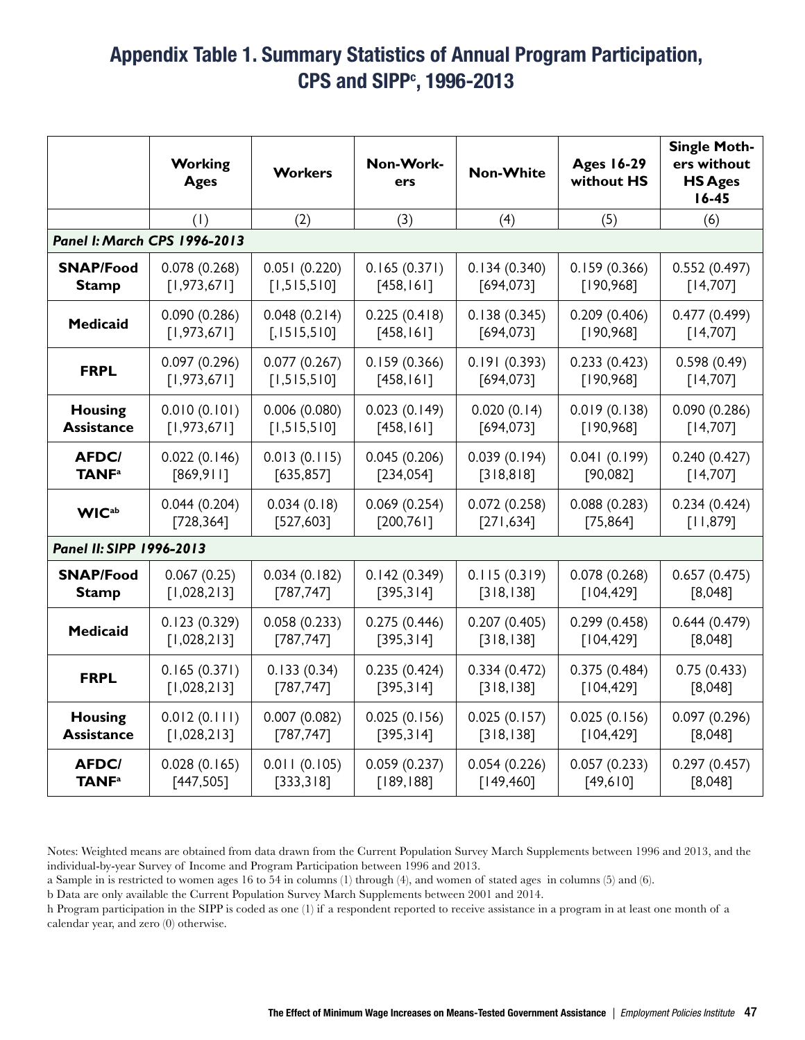## Appendix Table 1. Summary Statistics of Annual Program Participation, CPS and SIPP[c], 1996-2013

| | Working Ages | Workers | Non-Workers | Non-White | Ages 16-29 without HS | Single Mothers without HS Ages 16-45 |
|---|---|---|---|---|---|---|
| | (1) | (2) | (3) | (4) | (5) | (6) |
| ***Panel I: March CPS 1996-2013*** | | | | | | |
| **SNAP/Food Stamp** | 0.078 (0.268) [1,973,671] | 0.051 (0.220) [1,515,510] | 0.165 (0.371) [458,161] | 0.134 (0.340) [694,073] | 0.159 (0.366) [190,968] | 0.552 (0.497) [14,707] |
| **Medicaid** | 0.090 (0.286) [1,973,671] | 0.048 (0.214) [,1515,510] | 0.225 (0.418) [458,161] | 0.138 (0.345) [694,073] | 0.209 (0.406) [190,968] | 0.477 (0.499) [14,707] |
| **FRPL** | 0.097 (0.296) [1,973,671] | 0.077 (0.267) [1,515,510] | 0.159 (0.366) [458,161] | 0.191 (0.393) [694,073] | 0.233 (0.423) [190,968] | 0.598 (0.49) [14,707] |
| **Housing Assistance** | 0.010 (0.101) [1,973,671] | 0.006 (0.080) [1,515,510] | 0.023 (0.149) [458,161] | 0.020 (0.14) [694,073] | 0.019 (0.138) [190,968] | 0.090 (0.286) [14,707] |
| **AFDC/ TANF[a]** | 0.022 (0.146) [869,911] | 0.013 (0.115) [635,857] | 0.045 (0.206) [234,054] | 0.039 (0.194) [318,818] | 0.041 (0.199) [90,082] | 0.240 (0.427) [14,707] |
| **WIC[ab]** | 0.044 (0.204) [728,364] | 0.034 (0.18) [527,603] | 0.069 (0.254) [200,761] | 0.072 (0.258) [271,634] | 0.088 (0.283) [75,864] | 0.234 (0.424) [11,879] |
| ***Panel II: SIPP 1996-2013*** | | | | | | |
| **SNAP/Food Stamp** | 0.067 (0.25) [1,028,213] | 0.034 (0.182) [787,747] | 0.142 (0.349) [395,314] | 0.115 (0.319) [318,138] | 0.078 (0.268) [104,429] | 0.657 (0.475) [8,048] |
| **Medicaid** | 0.123 (0.329) [1,028,213] | 0.058 (0.233) [787,747] | 0.275 (0.446) [395,314] | 0.207 (0.405) [318,138] | 0.299 (0.458) [104,429] | 0.644 (0.479) [8,048] |
| **FRPL** | 0.165 (0.371) [1,028,213] | 0.133 (0.34) [787,747] | 0.235 (0.424) [395,314] | 0.334 (0.472) [318,138] | 0.375 (0.484) [104,429] | 0.75 (0.433) [8,048] |
| **Housing Assistance** | 0.012 (0.111) [1,028,213] | 0.007 (0.082) [787,747] | 0.025 (0.156) [395,314] | 0.025 (0.157) [318,138] | 0.025 (0.156) [104,429] | 0.097 (0.296) [8,048] |
| **AFDC/ TANF[a]** | 0.028 (0.165) [447,505] | 0.011 (0.105) [333,318] | 0.059 (0.237) [189,188] | 0.054 (0.226) [149,460] | 0.057 (0.233) [49,610] | 0.297 (0.457) [8,048] |

Notes: Weighted means are obtained from data drawn from the Current Population Survey March Supplements between 1996 and 2013, and the individual-by-year Survey of Income and Program Participation between 1996 and 2013.

a Sample in is restricted to women ages 16 to 54 in columns (1) through (4), and women of stated ages in columns (5) and (6).

b Data are only available the Current Population Survey March Supplements between 2001 and 2014.

h Program participation in the SIPP is coded as one (1) if a respondent reported to receive assistance in a program in at least one month of a calendar year, and zero (0) otherwise.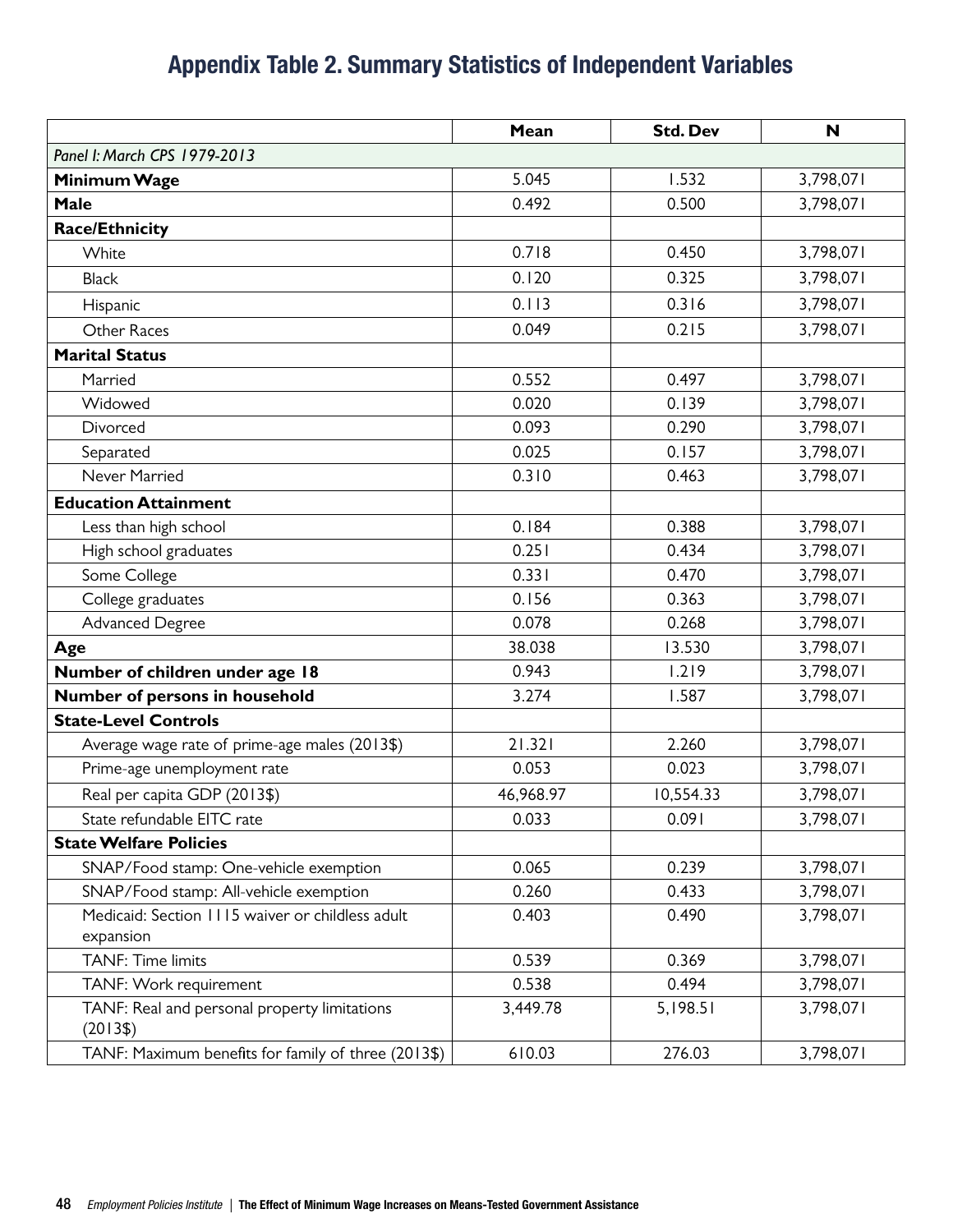## Appendix Table 2. Summary Statistics of Independent Variables

| | Mean | Std. Dev | N |
|---|---|---|---|
| *Panel I: March CPS 1979-2013* | | | |
| **Minimum Wage** | 5.045 | 1.532 | 3,798,071 |
| **Male** | 0.492 | 0.500 | 3,798,071 |
| **Race/Ethnicity** | | | |
| White | 0.718 | 0.450 | 3,798,071 |
| Black | 0.120 | 0.325 | 3,798,071 |
| Hispanic | 0.113 | 0.316 | 3,798,071 |
| Other Races | 0.049 | 0.215 | 3,798,071 |
| **Marital Status** | | | |
| Married | 0.552 | 0.497 | 3,798,071 |
| Widowed | 0.020 | 0.139 | 3,798,071 |
| Divorced | 0.093 | 0.290 | 3,798,071 |
| Separated | 0.025 | 0.157 | 3,798,071 |
| Never Married | 0.310 | 0.463 | 3,798,071 |
| **Education Attainment** | | | |
| Less than high school | 0.184 | 0.388 | 3,798,071 |
| High school graduates | 0.251 | 0.434 | 3,798,071 |
| Some College | 0.331 | 0.470 | 3,798,071 |
| College graduates | 0.156 | 0.363 | 3,798,071 |
| Advanced Degree | 0.078 | 0.268 | 3,798,071 |
| **Age** | 38.038 | 13.530 | 3,798,071 |
| **Number of children under age 18** | 0.943 | 1.219 | 3,798,071 |
| **Number of persons in household** | 3.274 | 1.587 | 3,798,071 |
| **State-Level Controls** | | | |
| Average wage rate of prime-age males (2013$) | 21.321 | 2.260 | 3,798,071 |
| Prime-age unemployment rate | 0.053 | 0.023 | 3,798,071 |
| Real per capita GDP (2013$) | 46,968.97 | 10,554.33 | 3,798,071 |
| State refundable EITC rate | 0.033 | 0.091 | 3,798,071 |
| **State Welfare Policies** | | | |
| SNAP/Food stamp: One-vehicle exemption | 0.065 | 0.239 | 3,798,071 |
| SNAP/Food stamp: All-vehicle exemption | 0.260 | 0.433 | 3,798,071 |
| Medicaid: Section 1115 waiver or childless adult expansion | 0.403 | 0.490 | 3,798,071 |
| TANF: Time limits | 0.539 | 0.369 | 3,798,071 |
| TANF: Work requirement | 0.538 | 0.494 | 3,798,071 |
| TANF: Real and personal property limitations (2013$) | 3,449.78 | 5,198.51 | 3,798,071 |
| TANF: Maximum benefits for family of three (2013$) | 610.03 | 276.03 | 3,798,071 |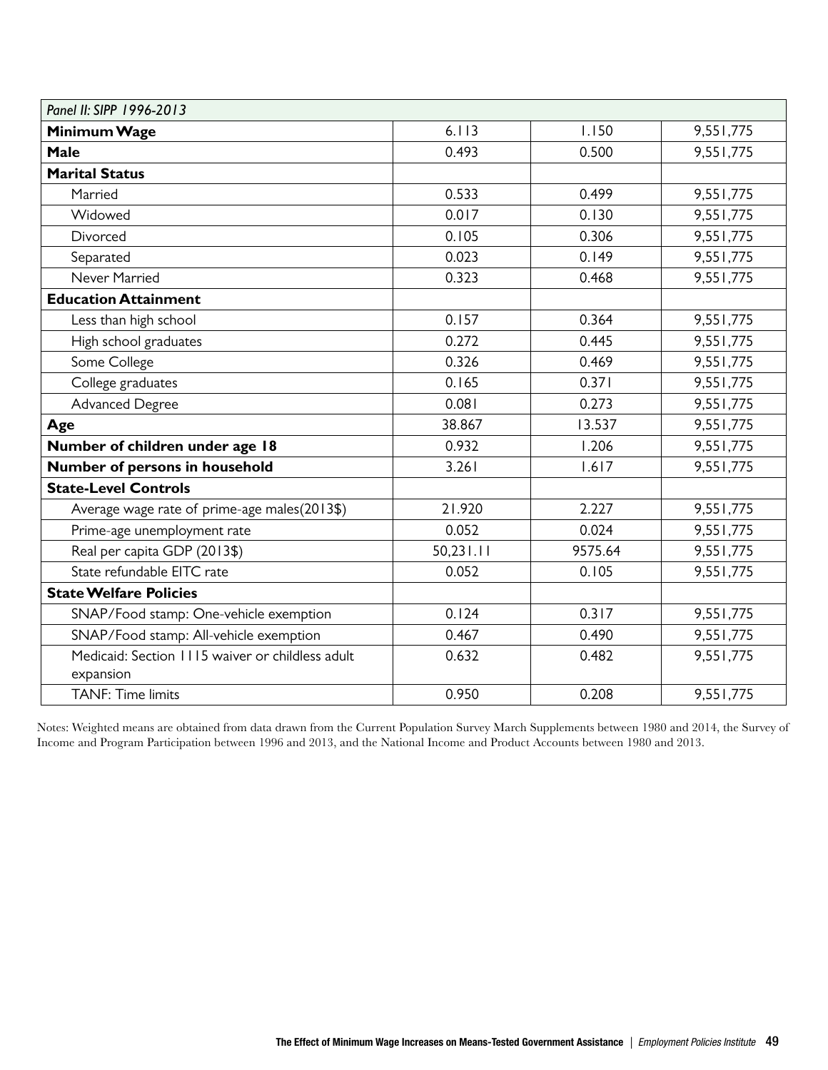| *Panel II: SIPP 1996-2013* | | | |
|---|---|---|---|
| **Minimum Wage** | 6.113 | 1.150 | 9,551,775 |
| **Male** | 0.493 | 0.500 | 9,551,775 |
| **Marital Status** | | | |
| Married | 0.533 | 0.499 | 9,551,775 |
| Widowed | 0.017 | 0.130 | 9,551,775 |
| Divorced | 0.105 | 0.306 | 9,551,775 |
| Separated | 0.023 | 0.149 | 9,551,775 |
| Never Married | 0.323 | 0.468 | 9,551,775 |
| **Education Attainment** | | | |
| Less than high school | 0.157 | 0.364 | 9,551,775 |
| High school graduates | 0.272 | 0.445 | 9,551,775 |
| Some College | 0.326 | 0.469 | 9,551,775 |
| College graduates | 0.165 | 0.371 | 9,551,775 |
| Advanced Degree | 0.081 | 0.273 | 9,551,775 |
| **Age** | 38.867 | 13.537 | 9,551,775 |
| **Number of children under age 18** | 0.932 | 1.206 | 9,551,775 |
| **Number of persons in household** | 3.261 | 1.617 | 9,551,775 |
| **State-Level Controls** | | | |
| Average wage rate of prime-age males(2013$) | 21.920 | 2.227 | 9,551,775 |
| Prime-age unemployment rate | 0.052 | 0.024 | 9,551,775 |
| Real per capita GDP (2013$) | 50,231.11 | 9575.64 | 9,551,775 |
| State refundable EITC rate | 0.052 | 0.105 | 9,551,775 |
| **State Welfare Policies** | | | |
| SNAP/Food stamp: One-vehicle exemption | 0.124 | 0.317 | 9,551,775 |
| SNAP/Food stamp: All-vehicle exemption | 0.467 | 0.490 | 9,551,775 |
| Medicaid: Section 1115 waiver or childless adult expansion | 0.632 | 0.482 | 9,551,775 |
| TANF: Time limits | 0.950 | 0.208 | 9,551,775 |

Notes: Weighted means are obtained from data drawn from the Current Population Survey March Supplements between 1980 and 2014, the Survey of Income and Program Participation between 1996 and 2013, and the National Income and Product Accounts between 1980 and 2013.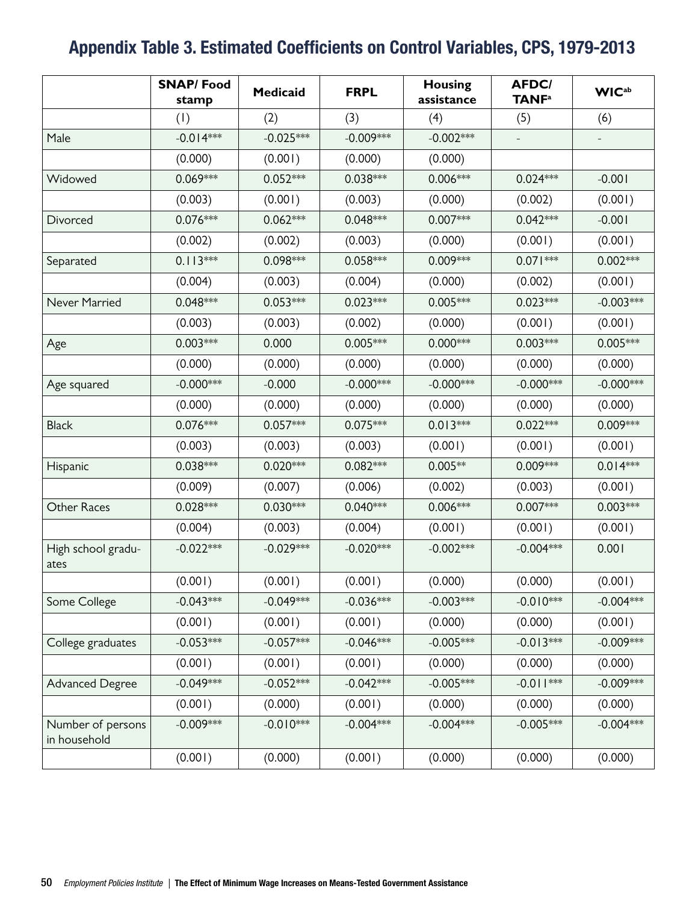# Appendix Table 3. Estimated Coefficients on Control Variables, CPS, 1979-2013

| | SNAP/ Food stamp | Medicaid | FRPL | Housing assistance | AFDC/ TANF[a] | WIC[ab] |
|---|---|---|---|---|---|---|
| | (1) | (2) | (3) | (4) | (5) | (6) |
| Male | -0.014*** | -0.025*** | -0.009*** | -0.002*** | - | - |
| | (0.000) | (0.001) | (0.000) | (0.000) | | |
| Widowed | 0.069*** | 0.052*** | 0.038*** | 0.006*** | 0.024*** | -0.001 |
| | (0.003) | (0.001) | (0.003) | (0.000) | (0.002) | (0.001) |
| Divorced | 0.076*** | 0.062*** | 0.048*** | 0.007*** | 0.042*** | -0.001 |
| | (0.002) | (0.002) | (0.003) | (0.000) | (0.001) | (0.001) |
| Separated | 0.113*** | 0.098*** | 0.058*** | 0.009*** | 0.071*** | 0.002*** |
| | (0.004) | (0.003) | (0.004) | (0.000) | (0.002) | (0.001) |
| Never Married | 0.048*** | 0.053*** | 0.023*** | 0.005*** | 0.023*** | -0.003*** |
| | (0.003) | (0.003) | (0.002) | (0.000) | (0.001) | (0.001) |
| Age | 0.003*** | 0.000 | 0.005*** | 0.000*** | 0.003*** | 0.005*** |
| | (0.000) | (0.000) | (0.000) | (0.000) | (0.000) | (0.000) |
| Age squared | -0.000*** | -0.000 | -0.000*** | -0.000*** | -0.000*** | -0.000*** |
| | (0.000) | (0.000) | (0.000) | (0.000) | (0.000) | (0.000) |
| Black | 0.076*** | 0.057*** | 0.075*** | 0.013*** | 0.022*** | 0.009*** |
| | (0.003) | (0.003) | (0.003) | (0.001) | (0.001) | (0.001) |
| Hispanic | 0.038*** | 0.020*** | 0.082*** | 0.005** | 0.009*** | 0.014*** |
| | (0.009) | (0.007) | (0.006) | (0.002) | (0.003) | (0.001) |
| Other Races | 0.028*** | 0.030*** | 0.040*** | 0.006*** | 0.007*** | 0.003*** |
| | (0.004) | (0.003) | (0.004) | (0.001) | (0.001) | (0.001) |
| High school graduates | -0.022*** | -0.029*** | -0.020*** | -0.002*** | -0.004*** | 0.001 |
| | (0.001) | (0.001) | (0.001) | (0.000) | (0.000) | (0.001) |
| Some College | -0.043*** | -0.049*** | -0.036*** | -0.003*** | -0.010*** | -0.004*** |
| | (0.001) | (0.001) | (0.001) | (0.000) | (0.000) | (0.001) |
| College graduates | -0.053*** | -0.057*** | -0.046*** | -0.005*** | -0.013*** | -0.009*** |
| | (0.001) | (0.001) | (0.001) | (0.000) | (0.000) | (0.000) |
| Advanced Degree | -0.049*** | -0.052*** | -0.042*** | -0.005*** | -0.011*** | -0.009*** |
| | (0.001) | (0.000) | (0.001) | (0.000) | (0.000) | (0.000) |
| Number of persons in household | -0.009*** | -0.010*** | -0.004*** | -0.004*** | -0.005*** | -0.004*** |
| | (0.001) | (0.000) | (0.001) | (0.000) | (0.000) | (0.000) |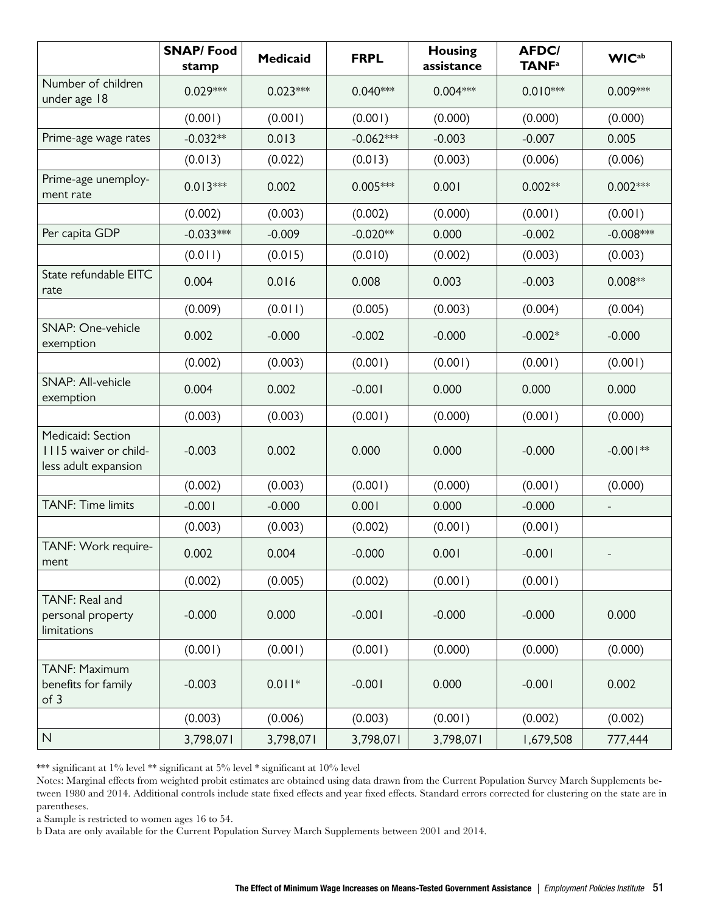| | SNAP/ Food stamp | Medicaid | FRPL | Housing assistance | AFDC/ TANF[a] | WIC[ab] |
|---|---|---|---|---|---|---|
| Number of children under age 18 | 0.029*** | 0.023*** | 0.040*** | 0.004*** | 0.010*** | 0.009*** |
| | (0.001) | (0.001) | (0.001) | (0.000) | (0.000) | (0.000) |
| Prime-age wage rates | -0.032** | 0.013 | -0.062*** | -0.003 | -0.007 | 0.005 |
| | (0.013) | (0.022) | (0.013) | (0.003) | (0.006) | (0.006) |
| Prime-age unemployment rate | 0.013*** | 0.002 | 0.005*** | 0.001 | 0.002** | 0.002*** |
| | (0.002) | (0.003) | (0.002) | (0.000) | (0.001) | (0.001) |
| Per capita GDP | -0.033*** | -0.009 | -0.020** | 0.000 | -0.002 | -0.008*** |
| | (0.011) | (0.015) | (0.010) | (0.002) | (0.003) | (0.003) |
| State refundable EITC rate | 0.004 | 0.016 | 0.008 | 0.003 | -0.003 | 0.008** |
| | (0.009) | (0.011) | (0.005) | (0.003) | (0.004) | (0.004) |
| SNAP: One-vehicle exemption | 0.002 | -0.000 | -0.002 | -0.000 | -0.002* | -0.000 |
| | (0.002) | (0.003) | (0.001) | (0.001) | (0.001) | (0.001) |
| SNAP: All-vehicle exemption | 0.004 | 0.002 | -0.001 | 0.000 | 0.000 | 0.000 |
| | (0.003) | (0.003) | (0.001) | (0.000) | (0.001) | (0.000) |
| Medicaid: Section 1115 waiver or childless adult expansion | -0.003 | 0.002 | 0.000 | 0.000 | -0.000 | -0.001** |
| | (0.002) | (0.003) | (0.001) | (0.000) | (0.001) | (0.000) |
| TANF: Time limits | -0.001 | -0.000 | 0.001 | 0.000 | -0.000 | - |
| | (0.003) | (0.003) | (0.002) | (0.001) | (0.001) | |
| TANF: Work requirement | 0.002 | 0.004 | -0.000 | 0.001 | -0.001 | - |
| | (0.002) | (0.005) | (0.002) | (0.001) | (0.001) | |
| TANF: Real and personal property limitations | -0.000 | 0.000 | -0.001 | -0.000 | -0.000 | 0.000 |
| | (0.001) | (0.001) | (0.001) | (0.000) | (0.000) | (0.000) |
| TANF: Maximum benefits for family of 3 | -0.003 | 0.011* | -0.001 | 0.000 | -0.001 | 0.002 |
| | (0.003) | (0.006) | (0.003) | (0.001) | (0.002) | (0.002) |
| N | 3,798,071 | 3,798,071 | 3,798,071 | 3,798,071 | 1,679,508 | 777,444 |

*** significant at 1% level ** significant at 5% level * significant at 10% level

Notes: Marginal effects from weighted probit estimates are obtained using data drawn from the Current Population Survey March Supplements between 1980 and 2014. Additional controls include state fixed effects and year fixed effects. Standard errors corrected for clustering on the state are in parentheses.

a Sample is restricted to women ages 16 to 54.

b Data are only available for the Current Population Survey March Supplements between 2001 and 2014.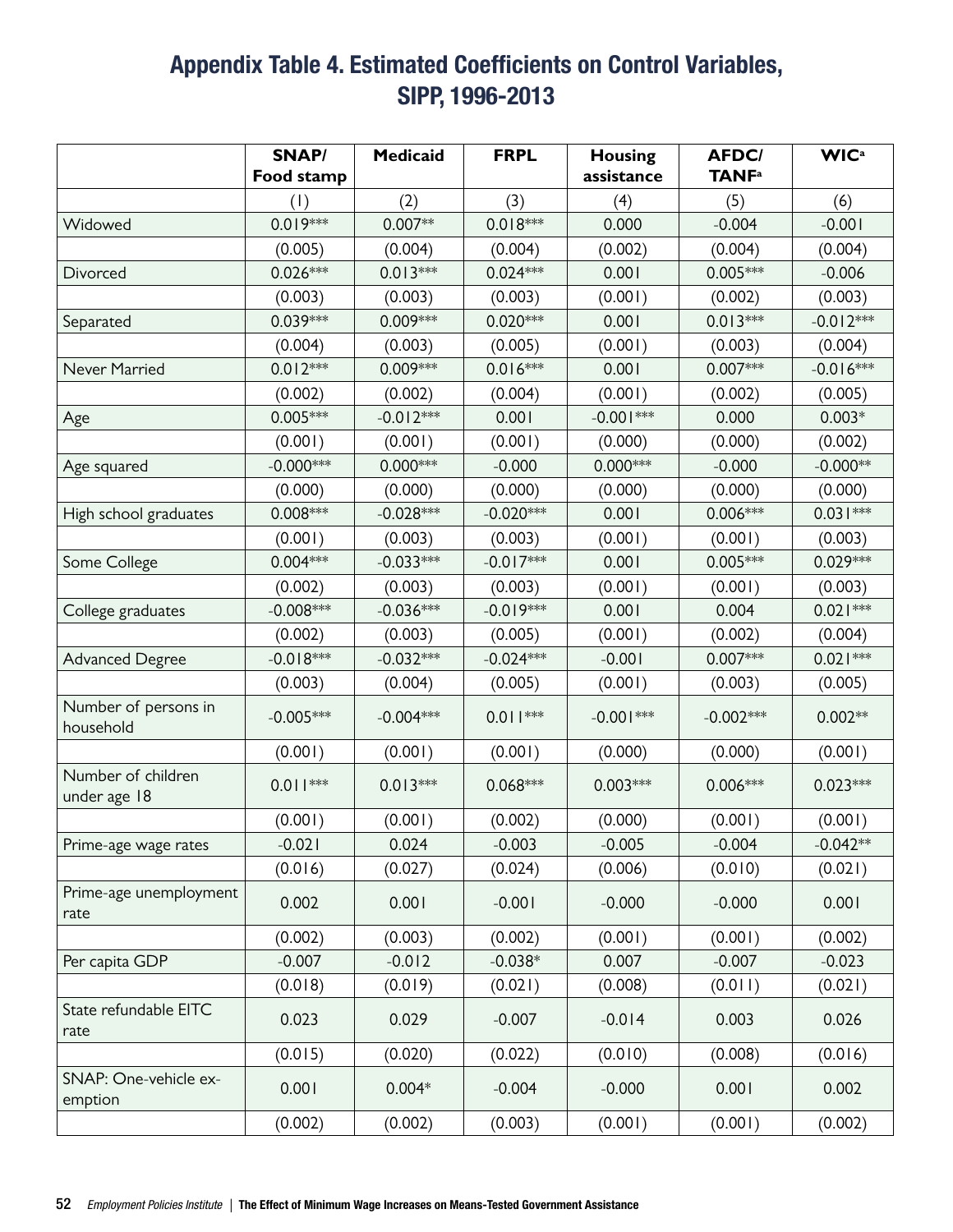# Appendix Table 4. Estimated Coefficients on Control Variables, SIPP, 1996-2013

| | SNAP/ Food stamp | Medicaid | FRPL | Housing assistance | AFDC/ TANF[a] | WIC[a] |
|---|---|---|---|---|---|---|
| | (1) | (2) | (3) | (4) | (5) | (6) |
| Widowed | 0.019*** | 0.007** | 0.018*** | 0.000 | -0.004 | -0.001 |
| | (0.005) | (0.004) | (0.004) | (0.002) | (0.004) | (0.004) |
| Divorced | 0.026*** | 0.013*** | 0.024*** | 0.001 | 0.005*** | -0.006 |
| | (0.003) | (0.003) | (0.003) | (0.001) | (0.002) | (0.003) |
| Separated | 0.039*** | 0.009*** | 0.020*** | 0.001 | 0.013*** | -0.012*** |
| | (0.004) | (0.003) | (0.005) | (0.001) | (0.003) | (0.004) |
| Never Married | 0.012*** | 0.009*** | 0.016*** | 0.001 | 0.007*** | -0.016*** |
| | (0.002) | (0.002) | (0.004) | (0.001) | (0.002) | (0.005) |
| Age | 0.005*** | -0.012*** | 0.001 | -0.001*** | 0.000 | 0.003* |
| | (0.001) | (0.001) | (0.001) | (0.000) | (0.000) | (0.002) |
| Age squared | -0.000*** | 0.000*** | -0.000 | 0.000*** | -0.000 | -0.000** |
| | (0.000) | (0.000) | (0.000) | (0.000) | (0.000) | (0.000) |
| High school graduates | 0.008*** | -0.028*** | -0.020*** | 0.001 | 0.006*** | 0.031*** |
| | (0.001) | (0.003) | (0.003) | (0.001) | (0.001) | (0.003) |
| Some College | 0.004*** | -0.033*** | -0.017*** | 0.001 | 0.005*** | 0.029*** |
| | (0.002) | (0.003) | (0.003) | (0.001) | (0.001) | (0.003) |
| College graduates | -0.008*** | -0.036*** | -0.019*** | 0.001 | 0.004 | 0.021*** |
| | (0.002) | (0.003) | (0.005) | (0.001) | (0.002) | (0.004) |
| Advanced Degree | -0.018*** | -0.032*** | -0.024*** | -0.001 | 0.007*** | 0.021*** |
| | (0.003) | (0.004) | (0.005) | (0.001) | (0.003) | (0.005) |
| Number of persons in household | -0.005*** | -0.004*** | 0.011*** | -0.001*** | -0.002*** | 0.002** |
| | (0.001) | (0.001) | (0.001) | (0.000) | (0.000) | (0.001) |
| Number of children under age 18 | 0.011*** | 0.013*** | 0.068*** | 0.003*** | 0.006*** | 0.023*** |
| | (0.001) | (0.001) | (0.002) | (0.000) | (0.001) | (0.001) |
| Prime-age wage rates | -0.021 | 0.024 | -0.003 | -0.005 | -0.004 | -0.042** |
| | (0.016) | (0.027) | (0.024) | (0.006) | (0.010) | (0.021) |
| Prime-age unemployment rate | 0.002 | 0.001 | -0.001 | -0.000 | -0.000 | 0.001 |
| | (0.002) | (0.003) | (0.002) | (0.001) | (0.001) | (0.002) |
| Per capita GDP | -0.007 | -0.012 | -0.038* | 0.007 | -0.007 | -0.023 |
| | (0.018) | (0.019) | (0.021) | (0.008) | (0.011) | (0.021) |
| State refundable EITC rate | 0.023 | 0.029 | -0.007 | -0.014 | 0.003 | 0.026 |
| | (0.015) | (0.020) | (0.022) | (0.010) | (0.008) | (0.016) |
| SNAP: One-vehicle exemption | 0.001 | 0.004* | -0.004 | -0.000 | 0.001 | 0.002 |
| | (0.002) | (0.002) | (0.003) | (0.001) | (0.001) | (0.002) |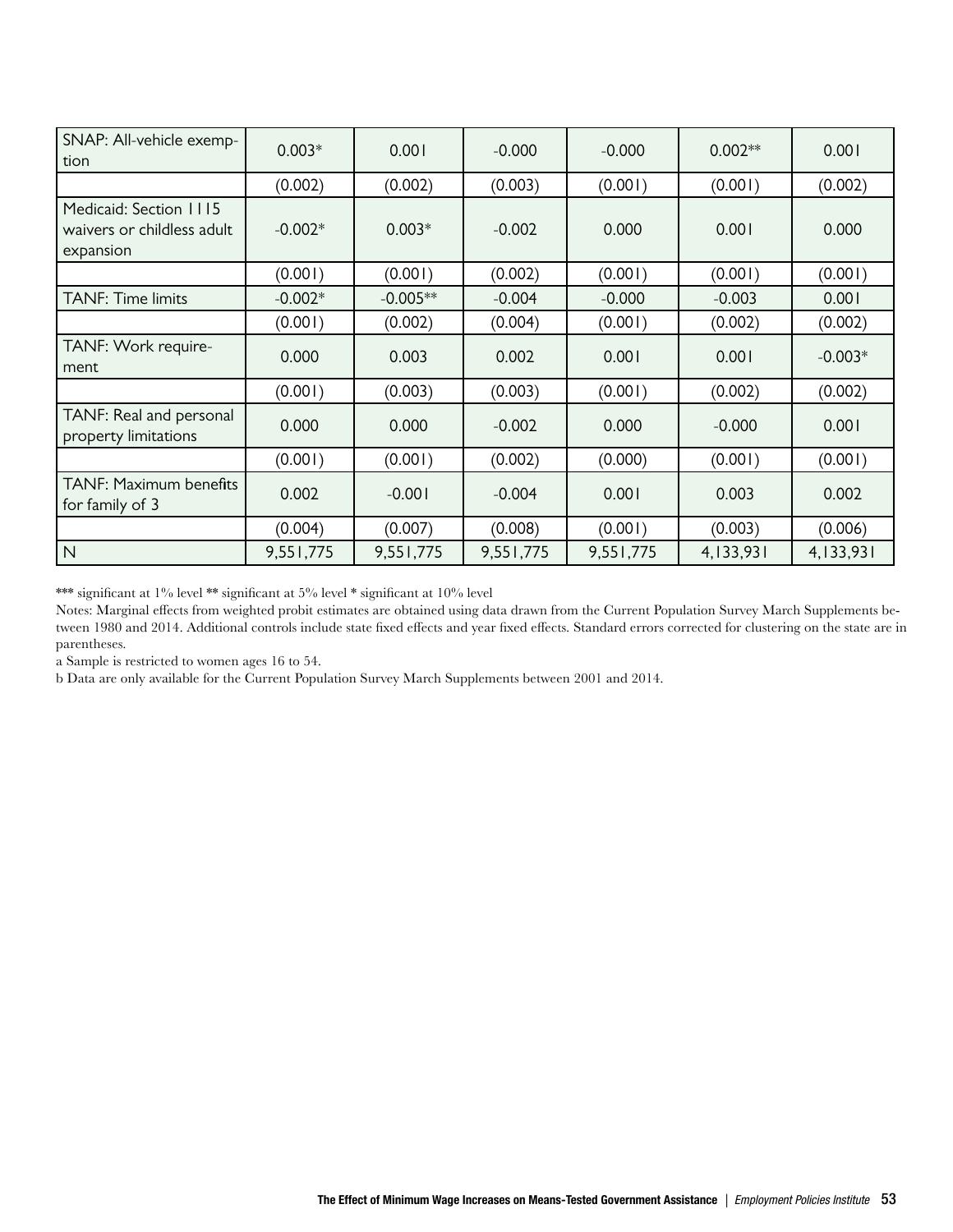| | | | | | | |
|---|---|---|---|---|---|---|
| SNAP: All-vehicle exemption | 0.003* | 0.001 | -0.000 | -0.000 | 0.002** | 0.001 |
| | (0.002) | (0.002) | (0.003) | (0.001) | (0.001) | (0.002) |
| Medicaid: Section 1115 waivers or childless adult expansion | -0.002* | 0.003* | -0.002 | 0.000 | 0.001 | 0.000 |
| | (0.001) | (0.001) | (0.002) | (0.001) | (0.001) | (0.001) |
| TANF: Time limits | -0.002* | -0.005** | -0.004 | -0.000 | -0.003 | 0.001 |
| | (0.001) | (0.002) | (0.004) | (0.001) | (0.002) | (0.002) |
| TANF: Work requirement | 0.000 | 0.003 | 0.002 | 0.001 | 0.001 | -0.003* |
| | (0.001) | (0.003) | (0.003) | (0.001) | (0.002) | (0.002) |
| TANF: Real and personal property limitations | 0.000 | 0.000 | -0.002 | 0.000 | -0.000 | 0.001 |
| | (0.001) | (0.001) | (0.002) | (0.000) | (0.001) | (0.001) |
| TANF: Maximum benefits for family of 3 | 0.002 | -0.001 | -0.004 | 0.001 | 0.003 | 0.002 |
| | (0.004) | (0.007) | (0.008) | (0.001) | (0.003) | (0.006) |
| N | 9,551,775 | 9,551,775 | 9,551,775 | 9,551,775 | 4,133,931 | 4,133,931 |

*** significant at 1% level ** significant at 5% level * significant at 10% level

Notes: Marginal effects from weighted probit estimates are obtained using data drawn from the Current Population Survey March Supplements between 1980 and 2014. Additional controls include state fixed effects and year fixed effects. Standard errors corrected for clustering on the state are in parentheses.

a Sample is restricted to women ages 16 to 54.

b Data are only available for the Current Population Survey March Supplements between 2001 and 2014.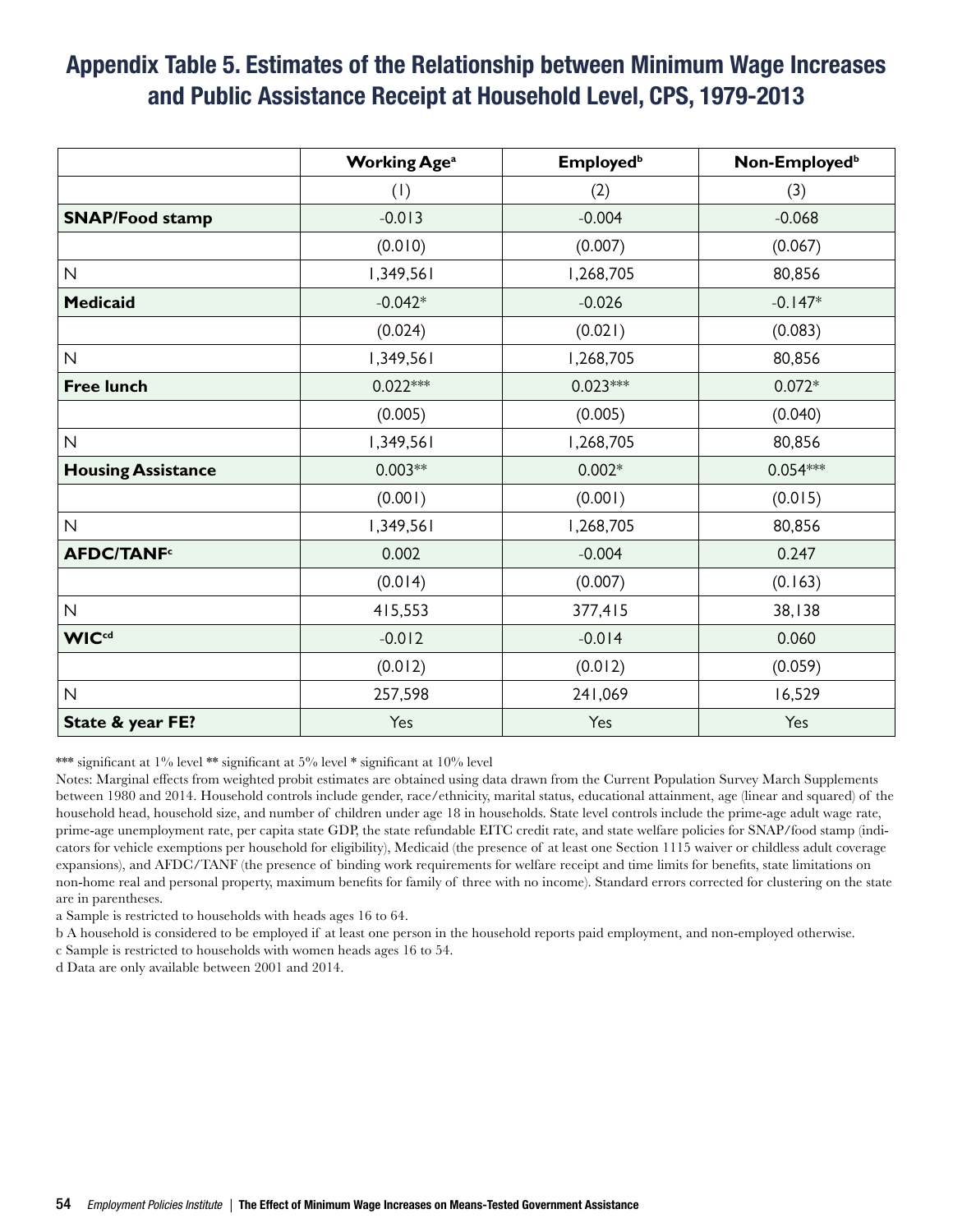# Appendix Table 5. Estimates of the Relationship between Minimum Wage Increases and Public Assistance Receipt at Household Level, CPS, 1979-2013

| | Working Age[a] | Employed[b] | Non-Employed[b] |
|---|---|---|---|
| | (1) | (2) | (3) |
| **SNAP/Food stamp** | -0.013 | -0.004 | -0.068 |
| | (0.010) | (0.007) | (0.067) |
| N | 1,349,561 | 1,268,705 | 80,856 |
| **Medicaid** | -0.042* | -0.026 | -0.147* |
| | (0.024) | (0.021) | (0.083) |
| N | 1,349,561 | 1,268,705 | 80,856 |
| **Free lunch** | 0.022*** | 0.023*** | 0.072* |
| | (0.005) | (0.005) | (0.040) |
| N | 1,349,561 | 1,268,705 | 80,856 |
| **Housing Assistance** | 0.003** | 0.002* | 0.054*** |
| | (0.001) | (0.001) | (0.015) |
| N | 1,349,561 | 1,268,705 | 80,856 |
| **AFDC/TANF[c]** | 0.002 | -0.004 | 0.247 |
| | (0.014) | (0.007) | (0.163) |
| N | 415,553 | 377,415 | 38,138 |
| **WIC[cd]** | -0.012 | -0.014 | 0.060 |
| | (0.012) | (0.012) | (0.059) |
| N | 257,598 | 241,069 | 16,529 |
| **State & year FE?** | Yes | Yes | Yes |

*** significant at 1% level ** significant at 5% level * significant at 10% level

Notes: Marginal effects from weighted probit estimates are obtained using data drawn from the Current Population Survey March Supplements between 1980 and 2014. Household controls include gender, race/ethnicity, marital status, educational attainment, age (linear and squared) of the household head, household size, and number of children under age 18 in households. State level controls include the prime-age adult wage rate, prime-age unemployment rate, per capita state GDP, the state refundable EITC credit rate, and state welfare policies for SNAP/food stamp (indicators for vehicle exemptions per household for eligibility), Medicaid (the presence of at least one Section 1115 waiver or childless adult coverage expansions), and AFDC/TANF (the presence of binding work requirements for welfare receipt and time limits for benefits, state limitations on non-home real and personal property, maximum benefits for family of three with no income). Standard errors corrected for clustering on the state are in parentheses.

a Sample is restricted to households with heads ages 16 to 64.

b A household is considered to be employed if at least one person in the household reports paid employment, and non-employed otherwise.

c Sample is restricted to households with women heads ages 16 to 54.

d Data are only available between 2001 and 2014.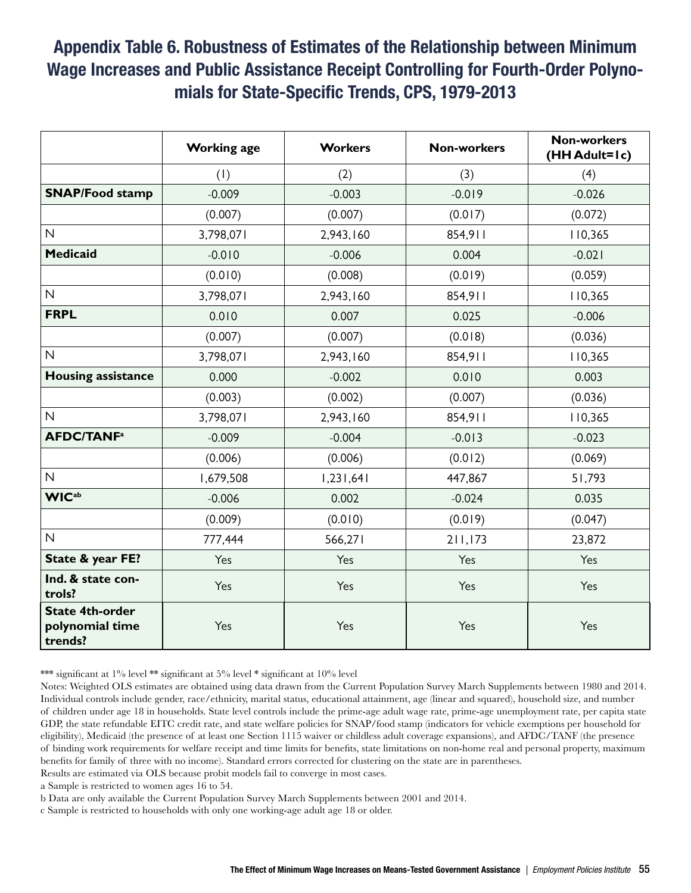# Appendix Table 6. Robustness of Estimates of the Relationship between Minimum Wage Increases and Public Assistance Receipt Controlling for Fourth-Order Polynomials for State-Specific Trends, CPS, 1979-2013

| | Working age | Workers | Non-workers | Non-workers (HH Adult=1c) |
|---|---|---|---|---|
| | (1) | (2) | (3) | (4) |
| **SNAP/Food stamp** | -0.009 | -0.003 | -0.019 | -0.026 |
| | (0.007) | (0.007) | (0.017) | (0.072) |
| N | 3,798,071 | 2,943,160 | 854,911 | 110,365 |
| **Medicaid** | -0.010 | -0.006 | 0.004 | -0.021 |
| | (0.010) | (0.008) | (0.019) | (0.059) |
| N | 3,798,071 | 2,943,160 | 854,911 | 110,365 |
| **FRPL** | 0.010 | 0.007 | 0.025 | -0.006 |
| | (0.007) | (0.007) | (0.018) | (0.036) |
| N | 3,798,071 | 2,943,160 | 854,911 | 110,365 |
| **Housing assistance** | 0.000 | -0.002 | 0.010 | 0.003 |
| | (0.003) | (0.002) | (0.007) | (0.036) |
| N | 3,798,071 | 2,943,160 | 854,911 | 110,365 |
| **AFDC/TANF[a]** | -0.009 | -0.004 | -0.013 | -0.023 |
| | (0.006) | (0.006) | (0.012) | (0.069) |
| N | 1,679,508 | 1,231,641 | 447,867 | 51,793 |
| **WIC[ab]** | -0.006 | 0.002 | -0.024 | 0.035 |
| | (0.009) | (0.010) | (0.019) | (0.047) |
| N | 777,444 | 566,271 | 211,173 | 23,872 |
| **State & year FE?** | Yes | Yes | Yes | Yes |
| **Ind. & state controls?** | Yes | Yes | Yes | Yes |
| **State 4th-order polynomial time trends?** | Yes | Yes | Yes | Yes |

*** significant at 1% level ** significant at 5% level * significant at 10% level

Notes: Weighted OLS estimates are obtained using data drawn from the Current Population Survey March Supplements between 1980 and 2014. Individual controls include gender, race/ethnicity, marital status, educational attainment, age (linear and squared), household size, and number of children under age 18 in households. State level controls include the prime-age adult wage rate, prime-age unemployment rate, per capita state GDP, the state refundable EITC credit rate, and state welfare policies for SNAP/food stamp (indicators for vehicle exemptions per household for eligibility), Medicaid (the presence of at least one Section 1115 waiver or childless adult coverage expansions), and AFDC/TANF (the presence of binding work requirements for welfare receipt and time limits for benefits, state limitations on non-home real and personal property, maximum benefits for family of three with no income). Standard errors corrected for clustering on the state are in parentheses.

Results are estimated via OLS because probit models fail to converge in most cases.

a Sample is restricted to women ages 16 to 54.

b Data are only available the Current Population Survey March Supplements between 2001 and 2014.

c Sample is restricted to households with only one working-age adult age 18 or older.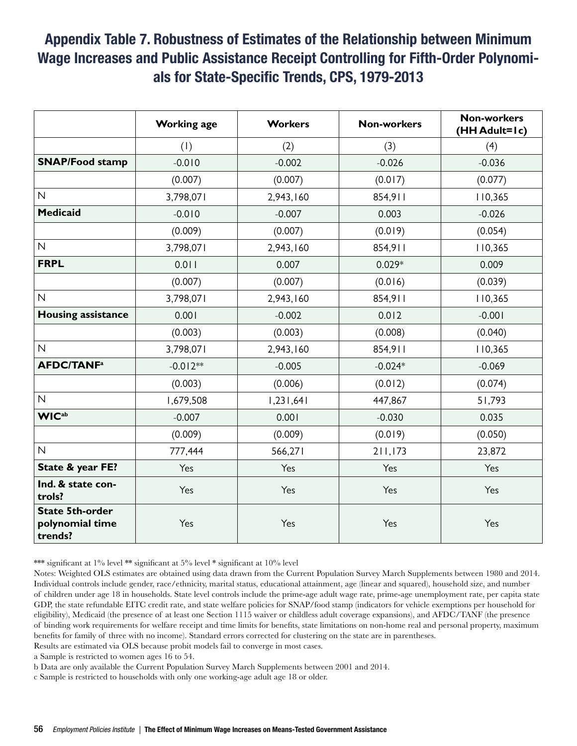## Appendix Table 7. Robustness of Estimates of the Relationship between Minimum Wage Increases and Public Assistance Receipt Controlling for Fifth-Order Polynomials for State-Specific Trends, CPS, 1979-2013

| | Working age | Workers | Non-workers | Non-workers (HH Adult=1c) |
|---|---|---|---|---|
| | (1) | (2) | (3) | (4) |
| **SNAP/Food stamp** | -0.010 | -0.002 | -0.026 | -0.036 |
| | (0.007) | (0.007) | (0.017) | (0.077) |
| N | 3,798,071 | 2,943,160 | 854,911 | 110,365 |
| **Medicaid** | -0.010 | -0.007 | 0.003 | -0.026 |
| | (0.009) | (0.007) | (0.019) | (0.054) |
| N | 3,798,071 | 2,943,160 | 854,911 | 110,365 |
| **FRPL** | 0.011 | 0.007 | 0.029* | 0.009 |
| | (0.007) | (0.007) | (0.016) | (0.039) |
| N | 3,798,071 | 2,943,160 | 854,911 | 110,365 |
| **Housing assistance** | 0.001 | -0.002 | 0.012 | -0.001 |
| | (0.003) | (0.003) | (0.008) | (0.040) |
| N | 3,798,071 | 2,943,160 | 854,911 | 110,365 |
| **AFDC/TANF[a]** | -0.012** | -0.005 | -0.024* | -0.069 |
| | (0.003) | (0.006) | (0.012) | (0.074) |
| N | 1,679,508 | 1,231,641 | 447,867 | 51,793 |
| **WIC[ab]** | -0.007 | 0.001 | -0.030 | 0.035 |
| | (0.009) | (0.009) | (0.019) | (0.050) |
| N | 777,444 | 566,271 | 211,173 | 23,872 |
| **State & year FE?** | Yes | Yes | Yes | Yes |
| **Ind. & state controls?** | Yes | Yes | Yes | Yes |
| **State 5th-order polynomial time trends?** | Yes | Yes | Yes | Yes |

*** significant at 1% level ** significant at 5% level * significant at 10% level

Notes: Weighted OLS estimates are obtained using data drawn from the Current Population Survey March Supplements between 1980 and 2014. Individual controls include gender, race/ethnicity, marital status, educational attainment, age (linear and squared), household size, and number of children under age 18 in households. State level controls include the prime-age adult wage rate, prime-age unemployment rate, per capita state GDP, the state refundable EITC credit rate, and state welfare policies for SNAP/food stamp (indicators for vehicle exemptions per household for eligibility), Medicaid (the presence of at least one Section 1115 waiver or childless adult coverage expansions), and AFDC/TANF (the presence of binding work requirements for welfare receipt and time limits for benefits, state limitations on non-home real and personal property, maximum benefits for family of three with no income). Standard errors corrected for clustering on the state are in parentheses.

Results are estimated via OLS because probit models fail to converge in most cases.

a Sample is restricted to women ages 16 to 54.

b Data are only available the Current Population Survey March Supplements between 2001 and 2014.

c Sample is restricted to households with only one working-age adult age 18 or older.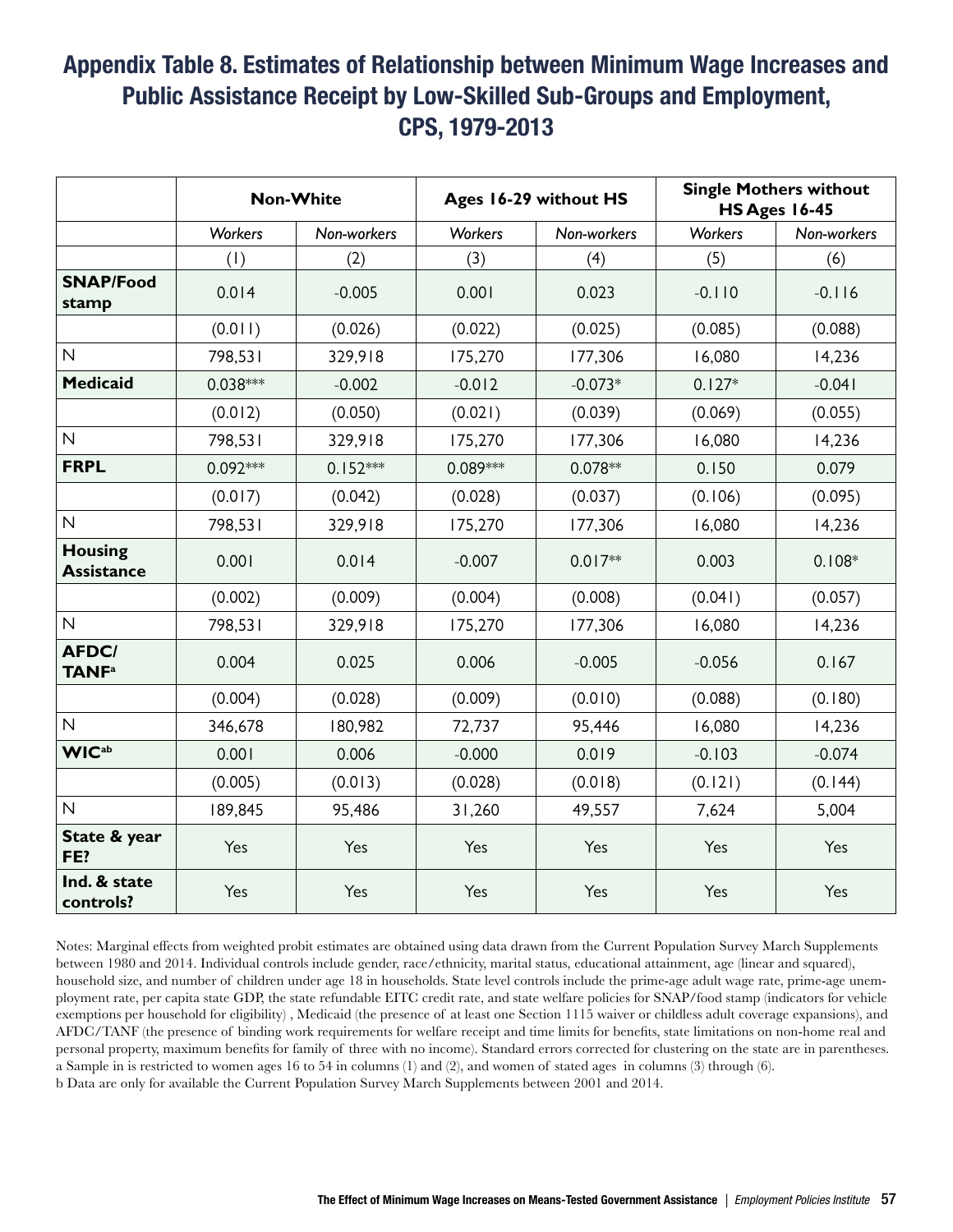## Appendix Table 8. Estimates of Relationship between Minimum Wage Increases and Public Assistance Receipt by Low-Skilled Sub-Groups and Employment, CPS, 1979-2013

| | Non-White | | Ages 16-29 without HS | | Single Mothers without HS Ages 16-45 | |
|---|---|---|---|---|---|---|
| | *Workers* | *Non-workers* | *Workers* | *Non-workers* | *Workers* | *Non-workers* |
| | (1) | (2) | (3) | (4) | (5) | (6) |
| **SNAP/Food stamp** | 0.014 | -0.005 | 0.001 | 0.023 | -0.110 | -0.116 |
| | (0.011) | (0.026) | (0.022) | (0.025) | (0.085) | (0.088) |
| N | 798,531 | 329,918 | 175,270 | 177,306 | 16,080 | 14,236 |
| **Medicaid** | 0.038*** | -0.002 | -0.012 | -0.073* | 0.127* | -0.041 |
| | (0.012) | (0.050) | (0.021) | (0.039) | (0.069) | (0.055) |
| N | 798,531 | 329,918 | 175,270 | 177,306 | 16,080 | 14,236 |
| **FRPL** | 0.092*** | 0.152*** | 0.089*** | 0.078** | 0.150 | 0.079 |
| | (0.017) | (0.042) | (0.028) | (0.037) | (0.106) | (0.095) |
| N | 798,531 | 329,918 | 175,270 | 177,306 | 16,080 | 14,236 |
| **Housing Assistance** | 0.001 | 0.014 | -0.007 | 0.017** | 0.003 | 0.108* |
| | (0.002) | (0.009) | (0.004) | (0.008) | (0.041) | (0.057) |
| N | 798,531 | 329,918 | 175,270 | 177,306 | 16,080 | 14,236 |
| **AFDC/ TANF[a]** | 0.004 | 0.025 | 0.006 | -0.005 | -0.056 | 0.167 |
| | (0.004) | (0.028) | (0.009) | (0.010) | (0.088) | (0.180) |
| N | 346,678 | 180,982 | 72,737 | 95,446 | 16,080 | 14,236 |
| **WIC[ab]** | 0.001 | 0.006 | -0.000 | 0.019 | -0.103 | -0.074 |
| | (0.005) | (0.013) | (0.028) | (0.018) | (0.121) | (0.144) |
| N | 189,845 | 95,486 | 31,260 | 49,557 | 7,624 | 5,004 |
| **State & year FE?** | Yes | Yes | Yes | Yes | Yes | Yes |
| **Ind. & state controls?** | Yes | Yes | Yes | Yes | Yes | Yes |

Notes: Marginal effects from weighted probit estimates are obtained using data drawn from the Current Population Survey March Supplements between 1980 and 2014. Individual controls include gender, race/ethnicity, marital status, educational attainment, age (linear and squared), household size, and number of children under age 18 in households. State level controls include the prime-age adult wage rate, prime-age unemployment rate, per capita state GDP, the state refundable EITC credit rate, and state welfare policies for SNAP/food stamp (indicators for vehicle exemptions per household for eligibility) , Medicaid (the presence of at least one Section 1115 waiver or childless adult coverage expansions), and AFDC/TANF (the presence of binding work requirements for welfare receipt and time limits for benefits, state limitations on non-home real and personal property, maximum benefits for family of three with no income). Standard errors corrected for clustering on the state are in parentheses.
a Sample in is restricted to women ages 16 to 54 in columns (1) and (2), and women of stated ages in columns (3) through (6).
b Data are only for available the Current Population Survey March Supplements between 2001 and 2014.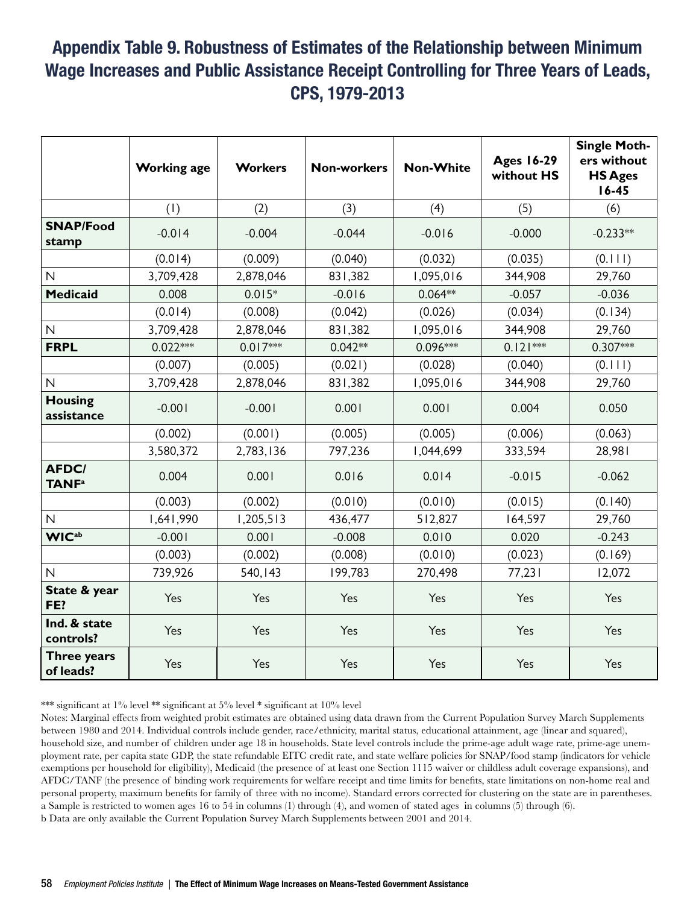## Appendix Table 9. Robustness of Estimates of the Relationship between Minimum Wage Increases and Public Assistance Receipt Controlling for Three Years of Leads, CPS, 1979-2013

| | Working age | Workers | Non-workers | Non-White | Ages 16-29 without HS | Single Mothers without HS Ages 16-45 |
|---|---|---|---|---|---|---|
| | (1) | (2) | (3) | (4) | (5) | (6) |
| **SNAP/Food stamp** | -0.014 | -0.004 | -0.044 | -0.016 | -0.000 | -0.233** |
| | (0.014) | (0.009) | (0.040) | (0.032) | (0.035) | (0.111) |
| N | 3,709,428 | 2,878,046 | 831,382 | 1,095,016 | 344,908 | 29,760 |
| **Medicaid** | 0.008 | 0.015* | -0.016 | 0.064** | -0.057 | -0.036 |
| | (0.014) | (0.008) | (0.042) | (0.026) | (0.034) | (0.134) |
| N | 3,709,428 | 2,878,046 | 831,382 | 1,095,016 | 344,908 | 29,760 |
| **FRPL** | 0.022*** | 0.017*** | 0.042** | 0.096*** | 0.121*** | 0.307*** |
| | (0.007) | (0.005) | (0.021) | (0.028) | (0.040) | (0.111) |
| N | 3,709,428 | 2,878,046 | 831,382 | 1,095,016 | 344,908 | 29,760 |
| **Housing assistance** | -0.001 | -0.001 | 0.001 | 0.001 | 0.004 | 0.050 |
| | (0.002) | (0.001) | (0.005) | (0.005) | (0.006) | (0.063) |
| | 3,580,372 | 2,783,136 | 797,236 | 1,044,699 | 333,594 | 28,981 |
| **AFDC/ TANF**[a] | 0.004 | 0.001 | 0.016 | 0.014 | -0.015 | -0.062 |
| | (0.003) | (0.002) | (0.010) | (0.010) | (0.015) | (0.140) |
| N | 1,641,990 | 1,205,513 | 436,477 | 512,827 | 164,597 | 29,760 |
| **WIC**[ab] | -0.001 | 0.001 | -0.008 | 0.010 | 0.020 | -0.243 |
| | (0.003) | (0.002) | (0.008) | (0.010) | (0.023) | (0.169) |
| N | 739,926 | 540,143 | 199,783 | 270,498 | 77,231 | 12,072 |
| **State & year FE?** | Yes | Yes | Yes | Yes | Yes | Yes |
| **Ind. & state controls?** | Yes | Yes | Yes | Yes | Yes | Yes |
| **Three years of leads?** | Yes | Yes | Yes | Yes | Yes | Yes |

*** significant at 1% level ** significant at 5% level * significant at 10% level

Notes: Marginal effects from weighted probit estimates are obtained using data drawn from the Current Population Survey March Supplements between 1980 and 2014. Individual controls include gender, race/ethnicity, marital status, educational attainment, age (linear and squared), household size, and number of children under age 18 in households. State level controls include the prime-age adult wage rate, prime-age unemployment rate, per capita state GDP, the state refundable EITC credit rate, and state welfare policies for SNAP/food stamp (indicators for vehicle exemptions per household for eligibility), Medicaid (the presence of at least one Section 1115 waiver or childless adult coverage expansions), and AFDC/TANF (the presence of binding work requirements for welfare receipt and time limits for benefits, state limitations on non-home real and personal property, maximum benefits for family of three with no income). Standard errors corrected for clustering on the state are in parentheses.

a Sample is restricted to women ages 16 to 54 in columns (1) through (4), and women of stated ages in columns (5) through (6).

b Data are only available the Current Population Survey March Supplements between 2001 and 2014.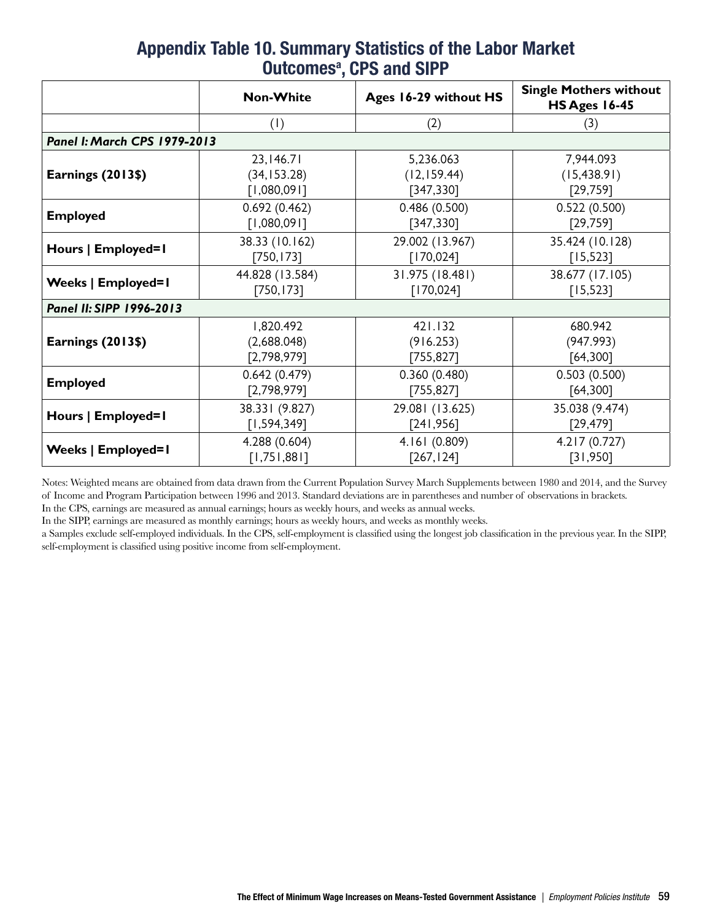## Appendix Table 10. Summary Statistics of the Labor Market Outcomes[a], CPS and SIPP

| | Non-White | Ages 16-29 without HS | Single Mothers without HS Ages 16-45 |
|---|---|---|---|
| | (1) | (2) | (3) |
| ***Panel I: March CPS 1979-2013*** | | | |
| **Earnings (2013$)** | 23,146.71<br>(34,153.28)<br>[1,080,091] | 5,236.063<br>(12,159.44)<br>[347,330] | 7,944.093<br>(15,438.91)<br>[29,759] |
| **Employed** | 0.692 (0.462)<br>[1,080,091] | 0.486 (0.500)<br>[347,330] | 0.522 (0.500)<br>[29,759] |
| **Hours \| Employed=1** | 38.33 (10.162)<br>[750,173] | 29.002 (13.967)<br>[170,024] | 35.424 (10.128)<br>[15,523] |
| **Weeks \| Employed=1** | 44.828 (13.584)<br>[750,173] | 31.975 (18.481)<br>[170,024] | 38.677 (17.105)<br>[15,523] |
| ***Panel II: SIPP 1996-2013*** | | | |
| **Earnings (2013$)** | 1,820.492<br>(2,688.048)<br>[2,798,979] | 421.132<br>(916.253)<br>[755,827] | 680.942<br>(947.993)<br>[64,300] |
| **Employed** | 0.642 (0.479)<br>[2,798,979] | 0.360 (0.480)<br>[755,827] | 0.503 (0.500)<br>[64,300] |
| **Hours \| Employed=1** | 38.331 (9.827)<br>[1,594,349] | 29.081 (13.625)<br>[241,956] | 35.038 (9.474)<br>[29,479] |
| **Weeks \| Employed=1** | 4.288 (0.604)<br>[1,751,881] | 4.161 (0.809)<br>[267,124] | 4.217 (0.727)<br>[31,950] |

Notes: Weighted means are obtained from data drawn from the Current Population Survey March Supplements between 1980 and 2014, and the Survey of Income and Program Participation between 1996 and 2013. Standard deviations are in parentheses and number of observations in brackets.
In the CPS, earnings are measured as annual earnings; hours as weekly hours, and weeks as annual weeks.
In the SIPP, earnings are measured as monthly earnings; hours as weekly hours, and weeks as monthly weeks.
a Samples exclude self-employed individuals. In the CPS, self-employment is classified using the longest job classification in the previous year. In the SIPP, self-employment is classified using positive income from self-employment.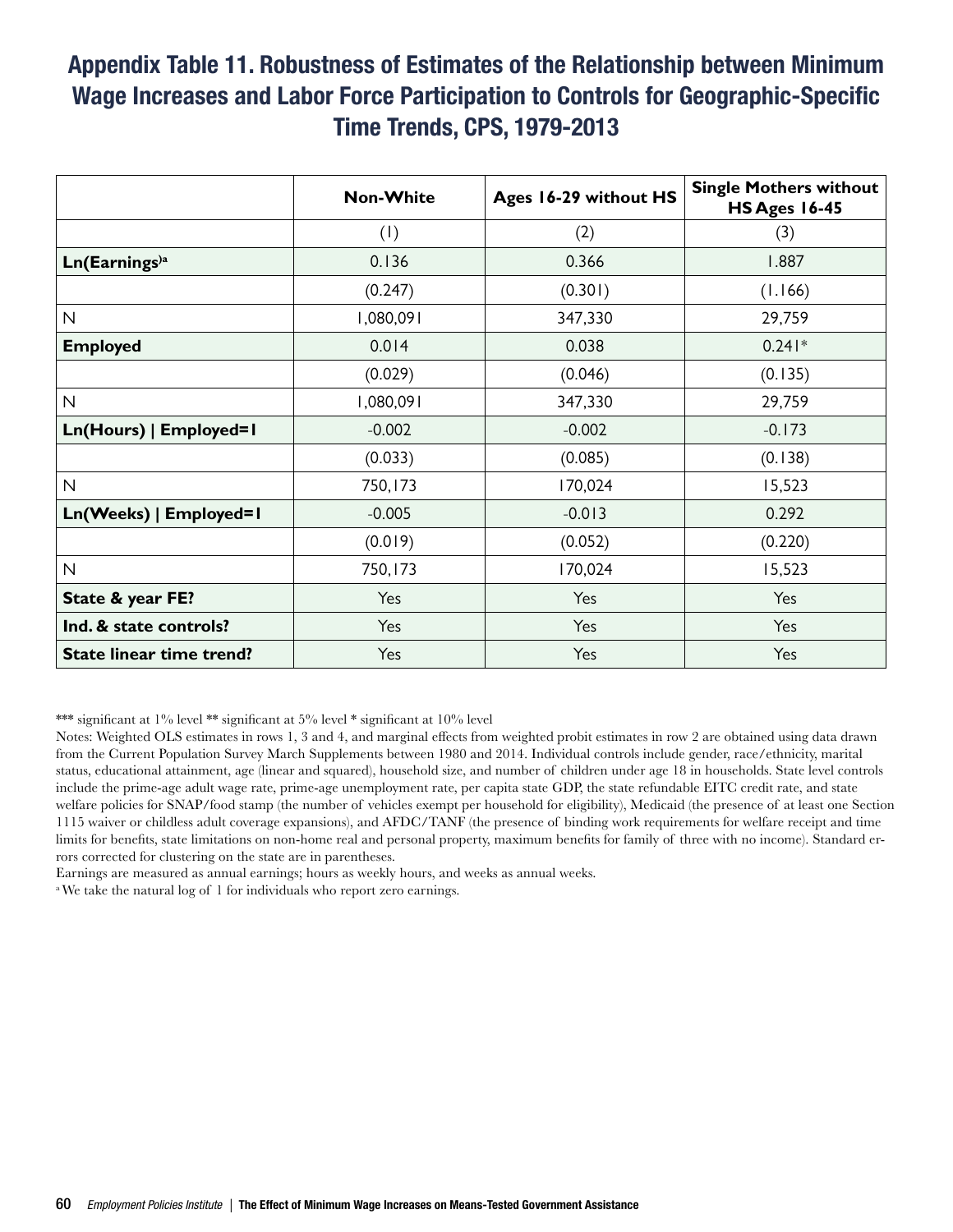## Appendix Table 11. Robustness of Estimates of the Relationship between Minimum Wage Increases and Labor Force Participation to Controls for Geographic-Specific Time Trends, CPS, 1979-2013

| | Non-White | Ages 16-29 without HS | Single Mothers without HS Ages 16-45 |
|---|---|---|---|
| | (1) | (2) | (3) |
| **Ln(Earnings)[a]** | 0.136 | 0.366 | 1.887 |
| | (0.247) | (0.301) | (1.166) |
| N | 1,080,091 | 347,330 | 29,759 |
| **Employed** | 0.014 | 0.038 | 0.241* |
| | (0.029) | (0.046) | (0.135) |
| N | 1,080,091 | 347,330 | 29,759 |
| **Ln(Hours) \| Employed=1** | -0.002 | -0.002 | -0.173 |
| | (0.033) | (0.085) | (0.138) |
| N | 750,173 | 170,024 | 15,523 |
| **Ln(Weeks) \| Employed=1** | -0.005 | -0.013 | 0.292 |
| | (0.019) | (0.052) | (0.220) |
| N | 750,173 | 170,024 | 15,523 |
| **State & year FE?** | Yes | Yes | Yes |
| **Ind. & state controls?** | Yes | Yes | Yes |
| **State linear time trend?** | Yes | Yes | Yes |

*** significant at 1% level ** significant at 5% level * significant at 10% level

Notes: Weighted OLS estimates in rows 1, 3 and 4, and marginal effects from weighted probit estimates in row 2 are obtained using data drawn from the Current Population Survey March Supplements between 1980 and 2014. Individual controls include gender, race/ethnicity, marital status, educational attainment, age (linear and squared), household size, and number of children under age 18 in households. State level controls include the prime-age adult wage rate, prime-age unemployment rate, per capita state GDP, the state refundable EITC credit rate, and state welfare policies for SNAP/food stamp (the number of vehicles exempt per household for eligibility), Medicaid (the presence of at least one Section 1115 waiver or childless adult coverage expansions), and AFDC/TANF (the presence of binding work requirements for welfare receipt and time limits for benefits, state limitations on non-home real and personal property, maximum benefits for family of three with no income). Standard errors corrected for clustering on the state are in parentheses.

Earnings are measured as annual earnings; hours as weekly hours, and weeks as annual weeks.

[a] We take the natural log of 1 for individuals who report zero earnings.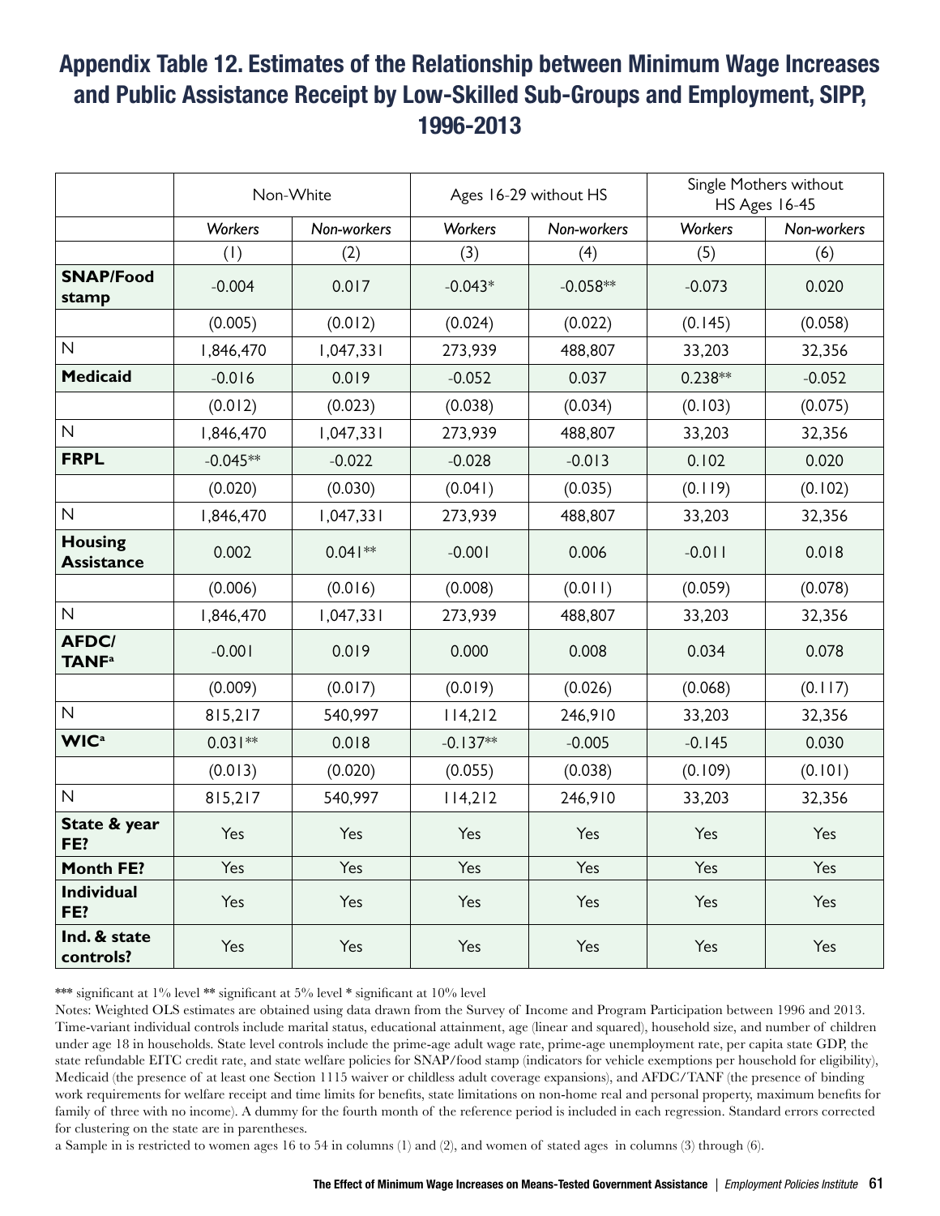# Appendix Table 12. Estimates of the Relationship between Minimum Wage Increases and Public Assistance Receipt by Low-Skilled Sub-Groups and Employment, SIPP, 1996-2013

| | Non-White | | Ages 16-29 without HS | | Single Mothers without HS Ages 16-45 | |
|---|---|---|---|---|---|---|
| | *Workers* | *Non-workers* | *Workers* | *Non-workers* | *Workers* | *Non-workers* |
| | (1) | (2) | (3) | (4) | (5) | (6) |
| **SNAP/Food stamp** | -0.004 | 0.017 | -0.043* | -0.058** | -0.073 | 0.020 |
| | (0.005) | (0.012) | (0.024) | (0.022) | (0.145) | (0.058) |
| N | 1,846,470 | 1,047,331 | 273,939 | 488,807 | 33,203 | 32,356 |
| **Medicaid** | -0.016 | 0.019 | -0.052 | 0.037 | 0.238** | -0.052 |
| | (0.012) | (0.023) | (0.038) | (0.034) | (0.103) | (0.075) |
| N | 1,846,470 | 1,047,331 | 273,939 | 488,807 | 33,203 | 32,356 |
| **FRPL** | -0.045** | -0.022 | -0.028 | -0.013 | 0.102 | 0.020 |
| | (0.020) | (0.030) | (0.041) | (0.035) | (0.119) | (0.102) |
| N | 1,846,470 | 1,047,331 | 273,939 | 488,807 | 33,203 | 32,356 |
| **Housing Assistance** | 0.002 | 0.041** | -0.001 | 0.006 | -0.011 | 0.018 |
| | (0.006) | (0.016) | (0.008) | (0.011) | (0.059) | (0.078) |
| N | 1,846,470 | 1,047,331 | 273,939 | 488,807 | 33,203 | 32,356 |
| **AFDC/TANF[a]** | -0.001 | 0.019 | 0.000 | 0.008 | 0.034 | 0.078 |
| | (0.009) | (0.017) | (0.019) | (0.026) | (0.068) | (0.117) |
| N | 815,217 | 540,997 | 114,212 | 246,910 | 33,203 | 32,356 |
| **WIC[a]** | 0.031** | 0.018 | -0.137** | -0.005 | -0.145 | 0.030 |
| | (0.013) | (0.020) | (0.055) | (0.038) | (0.109) | (0.101) |
| N | 815,217 | 540,997 | 114,212 | 246,910 | 33,203 | 32,356 |
| **State & year FE?** | Yes | Yes | Yes | Yes | Yes | Yes |
| **Month FE?** | Yes | Yes | Yes | Yes | Yes | Yes |
| **Individual FE?** | Yes | Yes | Yes | Yes | Yes | Yes |
| **Ind. & state controls?** | Yes | Yes | Yes | Yes | Yes | Yes |

*** significant at 1% level ** significant at 5% level * significant at 10% level

Notes: Weighted OLS estimates are obtained using data drawn from the Survey of Income and Program Participation between 1996 and 2013. Time-variant individual controls include marital status, educational attainment, age (linear and squared), household size, and number of children under age 18 in households. State level controls include the prime-age adult wage rate, prime-age unemployment rate, per capita state GDP, the state refundable EITC credit rate, and state welfare policies for SNAP/food stamp (indicators for vehicle exemptions per household for eligibility), Medicaid (the presence of at least one Section 1115 waiver or childless adult coverage expansions), and AFDC/TANF (the presence of binding work requirements for welfare receipt and time limits for benefits, state limitations on non-home real and personal property, maximum benefits for family of three with no income). A dummy for the fourth month of the reference period is included in each regression. Standard errors corrected for clustering on the state are in parentheses.

a Sample in is restricted to women ages 16 to 54 in columns (1) and (2), and women of stated ages in columns (3) through (6).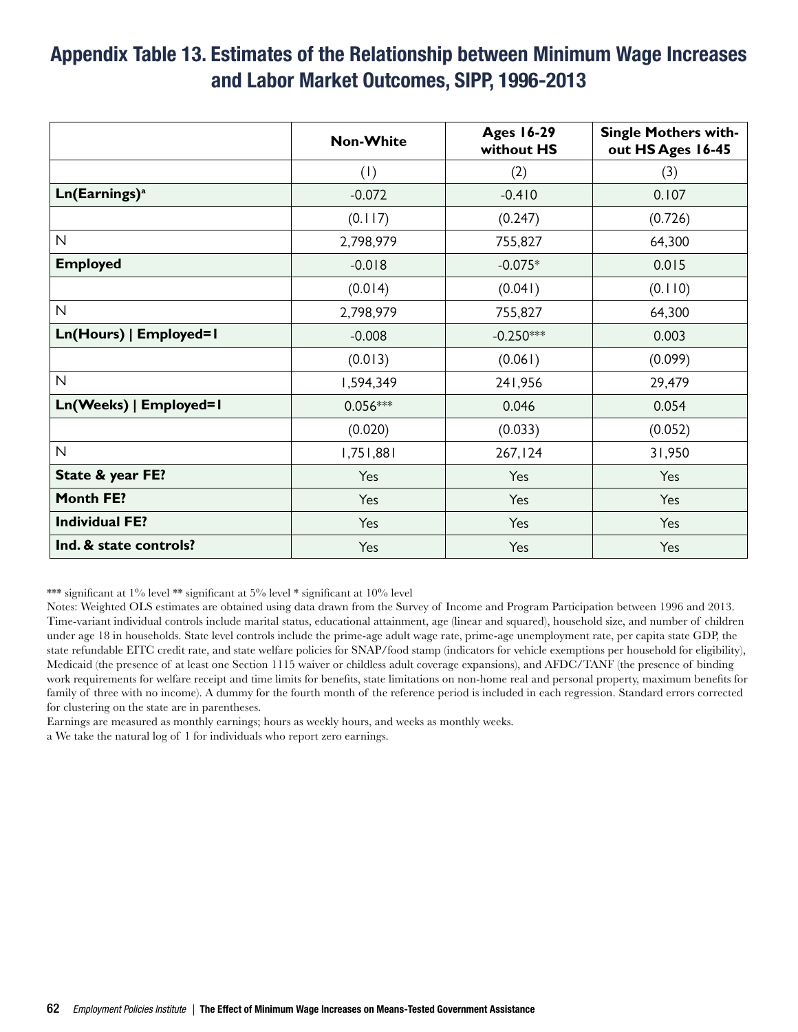## Appendix Table 13. Estimates of the Relationship between Minimum Wage Increases and Labor Market Outcomes, SIPP, 1996-2013

| | Non-White | Ages 16-29 without HS | Single Mothers without HS Ages 16-45 |
|---|---|---|---|
| | (1) | (2) | (3) |
| **Ln(Earnings)[a]** | -0.072 | -0.410 | 0.107 |
| | (0.117) | (0.247) | (0.726) |
| N | 2,798,979 | 755,827 | 64,300 |
| **Employed** | -0.018 | -0.075* | 0.015 |
| | (0.014) | (0.041) | (0.110) |
| N | 2,798,979 | 755,827 | 64,300 |
| **Ln(Hours) \| Employed=1** | -0.008 | -0.250*** | 0.003 |
| | (0.013) | (0.061) | (0.099) |
| N | 1,594,349 | 241,956 | 29,479 |
| **Ln(Weeks) \| Employed=1** | 0.056*** | 0.046 | 0.054 |
| | (0.020) | (0.033) | (0.052) |
| N | 1,751,881 | 267,124 | 31,950 |
| **State & year FE?** | Yes | Yes | Yes |
| **Month FE?** | Yes | Yes | Yes |
| **Individual FE?** | Yes | Yes | Yes |
| **Ind. & state controls?** | Yes | Yes | Yes |

*** significant at 1% level ** significant at 5% level * significant at 10% level

Notes: Weighted OLS estimates are obtained using data drawn from the Survey of Income and Program Participation between 1996 and 2013. Time-variant individual controls include marital status, educational attainment, age (linear and squared), household size, and number of children under age 18 in households. State level controls include the prime-age adult wage rate, prime-age unemployment rate, per capita state GDP, the state refundable EITC credit rate, and state welfare policies for SNAP/food stamp (indicators for vehicle exemptions per household for eligibility), Medicaid (the presence of at least one Section 1115 waiver or childless adult coverage expansions), and AFDC/TANF (the presence of binding work requirements for welfare receipt and time limits for benefits, state limitations on non-home real and personal property, maximum benefits for family of three with no income). A dummy for the fourth month of the reference period is included in each regression. Standard errors corrected for clustering on the state are in parentheses.

Earnings are measured as monthly earnings; hours as weekly hours, and weeks as monthly weeks.

a We take the natural log of 1 for individuals who report zero earnings.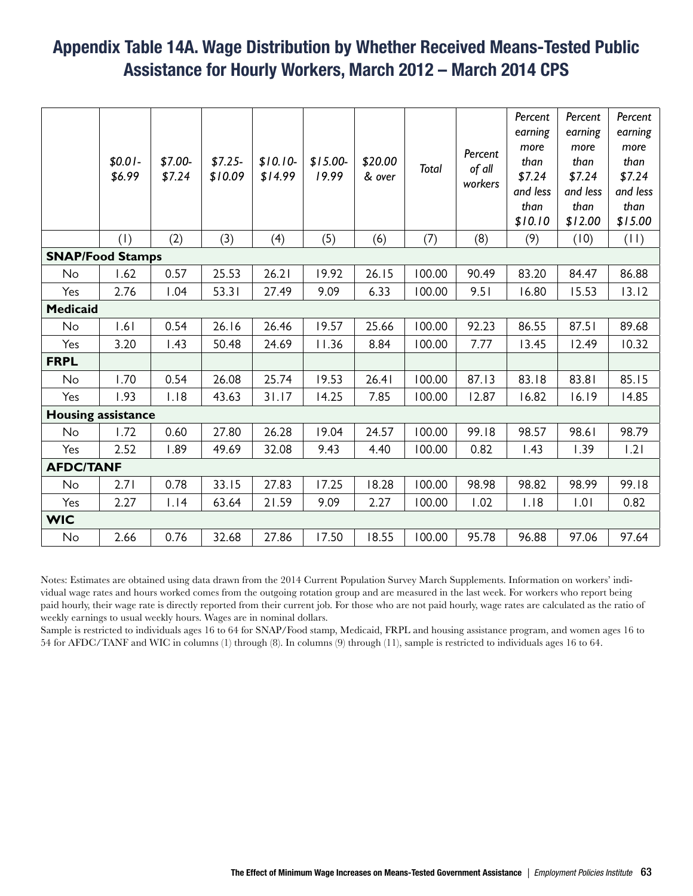# Appendix Table 14A. Wage Distribution by Whether Received Means-Tested Public Assistance for Hourly Workers, March 2012 – March 2014 CPS

| | *$0.01-$6.99* | *$7.00-$7.24* | *$7.25-$10.09* | *$10.10-$14.99* | *$15.00-19.99* | *$20.00 & over* | *Total* | *Percent of all workers* | *Percent earning more than $7.24 and less than $10.10* | *Percent earning more than $7.24 and less than $12.00* | *Percent earning more than $7.24 and less than $15.00* |
|---|---|---|---|---|---|---|---|---|---|---|---|
| | (1) | (2) | (3) | (4) | (5) | (6) | (7) | (8) | (9) | (10) | (11) |
| **SNAP/Food Stamps** | | | | | | | | | | | |
| No | 1.62 | 0.57 | 25.53 | 26.21 | 19.92 | 26.15 | 100.00 | 90.49 | 83.20 | 84.47 | 86.88 |
| Yes | 2.76 | 1.04 | 53.31 | 27.49 | 9.09 | 6.33 | 100.00 | 9.51 | 16.80 | 15.53 | 13.12 |
| **Medicaid** | | | | | | | | | | | |
| No | 1.61 | 0.54 | 26.16 | 26.46 | 19.57 | 25.66 | 100.00 | 92.23 | 86.55 | 87.51 | 89.68 |
| Yes | 3.20 | 1.43 | 50.48 | 24.69 | 11.36 | 8.84 | 100.00 | 7.77 | 13.45 | 12.49 | 10.32 |
| **FRPL** | | | | | | | | | | | |
| No | 1.70 | 0.54 | 26.08 | 25.74 | 19.53 | 26.41 | 100.00 | 87.13 | 83.18 | 83.81 | 85.15 |
| Yes | 1.93 | 1.18 | 43.63 | 31.17 | 14.25 | 7.85 | 100.00 | 12.87 | 16.82 | 16.19 | 14.85 |
| **Housing assistance** | | | | | | | | | | | |
| No | 1.72 | 0.60 | 27.80 | 26.28 | 19.04 | 24.57 | 100.00 | 99.18 | 98.57 | 98.61 | 98.79 |
| Yes | 2.52 | 1.89 | 49.69 | 32.08 | 9.43 | 4.40 | 100.00 | 0.82 | 1.43 | 1.39 | 1.21 |
| **AFDC/TANF** | | | | | | | | | | | |
| No | 2.71 | 0.78 | 33.15 | 27.83 | 17.25 | 18.28 | 100.00 | 98.98 | 98.82 | 98.99 | 99.18 |
| Yes | 2.27 | 1.14 | 63.64 | 21.59 | 9.09 | 2.27 | 100.00 | 1.02 | 1.18 | 1.01 | 0.82 |
| **WIC** | | | | | | | | | | | |
| No | 2.66 | 0.76 | 32.68 | 27.86 | 17.50 | 18.55 | 100.00 | 95.78 | 96.88 | 97.06 | 97.64 |

Notes: Estimates are obtained using data drawn from the 2014 Current Population Survey March Supplements. Information on workers' individual wage rates and hours worked comes from the outgoing rotation group and are measured in the last week. For workers who report being paid hourly, their wage rate is directly reported from their current job. For those who are not paid hourly, wage rates are calculated as the ratio of weekly earnings to usual weekly hours. Wages are in nominal dollars.

Sample is restricted to individuals ages 16 to 64 for SNAP/Food stamp, Medicaid, FRPL and housing assistance program, and women ages 16 to 54 for AFDC/TANF and WIC in columns (1) through (8). In columns (9) through (11), sample is restricted to individuals ages 16 to 64.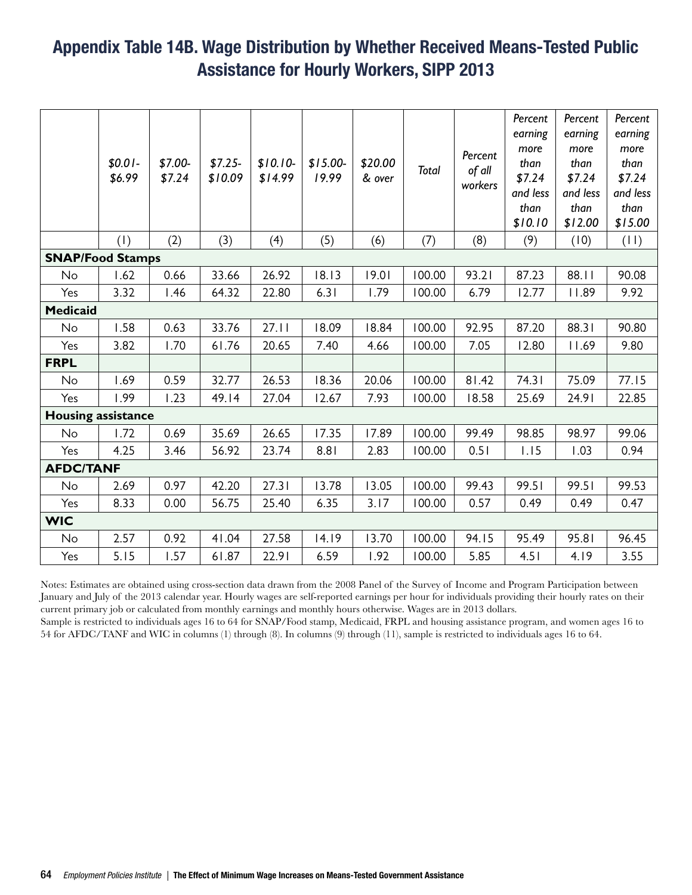## Appendix Table 14B. Wage Distribution by Whether Received Means-Tested Public Assistance for Hourly Workers, SIPP 2013

| | *\$0.01-\$6.99* | *\$7.00-\$7.24* | *\$7.25-\$10.09* | *\$10.10-\$14.99* | *\$15.00-19.99* | *\$20.00 & over* | *Total* | *Percent of all workers* | *Percent earning more than \$7.24 and less than \$10.10* | *Percent earning more than \$7.24 and less than \$12.00* | *Percent earning more than \$7.24 and less than \$15.00* |
|---|---|---|---|---|---|---|---|---|---|---|---|
| | (1) | (2) | (3) | (4) | (5) | (6) | (7) | (8) | (9) | (10) | (11) |
| **SNAP/Food Stamps** | | | | | | | | | | | |
| No | 1.62 | 0.66 | 33.66 | 26.92 | 18.13 | 19.01 | 100.00 | 93.21 | 87.23 | 88.11 | 90.08 |
| Yes | 3.32 | 1.46 | 64.32 | 22.80 | 6.31 | 1.79 | 100.00 | 6.79 | 12.77 | 11.89 | 9.92 |
| **Medicaid** | | | | | | | | | | | |
| No | 1.58 | 0.63 | 33.76 | 27.11 | 18.09 | 18.84 | 100.00 | 92.95 | 87.20 | 88.31 | 90.80 |
| Yes | 3.82 | 1.70 | 61.76 | 20.65 | 7.40 | 4.66 | 100.00 | 7.05 | 12.80 | 11.69 | 9.80 |
| **FRPL** | | | | | | | | | | | |
| No | 1.69 | 0.59 | 32.77 | 26.53 | 18.36 | 20.06 | 100.00 | 81.42 | 74.31 | 75.09 | 77.15 |
| Yes | 1.99 | 1.23 | 49.14 | 27.04 | 12.67 | 7.93 | 100.00 | 18.58 | 25.69 | 24.91 | 22.85 |
| **Housing assistance** | | | | | | | | | | | |
| No | 1.72 | 0.69 | 35.69 | 26.65 | 17.35 | 17.89 | 100.00 | 99.49 | 98.85 | 98.97 | 99.06 |
| Yes | 4.25 | 3.46 | 56.92 | 23.74 | 8.81 | 2.83 | 100.00 | 0.51 | 1.15 | 1.03 | 0.94 |
| **AFDC/TANF** | | | | | | | | | | | |
| No | 2.69 | 0.97 | 42.20 | 27.31 | 13.78 | 13.05 | 100.00 | 99.43 | 99.51 | 99.51 | 99.53 |
| Yes | 8.33 | 0.00 | 56.75 | 25.40 | 6.35 | 3.17 | 100.00 | 0.57 | 0.49 | 0.49 | 0.47 |
| **WIC** | | | | | | | | | | | |
| No | 2.57 | 0.92 | 41.04 | 27.58 | 14.19 | 13.70 | 100.00 | 94.15 | 95.49 | 95.81 | 96.45 |
| Yes | 5.15 | 1.57 | 61.87 | 22.91 | 6.59 | 1.92 | 100.00 | 5.85 | 4.51 | 4.19 | 3.55 |

Notes: Estimates are obtained using cross-section data drawn from the 2008 Panel of the Survey of Income and Program Participation between January and July of the 2013 calendar year. Hourly wages are self-reported earnings per hour for individuals providing their hourly rates on their current primary job or calculated from monthly earnings and monthly hours otherwise. Wages are in 2013 dollars.
Sample is restricted to individuals ages 16 to 64 for SNAP/Food stamp, Medicaid, FRPL and housing assistance program, and women ages 16 to 54 for AFDC/TANF and WIC in columns (1) through (8). In columns (9) through (11), sample is restricted to individuals ages 16 to 64.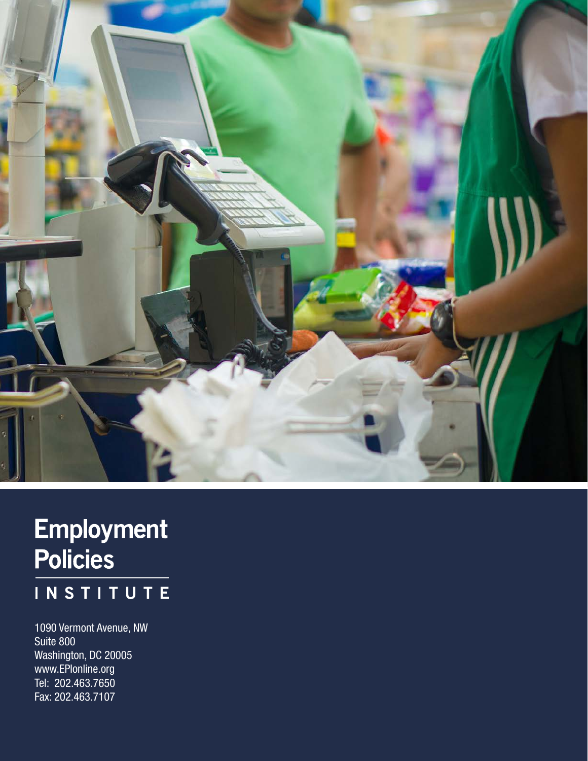**Employment Policies**

**INSTITUTE**

1090 Vermont Avenue, NW
Suite 800
Washington, DC 20005
www.EPIonline.org
Tel: 202.463.7650
Fax: 202.463.7107